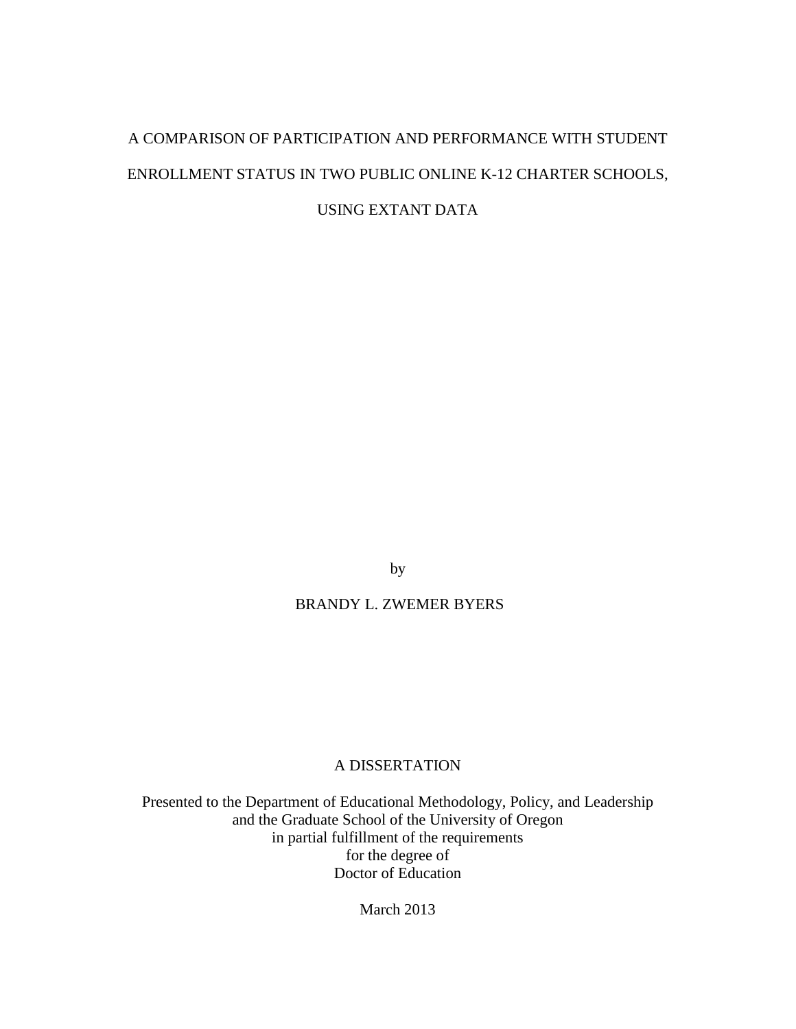# A COMPARISON OF PARTICIPATION AND PERFORMANCE WITH STUDENT ENROLLMENT STATUS IN TWO PUBLIC ONLINE K-12 CHARTER SCHOOLS, USING EXTANT DATA

by

BRANDY L. ZWEMER BYERS

A DISSERTATION

Presented to the Department of Educational Methodology, Policy, and Leadership
and the Graduate School of the University of Oregon
in partial fulfillment of the requirements
for the degree of
Doctor of Education

March 2013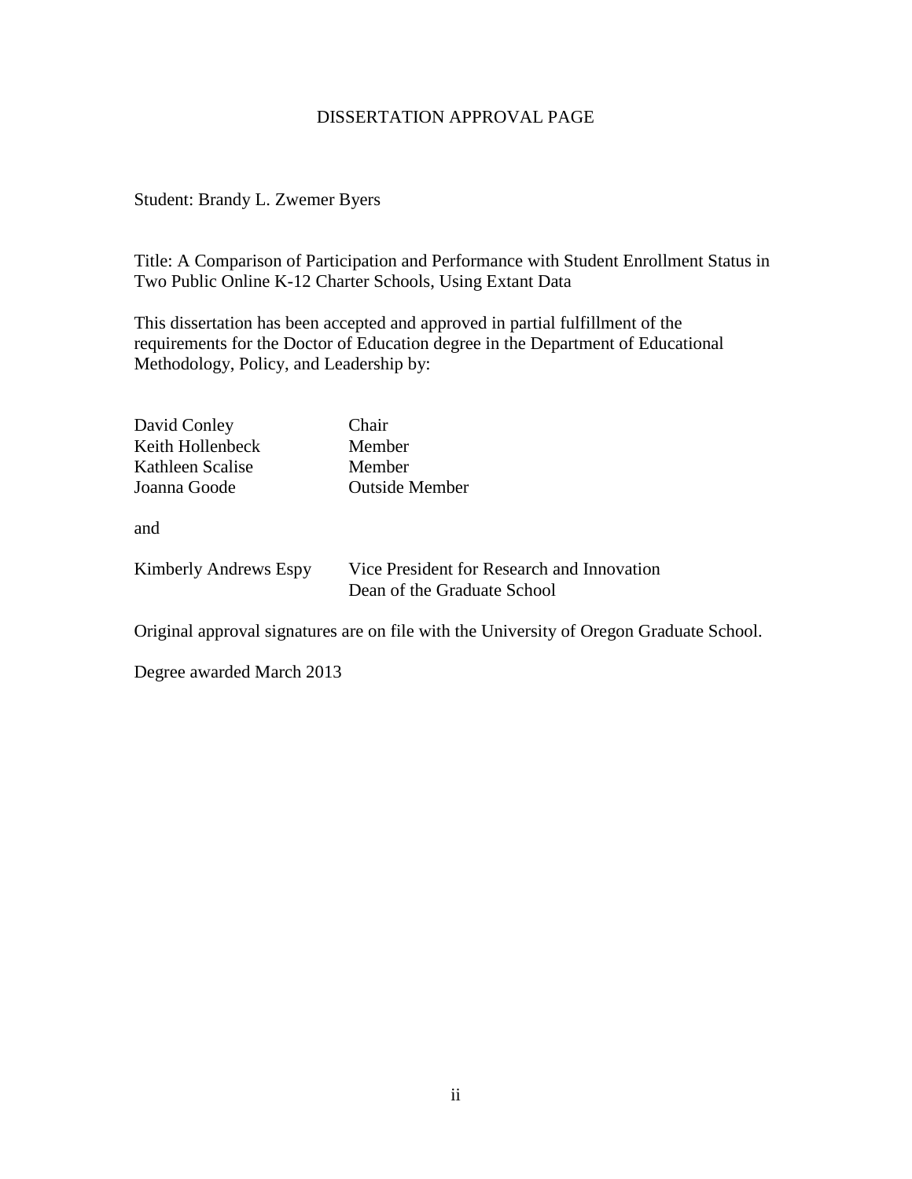# DISSERTATION APPROVAL PAGE

Student: Brandy L. Zwemer Byers

Title: A Comparison of Participation and Performance with Student Enrollment Status in Two Public Online K-12 Charter Schools, Using Extant Data

This dissertation has been accepted and approved in partial fulfillment of the requirements for the Doctor of Education degree in the Department of Educational Methodology, Policy, and Leadership by:

| | |
|---|---|
| David Conley | Chair |
| Keith Hollenbeck | Member |
| Kathleen Scalise | Member |
| Joanna Goode | Outside Member |

and

| | |
|---|---|
| Kimberly Andrews Espy | Vice President for Research and Innovation<br>Dean of the Graduate School |

Original approval signatures are on file with the University of Oregon Graduate School.

Degree awarded March 2013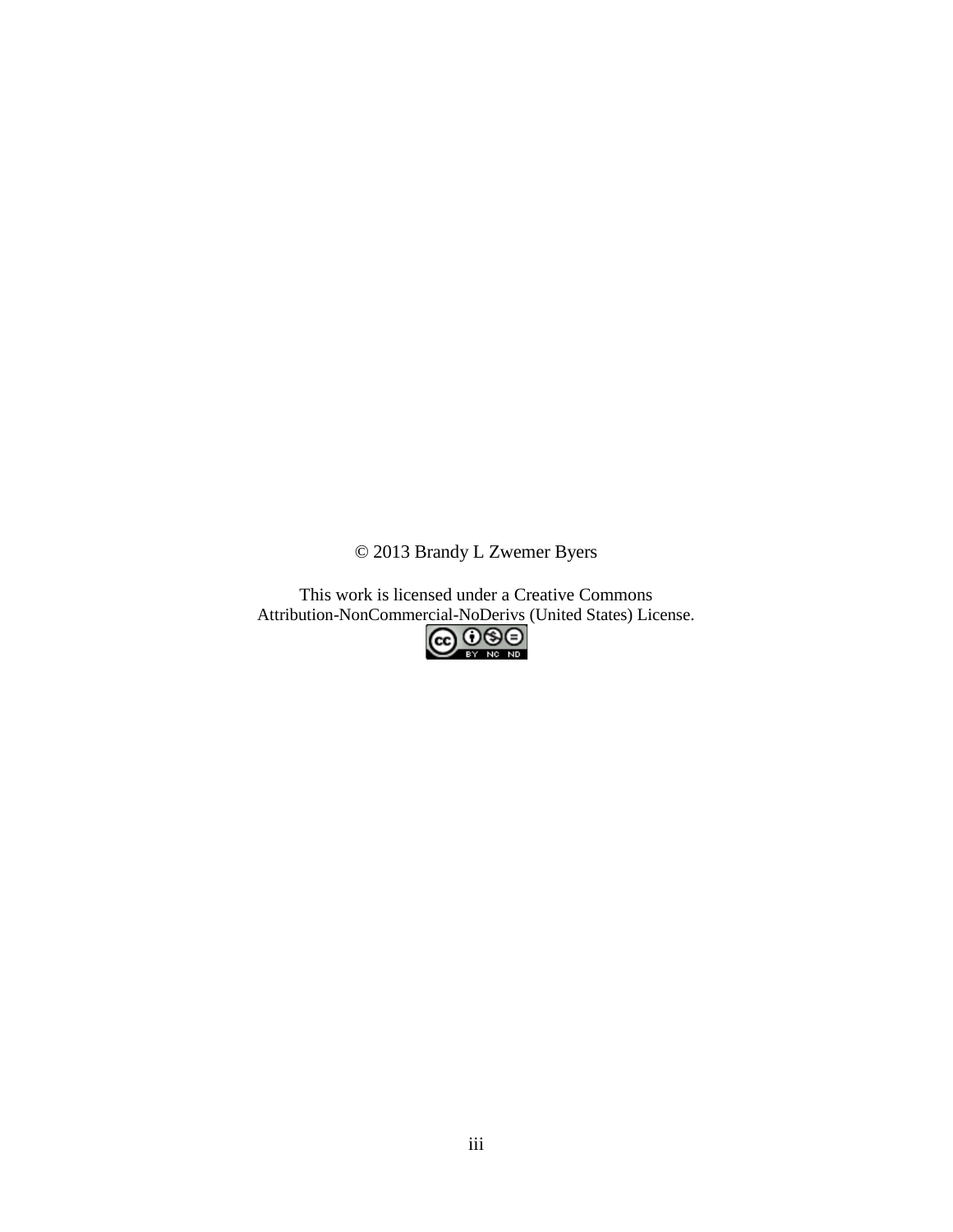© 2013 Brandy L Zwemer Byers

This work is licensed under a Creative Commons Attribution-NonCommercial-NoDerivs (United States) License.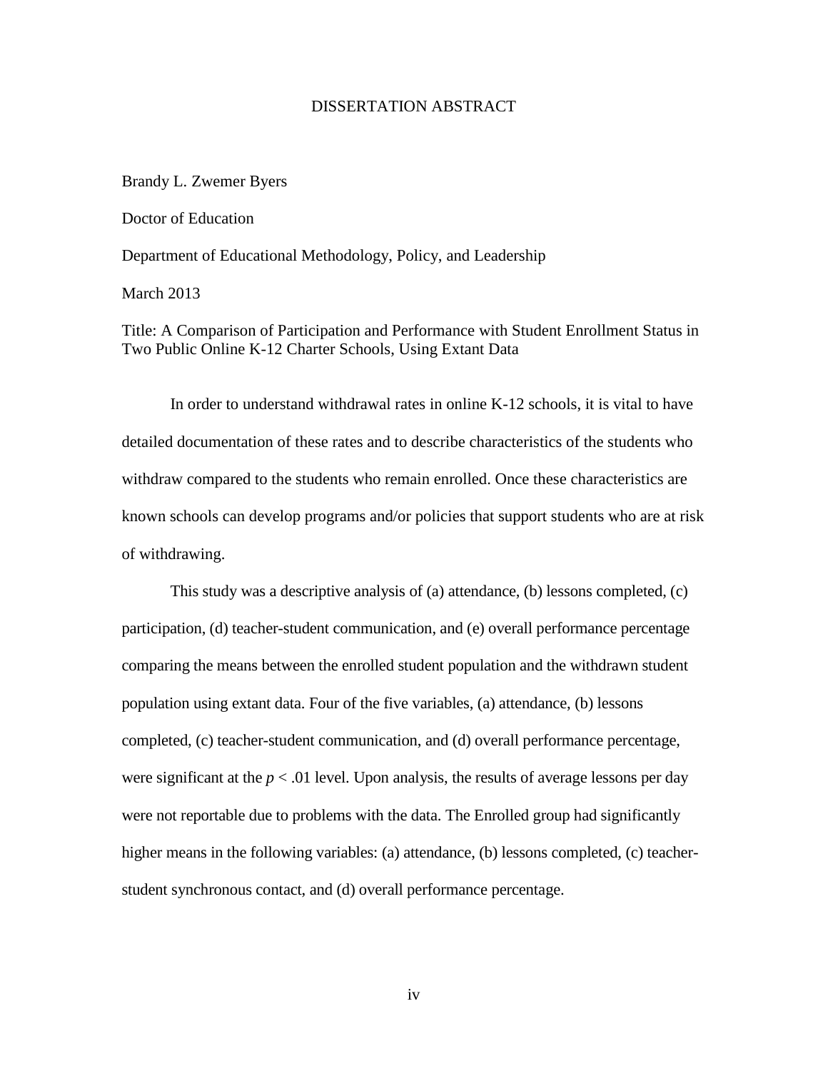# DISSERTATION ABSTRACT

Brandy L. Zwemer Byers

Doctor of Education

Department of Educational Methodology, Policy, and Leadership

March 2013

Title: A Comparison of Participation and Performance with Student Enrollment Status in Two Public Online K-12 Charter Schools, Using Extant Data

In order to understand withdrawal rates in online K-12 schools, it is vital to have detailed documentation of these rates and to describe characteristics of the students who withdraw compared to the students who remain enrolled. Once these characteristics are known schools can develop programs and/or policies that support students who are at risk of withdrawing.

This study was a descriptive analysis of (a) attendance, (b) lessons completed, (c) participation, (d) teacher-student communication, and (e) overall performance percentage comparing the means between the enrolled student population and the withdrawn student population using extant data. Four of the five variables, (a) attendance, (b) lessons completed, (c) teacher-student communication, and (d) overall performance percentage, were significant at the $p < .01$ level. Upon analysis, the results of average lessons per day were not reportable due to problems with the data. The Enrolled group had significantly higher means in the following variables: (a) attendance, (b) lessons completed, (c) teacher-student synchronous contact, and (d) overall performance percentage.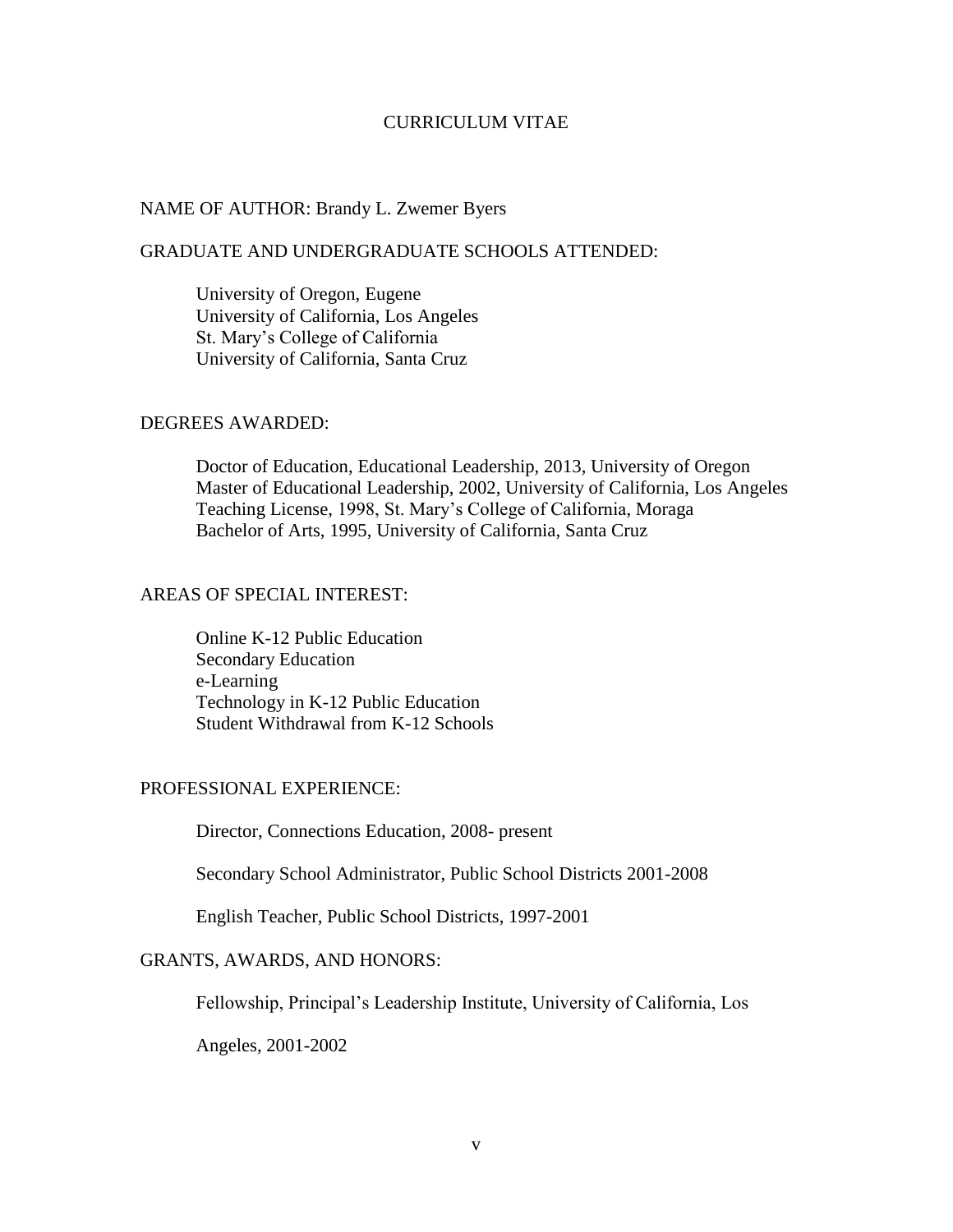# CURRICULUM VITAE

NAME OF AUTHOR: Brandy L. Zwemer Byers

GRADUATE AND UNDERGRADUATE SCHOOLS ATTENDED:

University of Oregon, Eugene
University of California, Los Angeles
St. Mary's College of California
University of California, Santa Cruz

DEGREES AWARDED:

Doctor of Education, Educational Leadership, 2013, University of Oregon
Master of Educational Leadership, 2002, University of California, Los Angeles
Teaching License, 1998, St. Mary's College of California, Moraga
Bachelor of Arts, 1995, University of California, Santa Cruz

AREAS OF SPECIAL INTEREST:

Online K-12 Public Education
Secondary Education
e-Learning
Technology in K-12 Public Education
Student Withdrawal from K-12 Schools

PROFESSIONAL EXPERIENCE:

Director, Connections Education, 2008- present

Secondary School Administrator, Public School Districts 2001-2008

English Teacher, Public School Districts, 1997-2001

GRANTS, AWARDS, AND HONORS:

Fellowship, Principal's Leadership Institute, University of California, Los Angeles, 2001-2002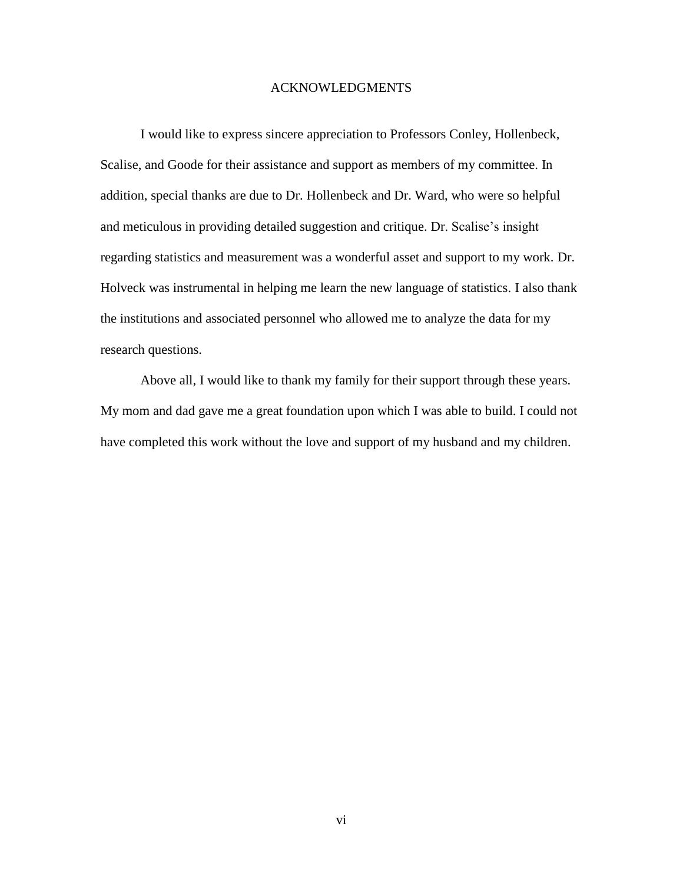# ACKNOWLEDGMENTS

I would like to express sincere appreciation to Professors Conley, Hollenbeck, Scalise, and Goode for their assistance and support as members of my committee. In addition, special thanks are due to Dr. Hollenbeck and Dr. Ward, who were so helpful and meticulous in providing detailed suggestion and critique. Dr. Scalise's insight regarding statistics and measurement was a wonderful asset and support to my work. Dr. Holveck was instrumental in helping me learn the new language of statistics. I also thank the institutions and associated personnel who allowed me to analyze the data for my research questions.

Above all, I would like to thank my family for their support through these years. My mom and dad gave me a great foundation upon which I was able to build. I could not have completed this work without the love and support of my husband and my children.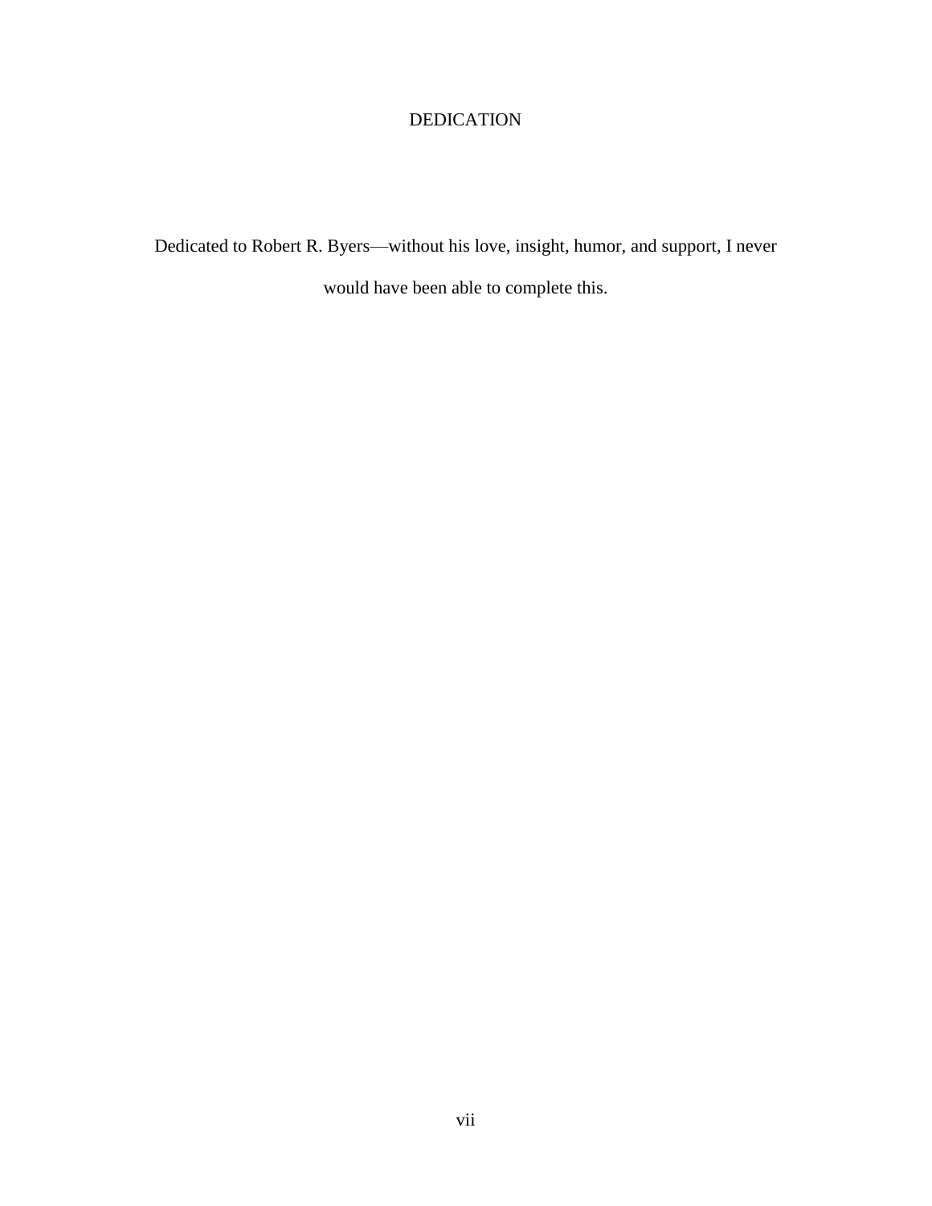# DEDICATION

Dedicated to Robert R. Byers—without his love, insight, humor, and support, I never would have been able to complete this.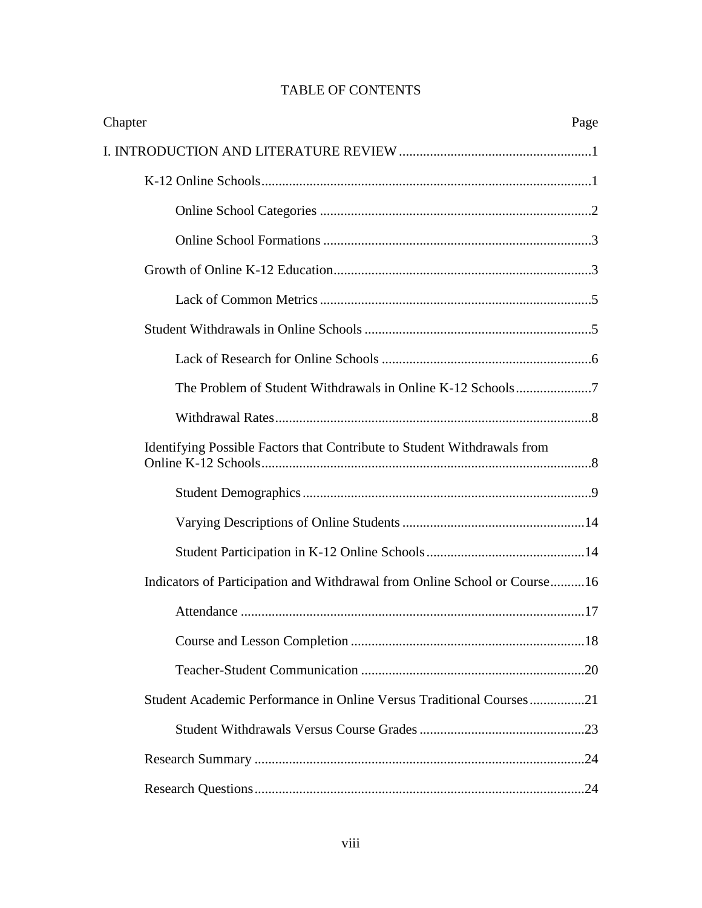# TABLE OF CONTENTS

| Chapter | Page |
|---|---|
| I. INTRODUCTION AND LITERATURE REVIEW | 1 |
| K-12 Online Schools | 1 |
| Online School Categories | 2 |
| Online School Formations | 3 |
| Growth of Online K-12 Education | 3 |
| Lack of Common Metrics | 5 |
| Student Withdrawals in Online Schools | 5 |
| Lack of Research for Online Schools | 6 |
| The Problem of Student Withdrawals in Online K-12 Schools | 7 |
| Withdrawal Rates | 8 |
| Identifying Possible Factors that Contribute to Student Withdrawals from Online K-12 Schools | 8 |
| Student Demographics | 9 |
| Varying Descriptions of Online Students | 14 |
| Student Participation in K-12 Online Schools | 14 |
| Indicators of Participation and Withdrawal from Online School or Course | 16 |
| Attendance | 17 |
| Course and Lesson Completion | 18 |
| Teacher-Student Communication | 20 |
| Student Academic Performance in Online Versus Traditional Courses | 21 |
| Student Withdrawals Versus Course Grades | 23 |
| Research Summary | 24 |
| Research Questions | 24 |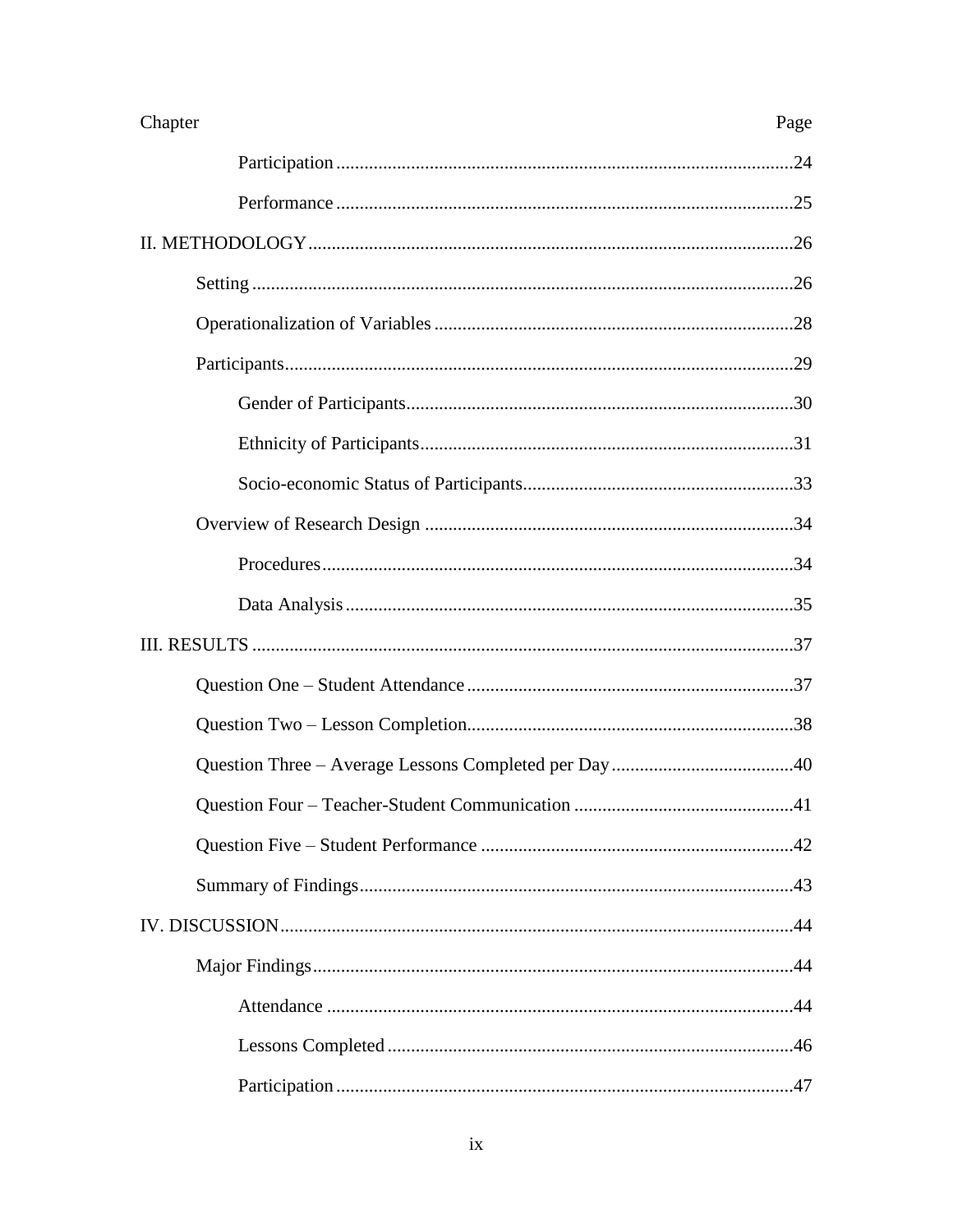| Chapter | Page |
| --- | --- |
| Participation | 24 |
| Performance | 25 |
| II. METHODOLOGY | 26 |
| Setting | 26 |
| Operationalization of Variables | 28 |
| Participants | 29 |
| Gender of Participants | 30 |
| Ethnicity of Participants | 31 |
| Socio-economic Status of Participants | 33 |
| Overview of Research Design | 34 |
| Procedures | 34 |
| Data Analysis | 35 |
| III. RESULTS | 37 |
| Question One – Student Attendance | 37 |
| Question Two – Lesson Completion | 38 |
| Question Three – Average Lessons Completed per Day | 40 |
| Question Four – Teacher-Student Communication | 41 |
| Question Five – Student Performance | 42 |
| Summary of Findings | 43 |
| IV. DISCUSSION | 44 |
| Major Findings | 44 |
| Attendance | 44 |
| Lessons Completed | 46 |
| Participation | 47 |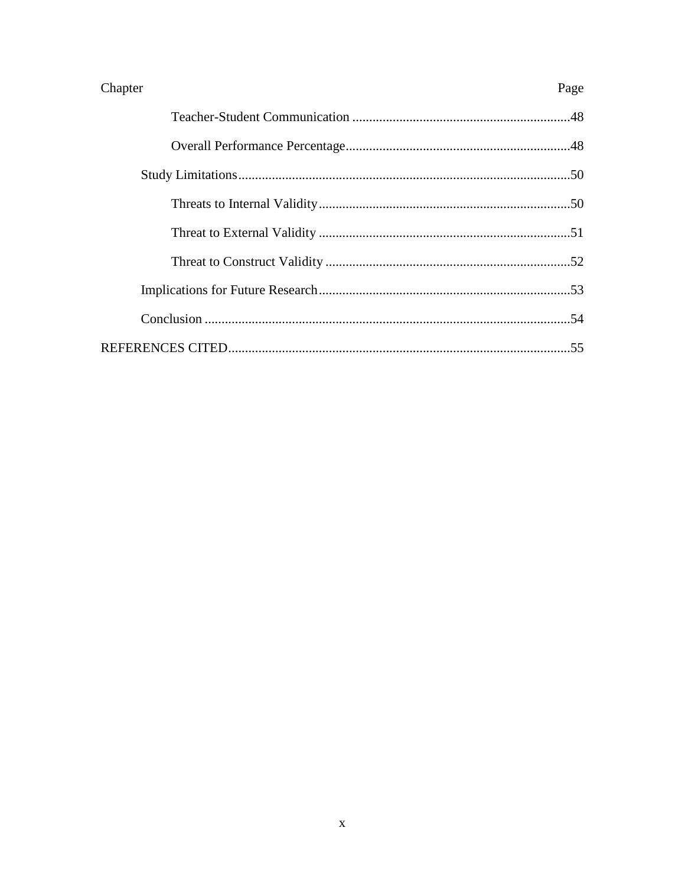| Chapter | Page |
|---|---|
| Teacher-Student Communication | 48 |
| Overall Performance Percentage | 48 |
| Study Limitations | 50 |
| Threats to Internal Validity | 50 |
| Threat to External Validity | 51 |
| Threat to Construct Validity | 52 |
| Implications for Future Research | 53 |
| Conclusion | 54 |
| REFERENCES CITED | 55 |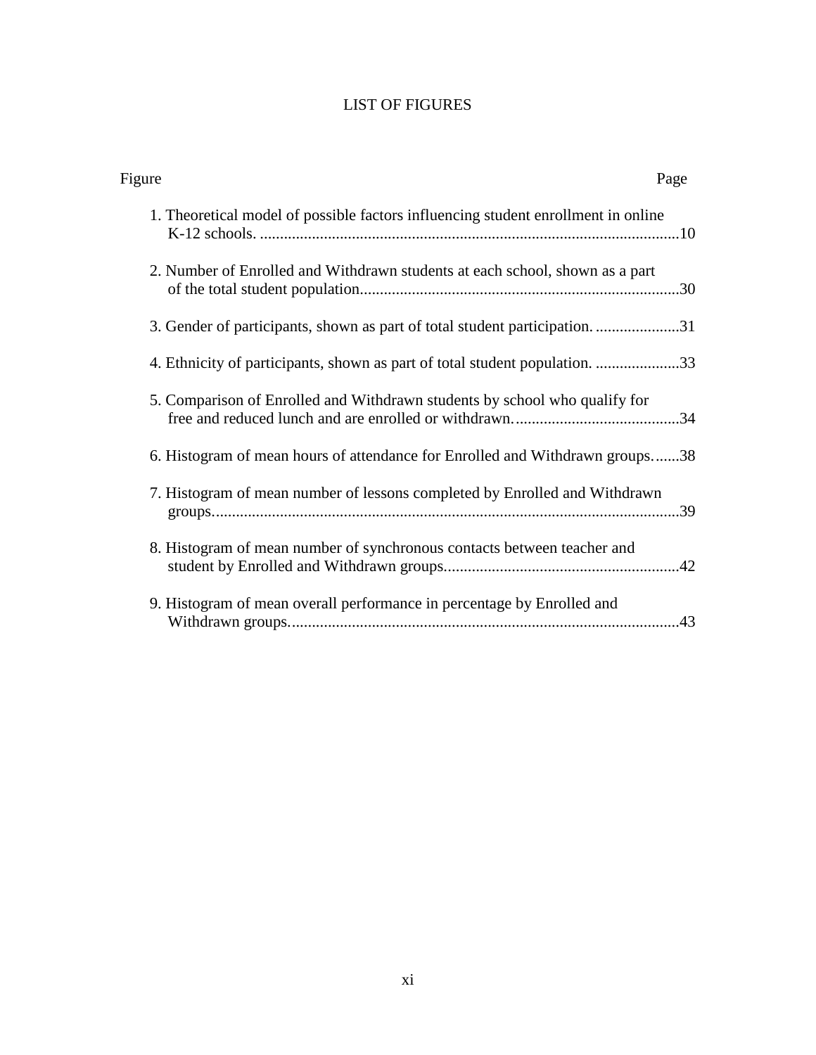# LIST OF FIGURES

Figure Page

1. Theoretical model of possible factors influencing student enrollment in online K-12 schools. ........................................................................................................10

2. Number of Enrolled and Withdrawn students at each school, shown as a part of the total student population...............................................................................30

3. Gender of participants, shown as part of total student participation. .....................31

4. Ethnicity of participants, shown as part of total student population. .....................33

5. Comparison of Enrolled and Withdrawn students by school who qualify for free and reduced lunch and are enrolled or withdrawn. ........................................34

6. Histogram of mean hours of attendance for Enrolled and Withdrawn groups. ......38

7. Histogram of mean number of lessons completed by Enrolled and Withdrawn groups...................................................................................................................39

8. Histogram of mean number of synchronous contacts between teacher and student by Enrolled and Withdrawn groups..........................................................42

9. Histogram of mean overall performance in percentage by Enrolled and Withdrawn groups.................................................................................................43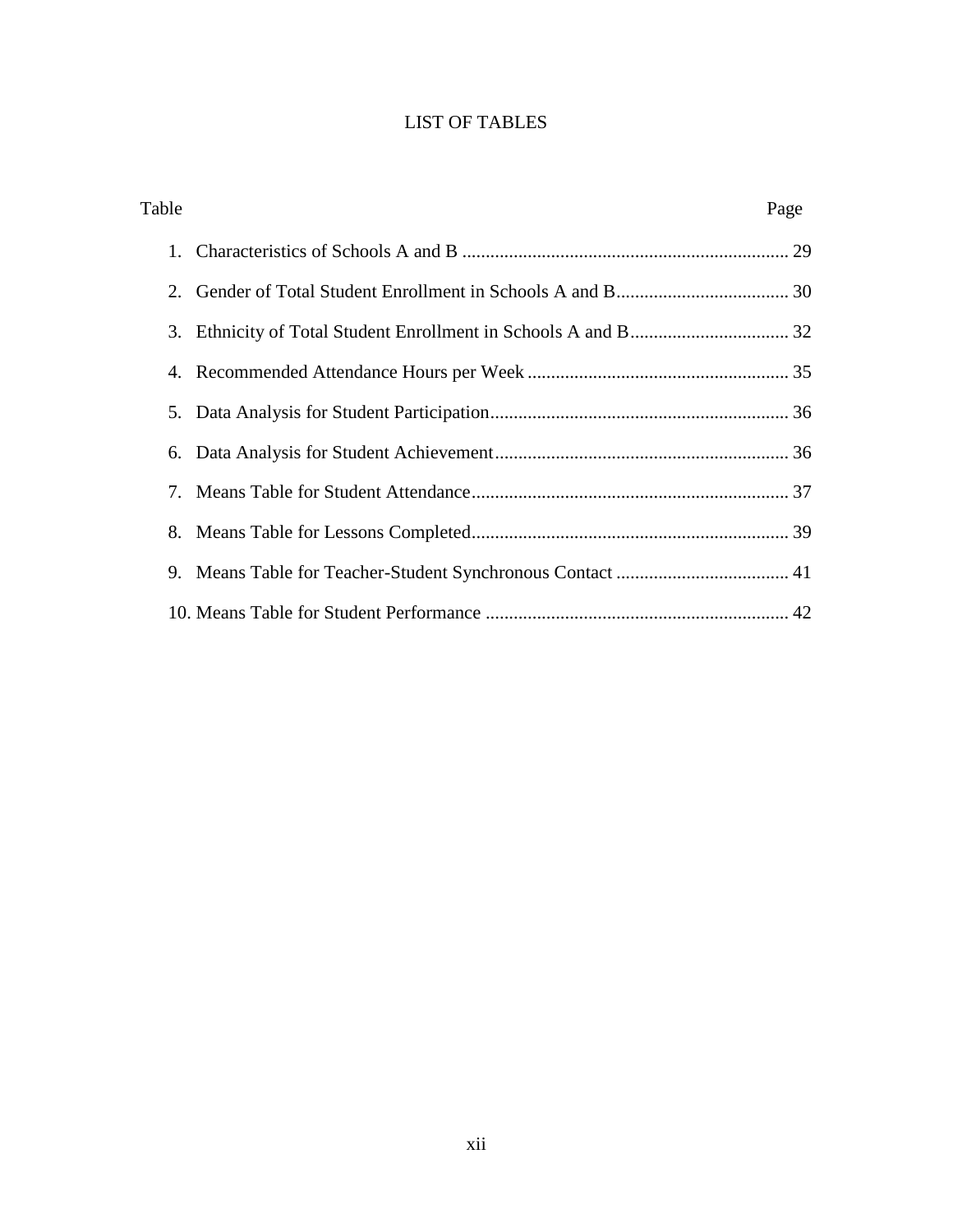# LIST OF TABLES

| Table | Page |
|---|---|
| 1. Characteristics of Schools A and B | 29 |
| 2. Gender of Total Student Enrollment in Schools A and B | 30 |
| 3. Ethnicity of Total Student Enrollment in Schools A and B | 32 |
| 4. Recommended Attendance Hours per Week | 35 |
| 5. Data Analysis for Student Participation | 36 |
| 6. Data Analysis for Student Achievement | 36 |
| 7. Means Table for Student Attendance | 37 |
| 8. Means Table for Lessons Completed | 39 |
| 9. Means Table for Teacher-Student Synchronous Contact | 41 |
| 10. Means Table for Student Performance | 42 |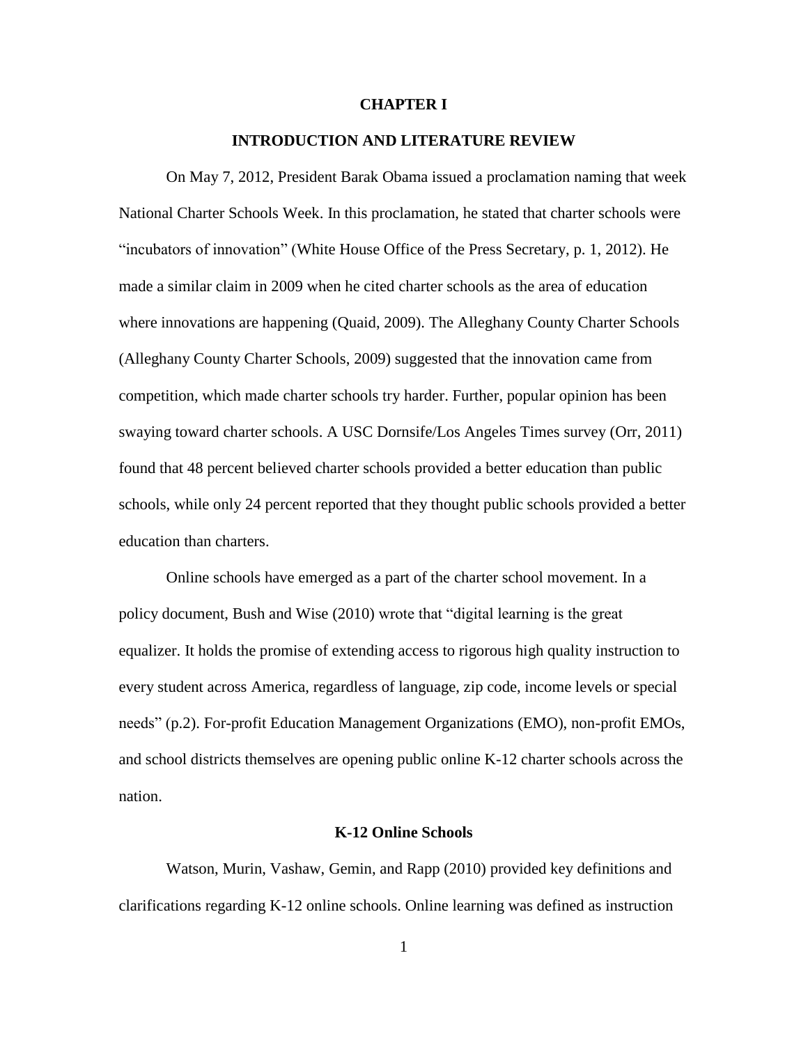# CHAPTER I

## INTRODUCTION AND LITERATURE REVIEW

On May 7, 2012, President Barak Obama issued a proclamation naming that week National Charter Schools Week. In this proclamation, he stated that charter schools were "incubators of innovation" (White House Office of the Press Secretary, p. 1, 2012). He made a similar claim in 2009 when he cited charter schools as the area of education where innovations are happening (Quaid, 2009). The Alleghany County Charter Schools (Alleghany County Charter Schools, 2009) suggested that the innovation came from competition, which made charter schools try harder. Further, popular opinion has been swaying toward charter schools. A USC Dornsife/Los Angeles Times survey (Orr, 2011) found that 48 percent believed charter schools provided a better education than public schools, while only 24 percent reported that they thought public schools provided a better education than charters.

Online schools have emerged as a part of the charter school movement. In a policy document, Bush and Wise (2010) wrote that "digital learning is the great equalizer. It holds the promise of extending access to rigorous high quality instruction to every student across America, regardless of language, zip code, income levels or special needs" (p.2). For-profit Education Management Organizations (EMO), non-profit EMOs, and school districts themselves are opening public online K-12 charter schools across the nation.

### K-12 Online Schools

Watson, Murin, Vashaw, Gemin, and Rapp (2010) provided key definitions and clarifications regarding K-12 online schools. Online learning was defined as instruction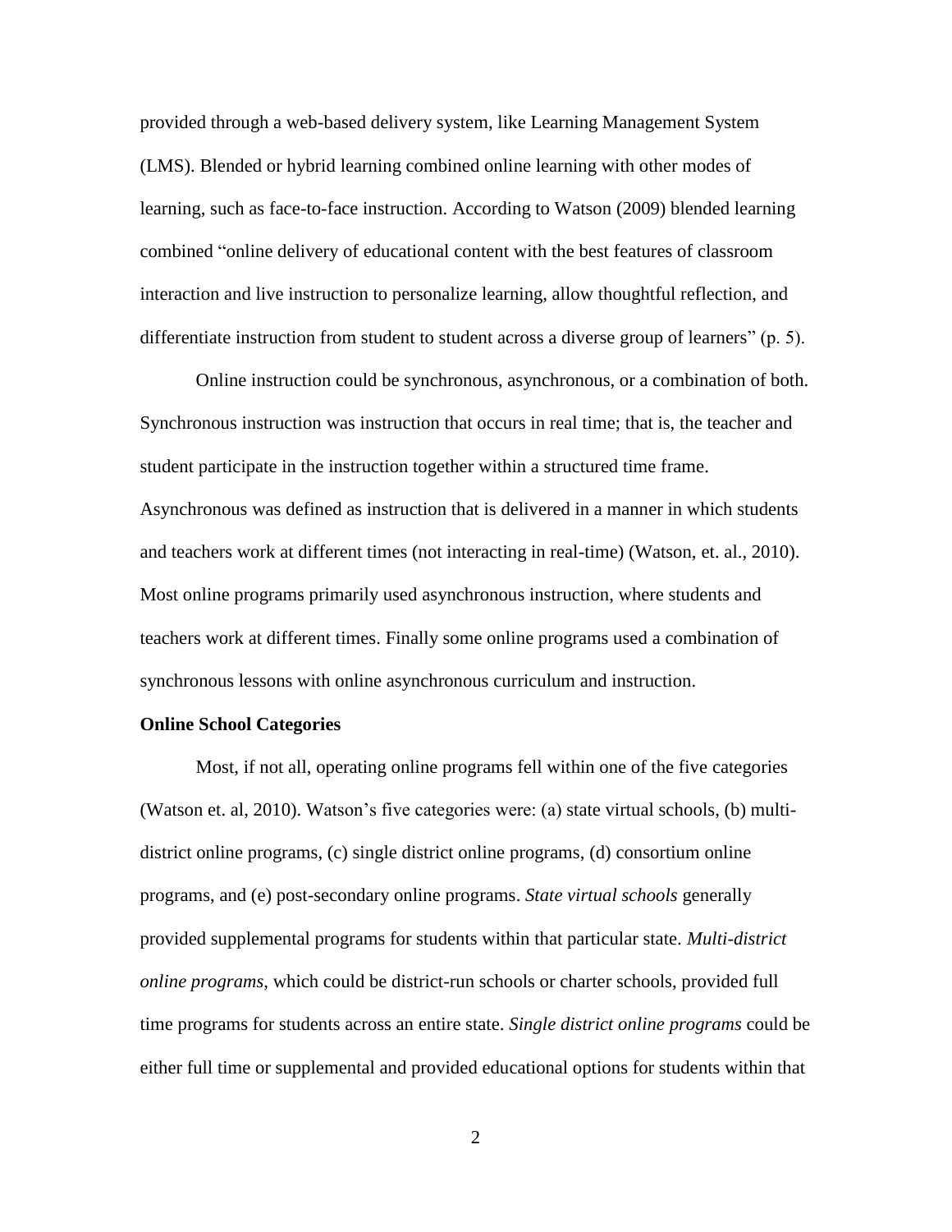provided through a web-based delivery system, like Learning Management System (LMS). Blended or hybrid learning combined online learning with other modes of learning, such as face-to-face instruction. According to Watson (2009) blended learning combined "online delivery of educational content with the best features of classroom interaction and live instruction to personalize learning, allow thoughtful reflection, and differentiate instruction from student to student across a diverse group of learners" (p. 5).

Online instruction could be synchronous, asynchronous, or a combination of both. Synchronous instruction was instruction that occurs in real time; that is, the teacher and student participate in the instruction together within a structured time frame. Asynchronous was defined as instruction that is delivered in a manner in which students and teachers work at different times (not interacting in real-time) (Watson, et. al., 2010). Most online programs primarily used asynchronous instruction, where students and teachers work at different times. Finally some online programs used a combination of synchronous lessons with online asynchronous curriculum and instruction.

**Online School Categories**

Most, if not all, operating online programs fell within one of the five categories (Watson et. al, 2010). Watson's five categories were: (a) state virtual schools, (b) multi-district online programs, (c) single district online programs, (d) consortium online programs, and (e) post-secondary online programs. *State virtual schools* generally provided supplemental programs for students within that particular state. *Multi-district online programs*, which could be district-run schools or charter schools, provided full time programs for students across an entire state. *Single district online programs* could be either full time or supplemental and provided educational options for students within that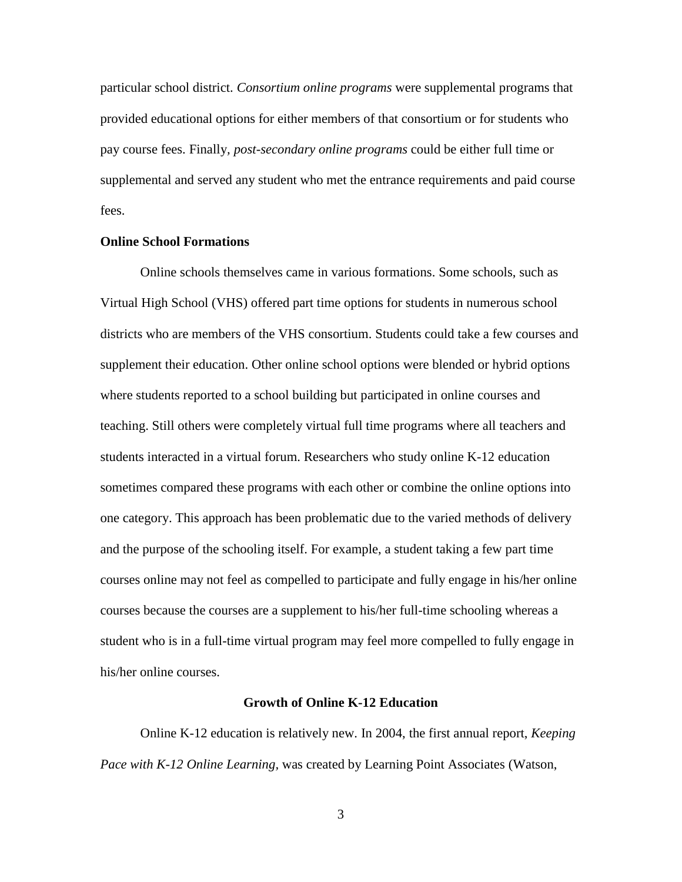particular school district. *Consortium online programs* were supplemental programs that provided educational options for either members of that consortium or for students who pay course fees. Finally, *post-secondary online programs* could be either full time or supplemental and served any student who met the entrance requirements and paid course fees.

### Online School Formations

Online schools themselves came in various formations. Some schools, such as Virtual High School (VHS) offered part time options for students in numerous school districts who are members of the VHS consortium. Students could take a few courses and supplement their education. Other online school options were blended or hybrid options where students reported to a school building but participated in online courses and teaching. Still others were completely virtual full time programs where all teachers and students interacted in a virtual forum. Researchers who study online K-12 education sometimes compared these programs with each other or combine the online options into one category. This approach has been problematic due to the varied methods of delivery and the purpose of the schooling itself. For example, a student taking a few part time courses online may not feel as compelled to participate and fully engage in his/her online courses because the courses are a supplement to his/her full-time schooling whereas a student who is in a full-time virtual program may feel more compelled to fully engage in his/her online courses.

## Growth of Online K-12 Education

Online K-12 education is relatively new. In 2004, the first annual report, *Keeping Pace with K-12 Online Learning,* was created by Learning Point Associates (Watson,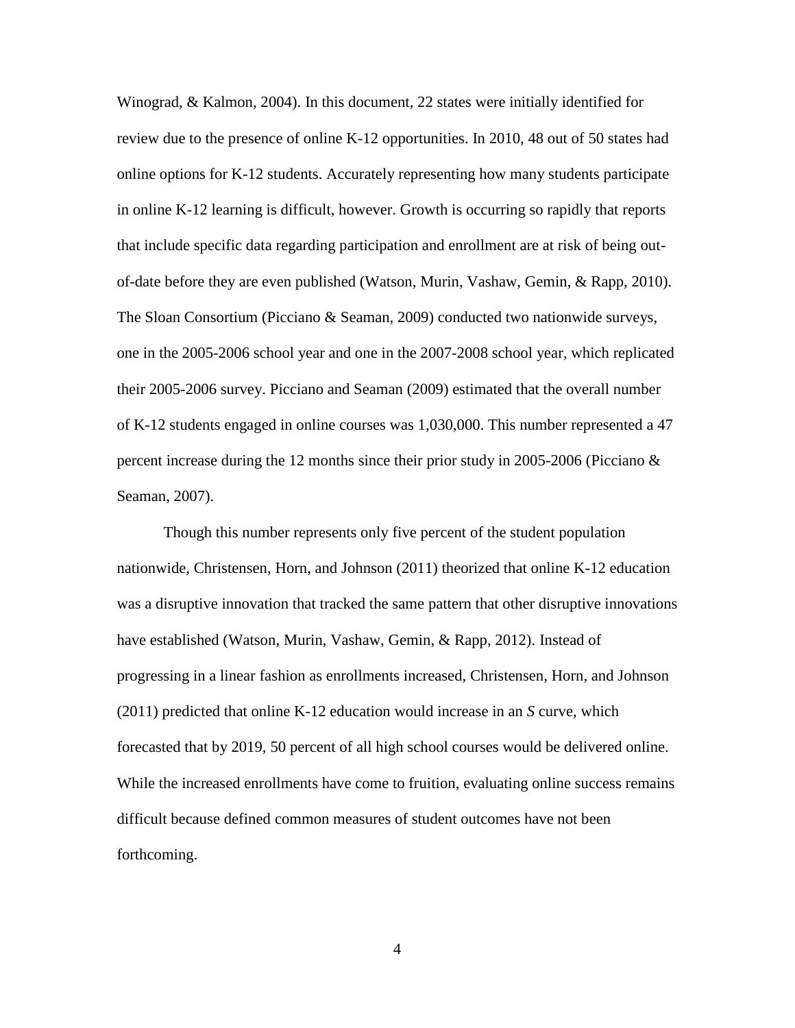Winograd, & Kalmon, 2004). In this document, 22 states were initially identified for review due to the presence of online K-12 opportunities. In 2010, 48 out of 50 states had online options for K-12 students. Accurately representing how many students participate in online K-12 learning is difficult, however. Growth is occurring so rapidly that reports that include specific data regarding participation and enrollment are at risk of being out-of-date before they are even published (Watson, Murin, Vashaw, Gemin, & Rapp, 2010). The Sloan Consortium (Picciano & Seaman, 2009) conducted two nationwide surveys, one in the 2005-2006 school year and one in the 2007-2008 school year, which replicated their 2005-2006 survey. Picciano and Seaman (2009) estimated that the overall number of K-12 students engaged in online courses was 1,030,000. This number represented a 47 percent increase during the 12 months since their prior study in 2005-2006 (Picciano & Seaman, 2007).

Though this number represents only five percent of the student population nationwide, Christensen, Horn, and Johnson (2011) theorized that online K-12 education was a disruptive innovation that tracked the same pattern that other disruptive innovations have established (Watson, Murin, Vashaw, Gemin, & Rapp, 2012). Instead of progressing in a linear fashion as enrollments increased, Christensen, Horn, and Johnson (2011) predicted that online K-12 education would increase in an *S* curve, which forecasted that by 2019, 50 percent of all high school courses would be delivered online. While the increased enrollments have come to fruition, evaluating online success remains difficult because defined common measures of student outcomes have not been forthcoming.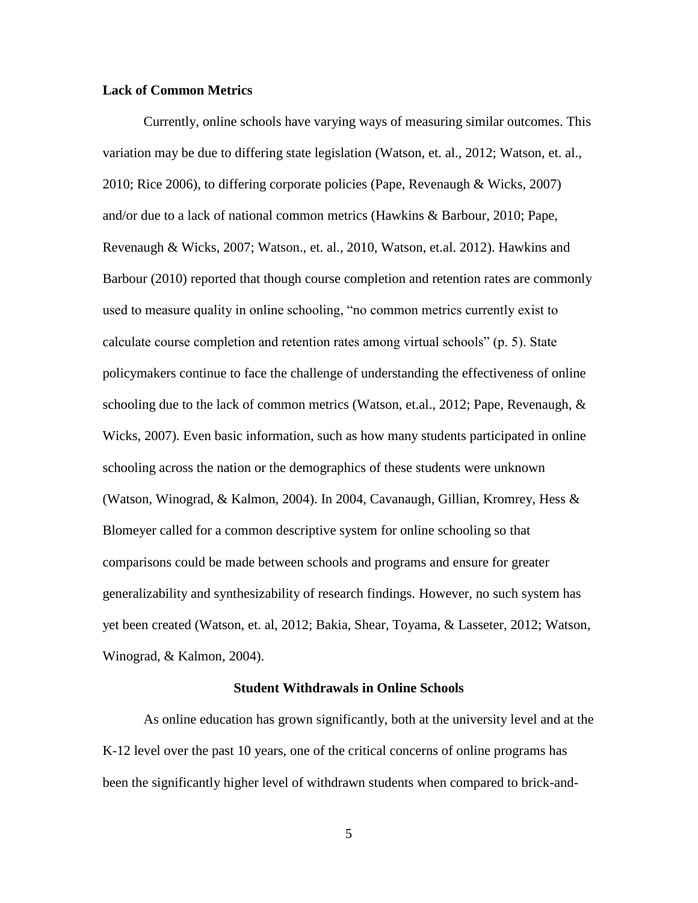**Lack of Common Metrics**

Currently, online schools have varying ways of measuring similar outcomes. This variation may be due to differing state legislation (Watson, et. al., 2012; Watson, et. al., 2010; Rice 2006), to differing corporate policies (Pape, Revenaugh & Wicks, 2007) and/or due to a lack of national common metrics (Hawkins & Barbour, 2010; Pape, Revenaugh & Wicks, 2007; Watson., et. al., 2010, Watson, et.al. 2012). Hawkins and Barbour (2010) reported that though course completion and retention rates are commonly used to measure quality in online schooling, "no common metrics currently exist to calculate course completion and retention rates among virtual schools" (p. 5). State policymakers continue to face the challenge of understanding the effectiveness of online schooling due to the lack of common metrics (Watson, et.al., 2012; Pape, Revenaugh, & Wicks, 2007). Even basic information, such as how many students participated in online schooling across the nation or the demographics of these students were unknown (Watson, Winograd, & Kalmon, 2004). In 2004, Cavanaugh, Gillian, Kromrey, Hess & Blomeyer called for a common descriptive system for online schooling so that comparisons could be made between schools and programs and ensure for greater generalizability and synthesizability of research findings. However, no such system has yet been created (Watson, et. al, 2012; Bakia, Shear, Toyama, & Lasseter, 2012; Watson, Winograd, & Kalmon, 2004).

**Student Withdrawals in Online Schools**

As online education has grown significantly, both at the university level and at the K-12 level over the past 10 years, one of the critical concerns of online programs has been the significantly higher level of withdrawn students when compared to brick-and-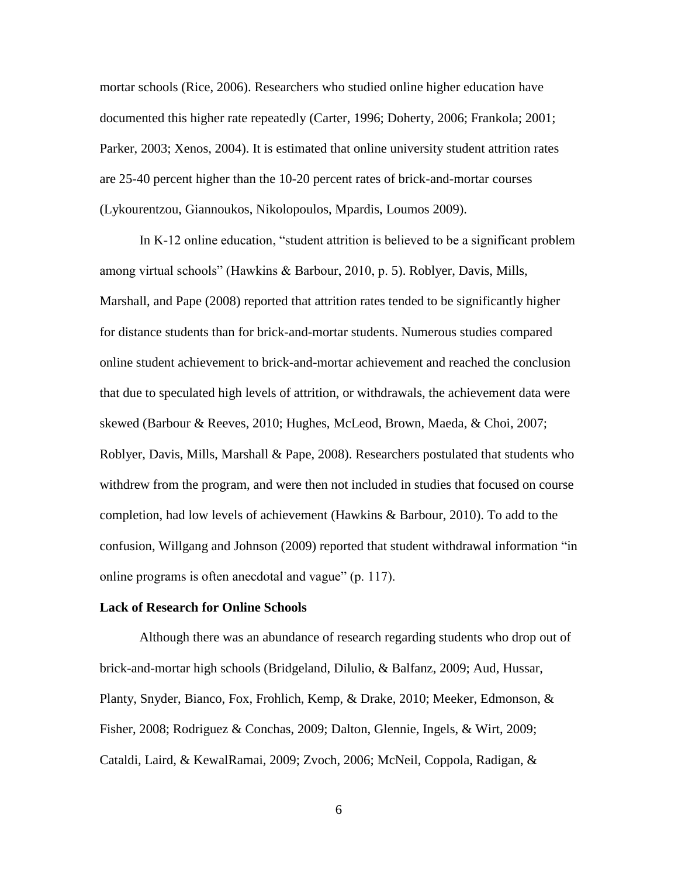mortar schools (Rice, 2006). Researchers who studied online higher education have documented this higher rate repeatedly (Carter, 1996; Doherty, 2006; Frankola; 2001; Parker, 2003; Xenos, 2004). It is estimated that online university student attrition rates are 25-40 percent higher than the 10-20 percent rates of brick-and-mortar courses (Lykourentzou, Giannoukos, Nikolopoulos, Mpardis, Loumos 2009).

In K-12 online education, "student attrition is believed to be a significant problem among virtual schools" (Hawkins & Barbour, 2010, p. 5). Roblyer, Davis, Mills, Marshall, and Pape (2008) reported that attrition rates tended to be significantly higher for distance students than for brick-and-mortar students. Numerous studies compared online student achievement to brick-and-mortar achievement and reached the conclusion that due to speculated high levels of attrition, or withdrawals, the achievement data were skewed (Barbour & Reeves, 2010; Hughes, McLeod, Brown, Maeda, & Choi, 2007; Roblyer, Davis, Mills, Marshall & Pape, 2008). Researchers postulated that students who withdrew from the program, and were then not included in studies that focused on course completion, had low levels of achievement (Hawkins & Barbour, 2010). To add to the confusion, Willgang and Johnson (2009) reported that student withdrawal information "in online programs is often anecdotal and vague" (p. 117).

**Lack of Research for Online Schools**

Although there was an abundance of research regarding students who drop out of brick-and-mortar high schools (Bridgeland, Dilulio, & Balfanz, 2009; Aud, Hussar, Planty, Snyder, Bianco, Fox, Frohlich, Kemp, & Drake, 2010; Meeker, Edmonson, & Fisher, 2008; Rodriguez & Conchas, 2009; Dalton, Glennie, Ingels, & Wirt, 2009; Cataldi, Laird, & KewalRamai, 2009; Zvoch, 2006; McNeil, Coppola, Radigan, &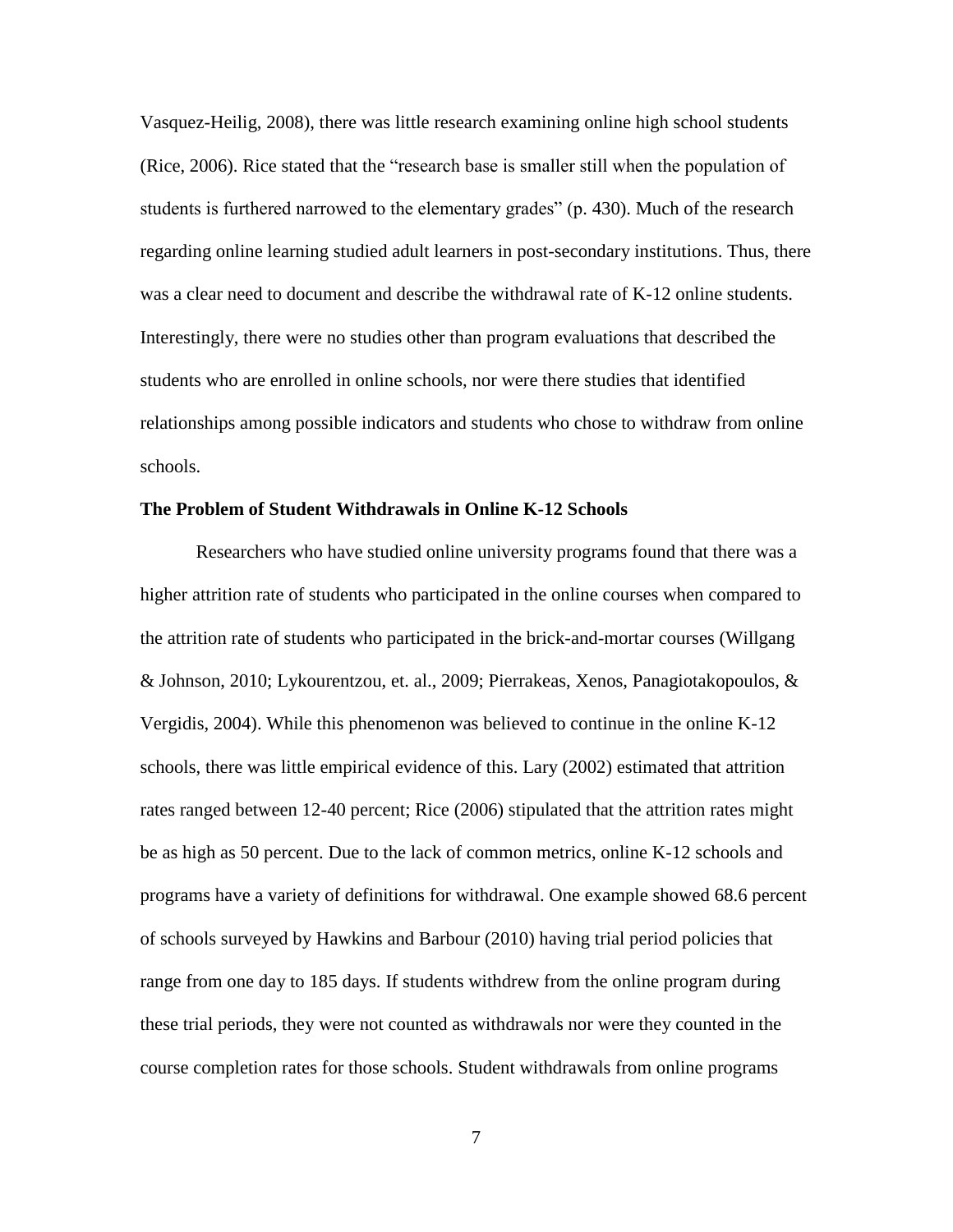Vasquez-Heilig, 2008), there was little research examining online high school students (Rice, 2006). Rice stated that the "research base is smaller still when the population of students is furthered narrowed to the elementary grades" (p. 430). Much of the research regarding online learning studied adult learners in post-secondary institutions. Thus, there was a clear need to document and describe the withdrawal rate of K-12 online students. Interestingly, there were no studies other than program evaluations that described the students who are enrolled in online schools, nor were there studies that identified relationships among possible indicators and students who chose to withdraw from online schools.

**The Problem of Student Withdrawals in Online K-12 Schools**

Researchers who have studied online university programs found that there was a higher attrition rate of students who participated in the online courses when compared to the attrition rate of students who participated in the brick-and-mortar courses (Willgang & Johnson, 2010; Lykourentzou, et. al., 2009; Pierrakeas, Xenos, Panagiotakopoulos, & Vergidis, 2004). While this phenomenon was believed to continue in the online K-12 schools, there was little empirical evidence of this. Lary (2002) estimated that attrition rates ranged between 12-40 percent; Rice (2006) stipulated that the attrition rates might be as high as 50 percent. Due to the lack of common metrics, online K-12 schools and programs have a variety of definitions for withdrawal. One example showed 68.6 percent of schools surveyed by Hawkins and Barbour (2010) having trial period policies that range from one day to 185 days. If students withdrew from the online program during these trial periods, they were not counted as withdrawals nor were they counted in the course completion rates for those schools. Student withdrawals from online programs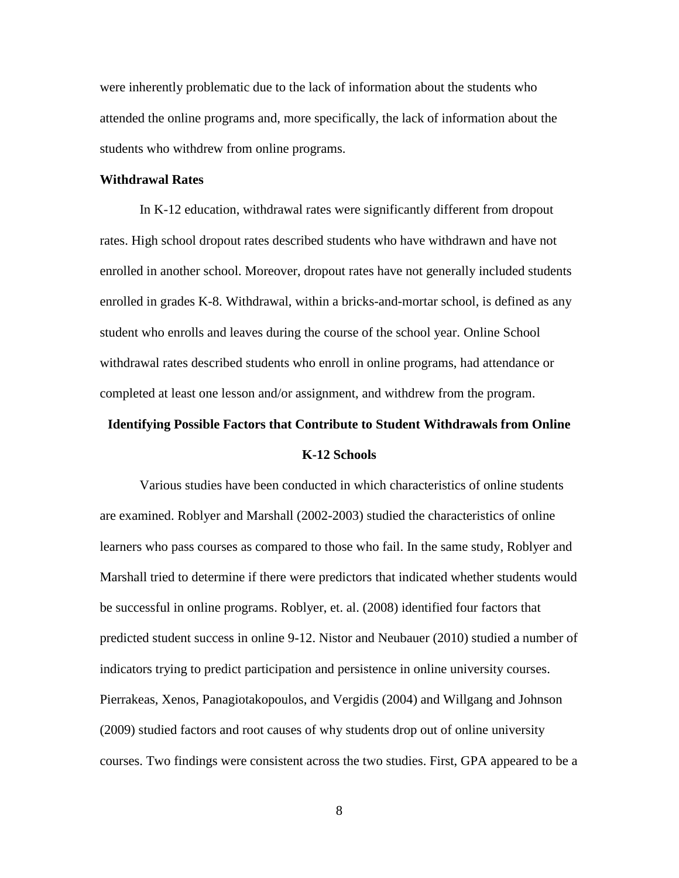were inherently problematic due to the lack of information about the students who attended the online programs and, more specifically, the lack of information about the students who withdrew from online programs.

### Withdrawal Rates

In K-12 education, withdrawal rates were significantly different from dropout rates. High school dropout rates described students who have withdrawn and have not enrolled in another school. Moreover, dropout rates have not generally included students enrolled in grades K-8. Withdrawal, within a bricks-and-mortar school, is defined as any student who enrolls and leaves during the course of the school year. Online School withdrawal rates described students who enroll in online programs, had attendance or completed at least one lesson and/or assignment, and withdrew from the program.

## Identifying Possible Factors that Contribute to Student Withdrawals from Online K-12 Schools

Various studies have been conducted in which characteristics of online students are examined. Roblyer and Marshall (2002-2003) studied the characteristics of online learners who pass courses as compared to those who fail. In the same study, Roblyer and Marshall tried to determine if there were predictors that indicated whether students would be successful in online programs. Roblyer, et. al. (2008) identified four factors that predicted student success in online 9-12. Nistor and Neubauer (2010) studied a number of indicators trying to predict participation and persistence in online university courses. Pierrakeas, Xenos, Panagiotakopoulos, and Vergidis (2004) and Willgang and Johnson (2009) studied factors and root causes of why students drop out of online university courses. Two findings were consistent across the two studies. First, GPA appeared to be a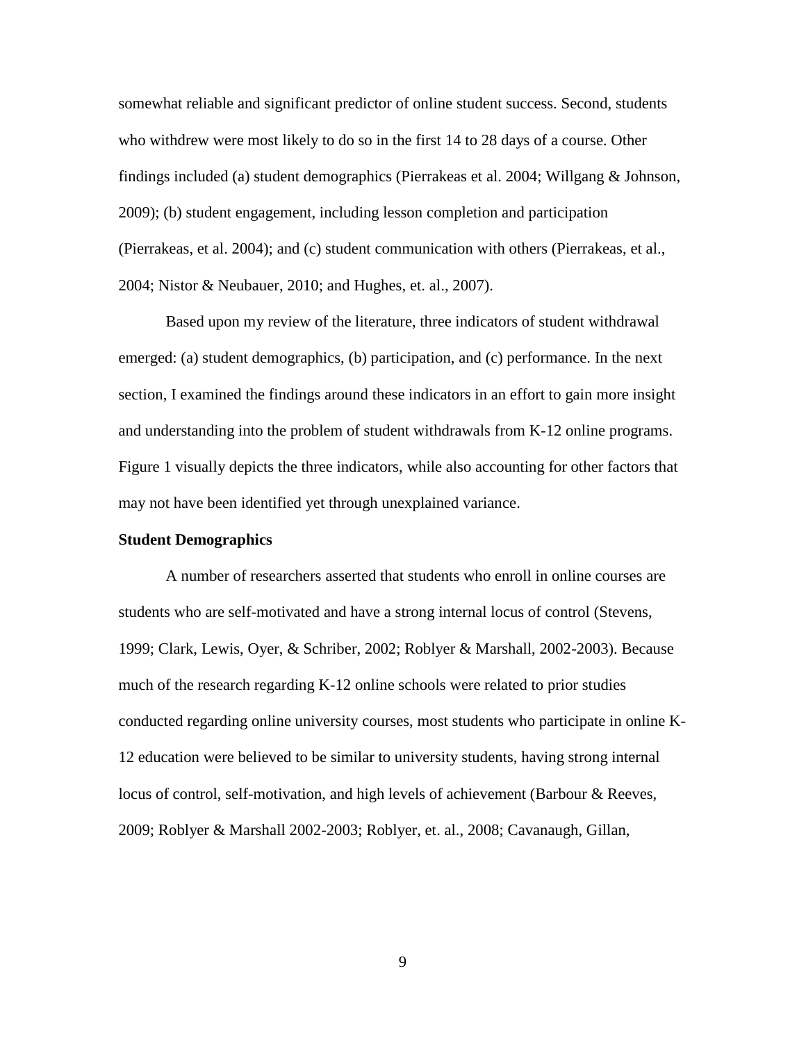somewhat reliable and significant predictor of online student success. Second, students who withdrew were most likely to do so in the first 14 to 28 days of a course. Other findings included (a) student demographics (Pierrakeas et al. 2004; Willgang & Johnson, 2009); (b) student engagement, including lesson completion and participation (Pierrakeas, et al. 2004); and (c) student communication with others (Pierrakeas, et al., 2004; Nistor & Neubauer, 2010; and Hughes, et. al., 2007).

Based upon my review of the literature, three indicators of student withdrawal emerged: (a) student demographics, (b) participation, and (c) performance. In the next section, I examined the findings around these indicators in an effort to gain more insight and understanding into the problem of student withdrawals from K-12 online programs. Figure 1 visually depicts the three indicators, while also accounting for other factors that may not have been identified yet through unexplained variance.

**Student Demographics**

A number of researchers asserted that students who enroll in online courses are students who are self-motivated and have a strong internal locus of control (Stevens, 1999; Clark, Lewis, Oyer, & Schriber, 2002; Roblyer & Marshall, 2002-2003). Because much of the research regarding K-12 online schools were related to prior studies conducted regarding online university courses, most students who participate in online K-12 education were believed to be similar to university students, having strong internal locus of control, self-motivation, and high levels of achievement (Barbour & Reeves, 2009; Roblyer & Marshall 2002-2003; Roblyer, et. al., 2008; Cavanaugh, Gillan,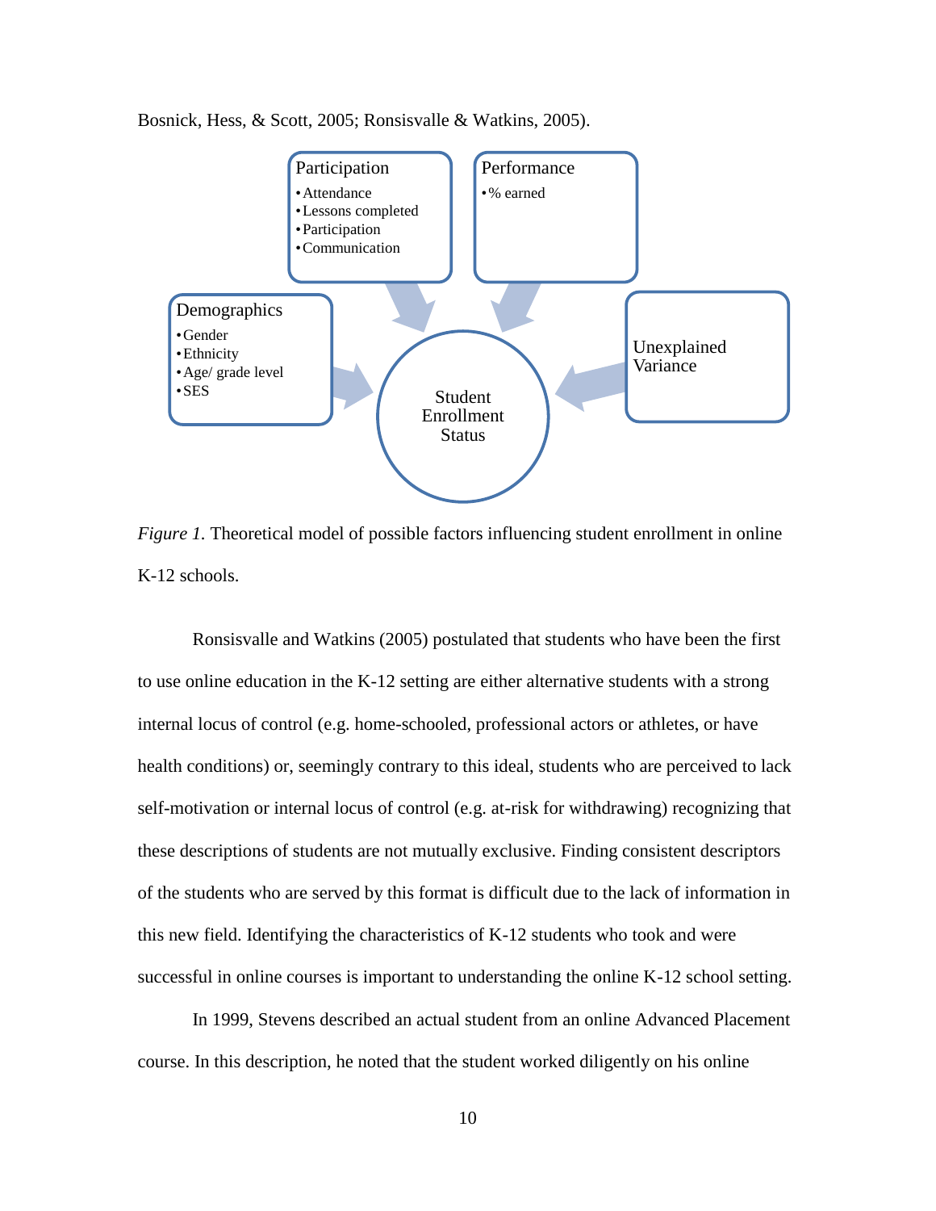Bosnick, Hess, & Scott, 2005; Ronsisvalle & Watkins, 2005).

Participation
- Attendance
- Lessons completed
- Participation
- Communication

Performance
- % earned

Demographics
- Gender
- Ethnicity
- Age/ grade level
- SES

Unexplained Variance

Student Enrollment Status

*Figure 1.* Theoretical model of possible factors influencing student enrollment in online K-12 schools.

Ronsisvalle and Watkins (2005) postulated that students who have been the first to use online education in the K-12 setting are either alternative students with a strong internal locus of control (e.g. home-schooled, professional actors or athletes, or have health conditions) or, seemingly contrary to this ideal, students who are perceived to lack self-motivation or internal locus of control (e.g. at-risk for withdrawing) recognizing that these descriptions of students are not mutually exclusive. Finding consistent descriptors of the students who are served by this format is difficult due to the lack of information in this new field. Identifying the characteristics of K-12 students who took and were successful in online courses is important to understanding the online K-12 school setting.

In 1999, Stevens described an actual student from an online Advanced Placement course. In this description, he noted that the student worked diligently on his online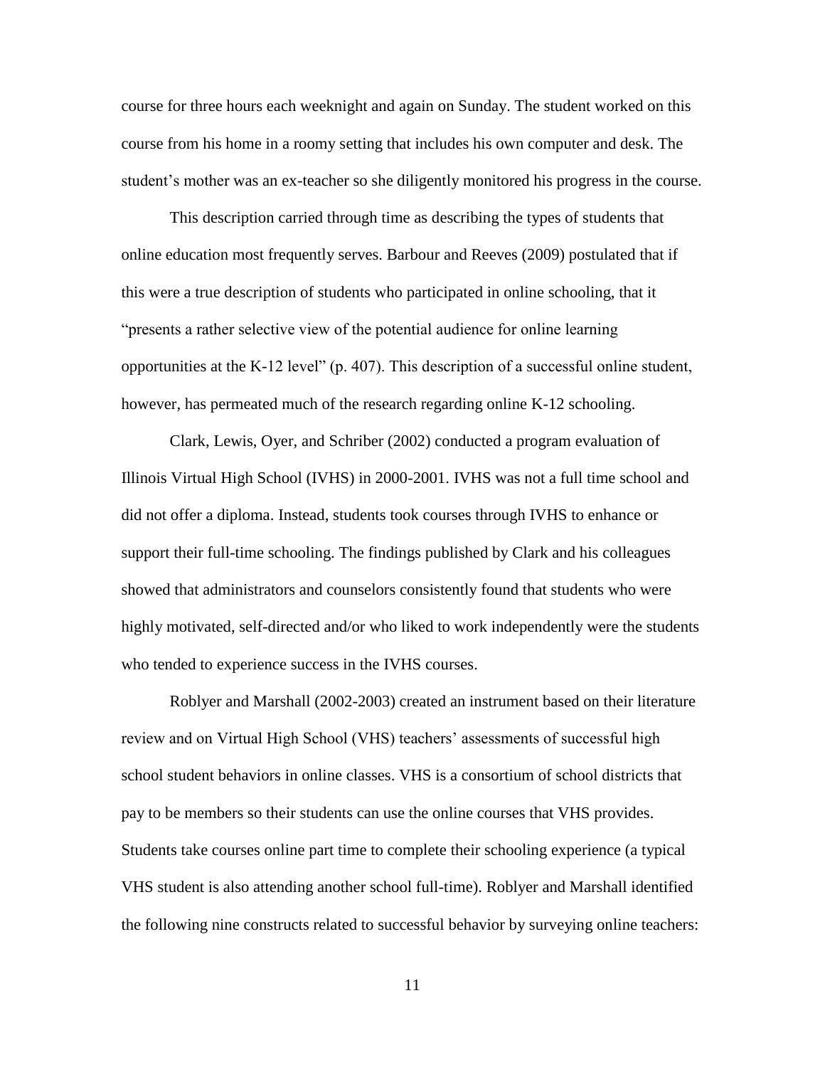course for three hours each weeknight and again on Sunday. The student worked on this course from his home in a roomy setting that includes his own computer and desk. The student's mother was an ex-teacher so she diligently monitored his progress in the course.

This description carried through time as describing the types of students that online education most frequently serves. Barbour and Reeves (2009) postulated that if this were a true description of students who participated in online schooling, that it "presents a rather selective view of the potential audience for online learning opportunities at the K-12 level" (p. 407). This description of a successful online student, however, has permeated much of the research regarding online K-12 schooling.

Clark, Lewis, Oyer, and Schriber (2002) conducted a program evaluation of Illinois Virtual High School (IVHS) in 2000-2001. IVHS was not a full time school and did not offer a diploma. Instead, students took courses through IVHS to enhance or support their full-time schooling. The findings published by Clark and his colleagues showed that administrators and counselors consistently found that students who were highly motivated, self-directed and/or who liked to work independently were the students who tended to experience success in the IVHS courses.

Roblyer and Marshall (2002-2003) created an instrument based on their literature review and on Virtual High School (VHS) teachers' assessments of successful high school student behaviors in online classes. VHS is a consortium of school districts that pay to be members so their students can use the online courses that VHS provides. Students take courses online part time to complete their schooling experience (a typical VHS student is also attending another school full-time). Roblyer and Marshall identified the following nine constructs related to successful behavior by surveying online teachers: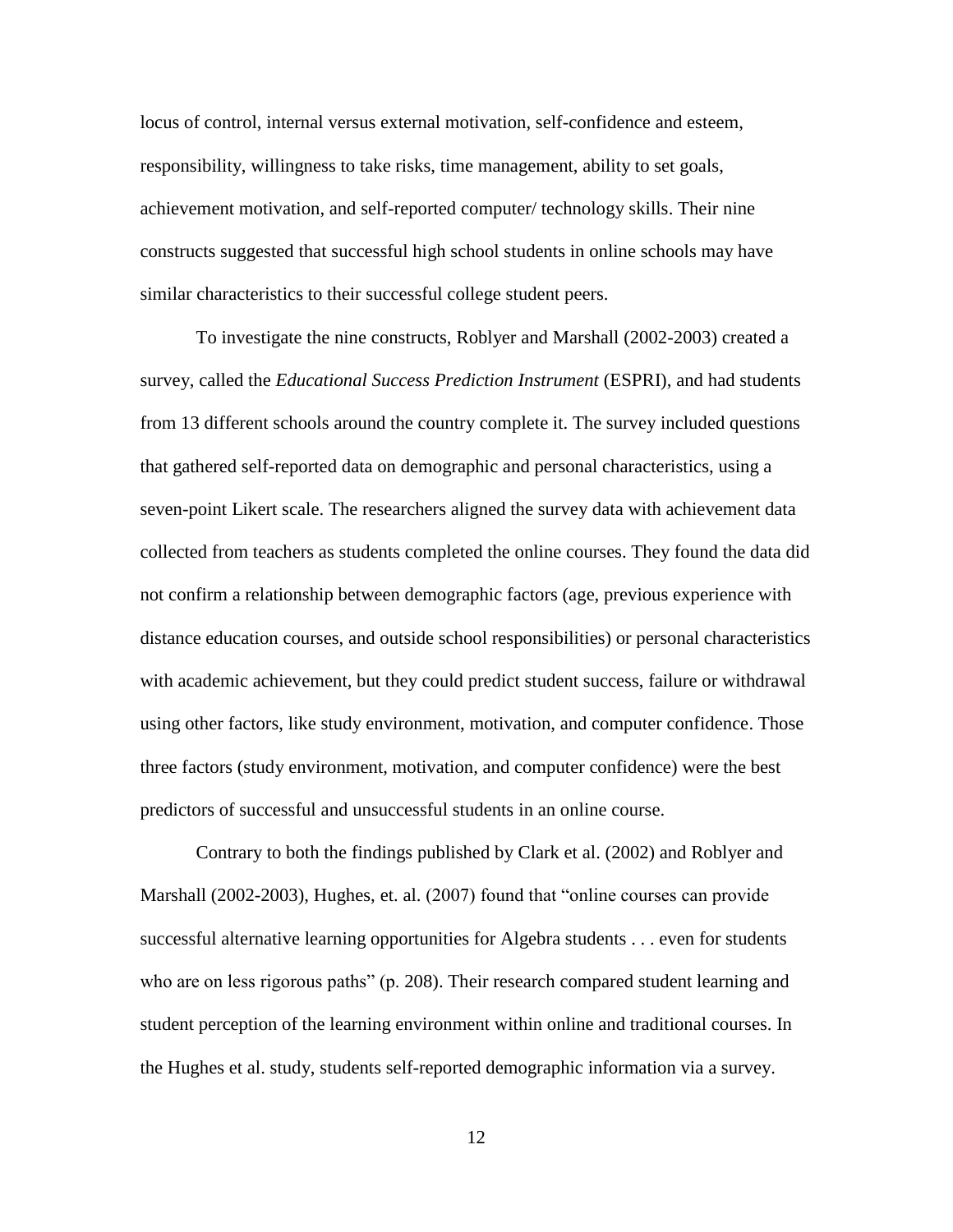locus of control, internal versus external motivation, self-confidence and esteem, responsibility, willingness to take risks, time management, ability to set goals, achievement motivation, and self-reported computer/ technology skills. Their nine constructs suggested that successful high school students in online schools may have similar characteristics to their successful college student peers.

To investigate the nine constructs, Roblyer and Marshall (2002-2003) created a survey, called the *Educational Success Prediction Instrument* (ESPRI), and had students from 13 different schools around the country complete it. The survey included questions that gathered self-reported data on demographic and personal characteristics, using a seven-point Likert scale. The researchers aligned the survey data with achievement data collected from teachers as students completed the online courses. They found the data did not confirm a relationship between demographic factors (age, previous experience with distance education courses, and outside school responsibilities) or personal characteristics with academic achievement, but they could predict student success, failure or withdrawal using other factors, like study environment, motivation, and computer confidence. Those three factors (study environment, motivation, and computer confidence) were the best predictors of successful and unsuccessful students in an online course.

Contrary to both the findings published by Clark et al. (2002) and Roblyer and Marshall (2002-2003), Hughes, et. al. (2007) found that "online courses can provide successful alternative learning opportunities for Algebra students . . . even for students who are on less rigorous paths" (p. 208). Their research compared student learning and student perception of the learning environment within online and traditional courses. In the Hughes et al. study, students self-reported demographic information via a survey.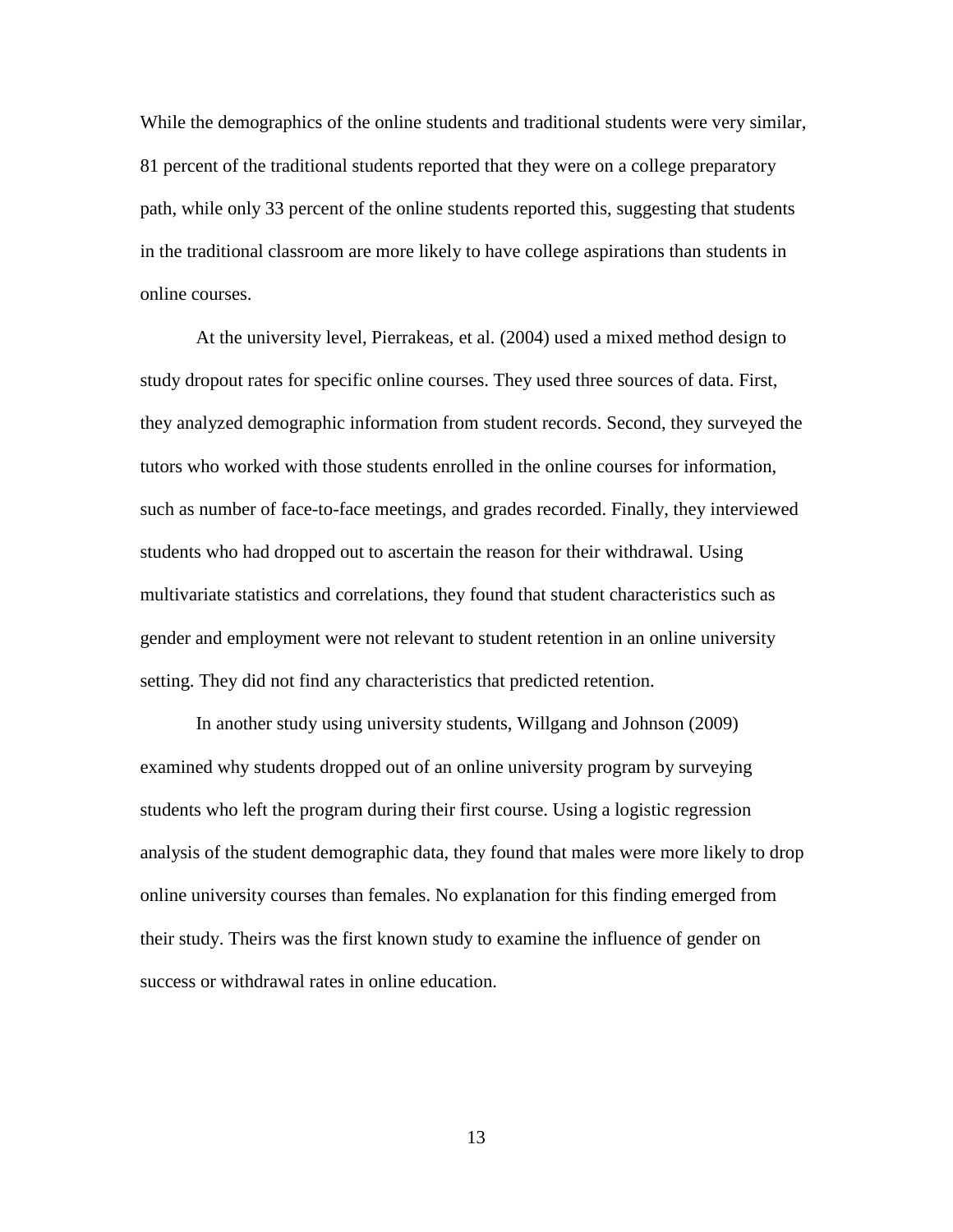While the demographics of the online students and traditional students were very similar, 81 percent of the traditional students reported that they were on a college preparatory path, while only 33 percent of the online students reported this, suggesting that students in the traditional classroom are more likely to have college aspirations than students in online courses.

At the university level, Pierrakeas, et al. (2004) used a mixed method design to study dropout rates for specific online courses. They used three sources of data. First, they analyzed demographic information from student records. Second, they surveyed the tutors who worked with those students enrolled in the online courses for information, such as number of face-to-face meetings, and grades recorded. Finally, they interviewed students who had dropped out to ascertain the reason for their withdrawal. Using multivariate statistics and correlations, they found that student characteristics such as gender and employment were not relevant to student retention in an online university setting. They did not find any characteristics that predicted retention.

In another study using university students, Willgang and Johnson (2009) examined why students dropped out of an online university program by surveying students who left the program during their first course. Using a logistic regression analysis of the student demographic data, they found that males were more likely to drop online university courses than females. No explanation for this finding emerged from their study. Theirs was the first known study to examine the influence of gender on success or withdrawal rates in online education.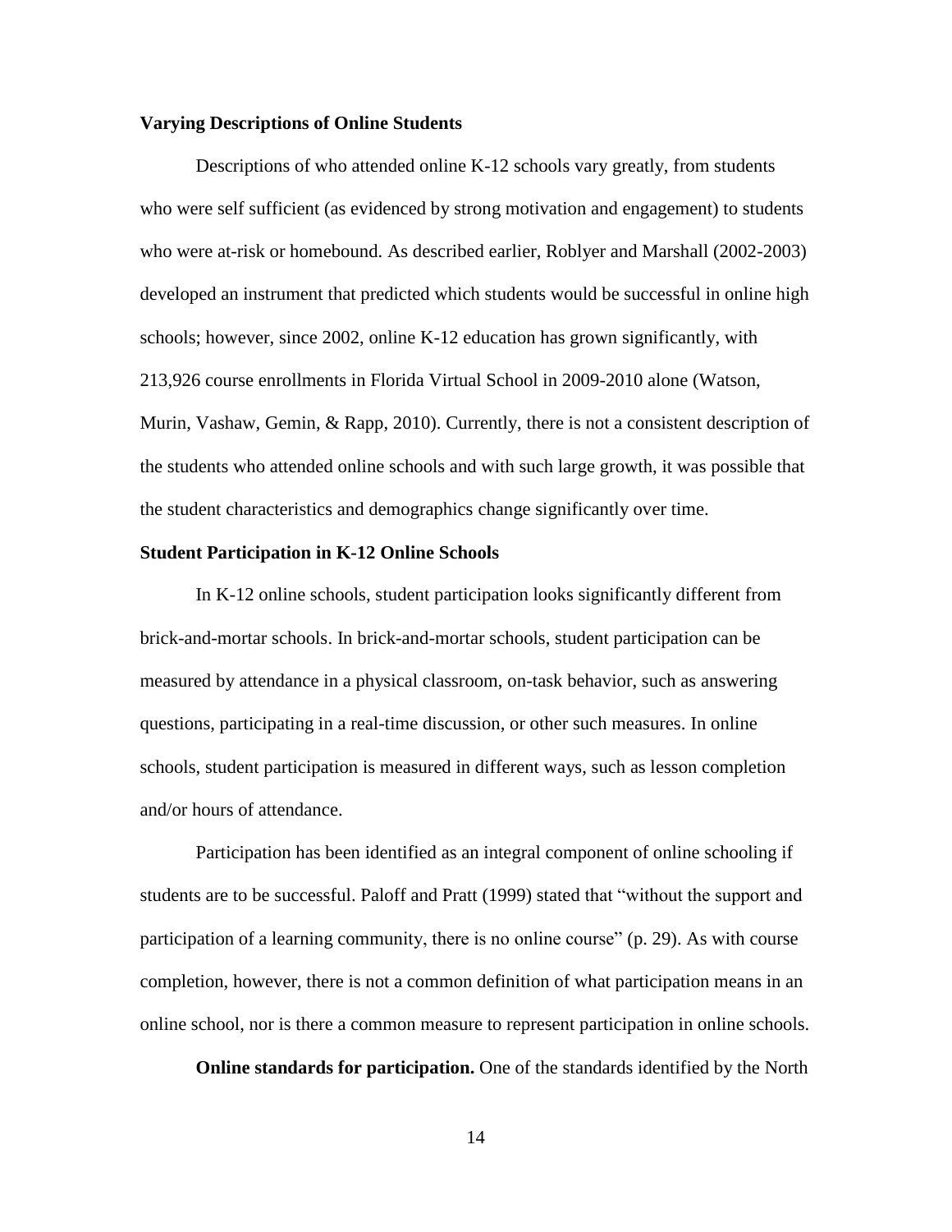### Varying Descriptions of Online Students

Descriptions of who attended online K-12 schools vary greatly, from students who were self sufficient (as evidenced by strong motivation and engagement) to students who were at-risk or homebound. As described earlier, Roblyer and Marshall (2002-2003) developed an instrument that predicted which students would be successful in online high schools; however, since 2002, online K-12 education has grown significantly, with 213,926 course enrollments in Florida Virtual School in 2009-2010 alone (Watson, Murin, Vashaw, Gemin, & Rapp, 2010). Currently, there is not a consistent description of the students who attended online schools and with such large growth, it was possible that the student characteristics and demographics change significantly over time.

### Student Participation in K-12 Online Schools

In K-12 online schools, student participation looks significantly different from brick-and-mortar schools. In brick-and-mortar schools, student participation can be measured by attendance in a physical classroom, on-task behavior, such as answering questions, participating in a real-time discussion, or other such measures. In online schools, student participation is measured in different ways, such as lesson completion and/or hours of attendance.

Participation has been identified as an integral component of online schooling if students are to be successful. Paloff and Pratt (1999) stated that "without the support and participation of a learning community, there is no online course" (p. 29). As with course completion, however, there is not a common definition of what participation means in an online school, nor is there a common measure to represent participation in online schools.

**Online standards for participation.** One of the standards identified by the North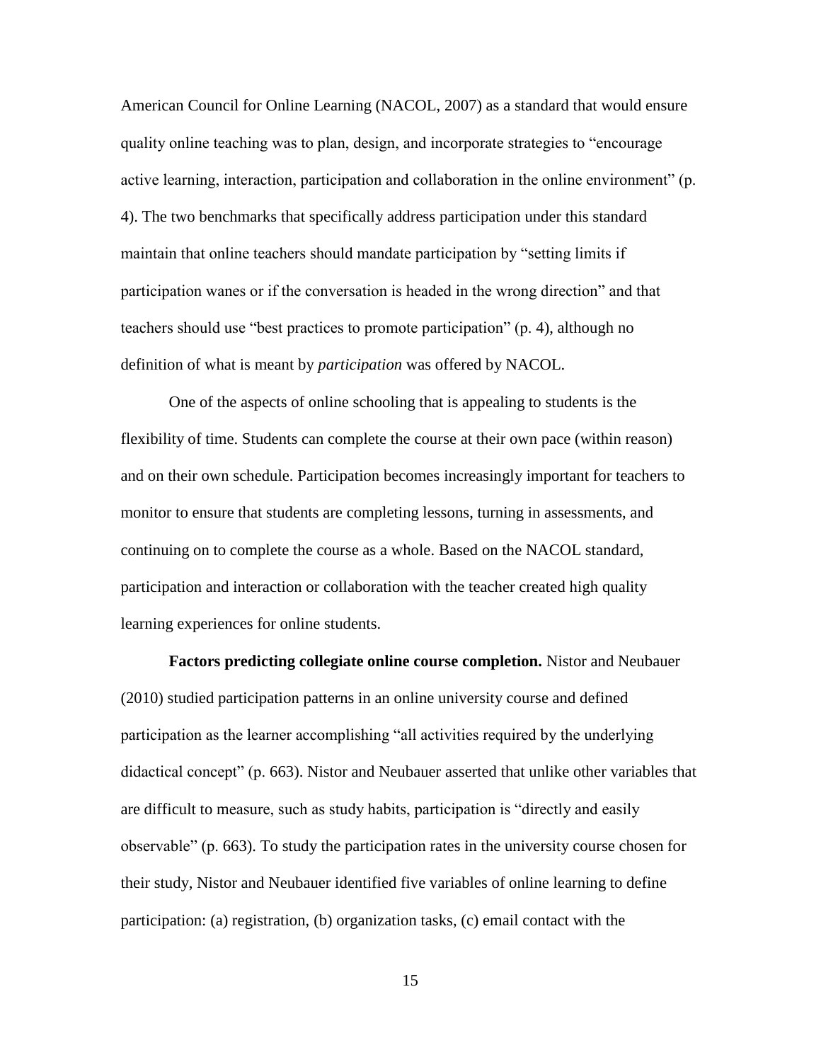American Council for Online Learning (NACOL, 2007) as a standard that would ensure quality online teaching was to plan, design, and incorporate strategies to "encourage active learning, interaction, participation and collaboration in the online environment" (p. 4). The two benchmarks that specifically address participation under this standard maintain that online teachers should mandate participation by "setting limits if participation wanes or if the conversation is headed in the wrong direction" and that teachers should use "best practices to promote participation" (p. 4), although no definition of what is meant by *participation* was offered by NACOL.

One of the aspects of online schooling that is appealing to students is the flexibility of time. Students can complete the course at their own pace (within reason) and on their own schedule. Participation becomes increasingly important for teachers to monitor to ensure that students are completing lessons, turning in assessments, and continuing on to complete the course as a whole. Based on the NACOL standard, participation and interaction or collaboration with the teacher created high quality learning experiences for online students.

**Factors predicting collegiate online course completion.** Nistor and Neubauer (2010) studied participation patterns in an online university course and defined participation as the learner accomplishing "all activities required by the underlying didactical concept" (p. 663). Nistor and Neubauer asserted that unlike other variables that are difficult to measure, such as study habits, participation is "directly and easily observable" (p. 663). To study the participation rates in the university course chosen for their study, Nistor and Neubauer identified five variables of online learning to define participation: (a) registration, (b) organization tasks, (c) email contact with the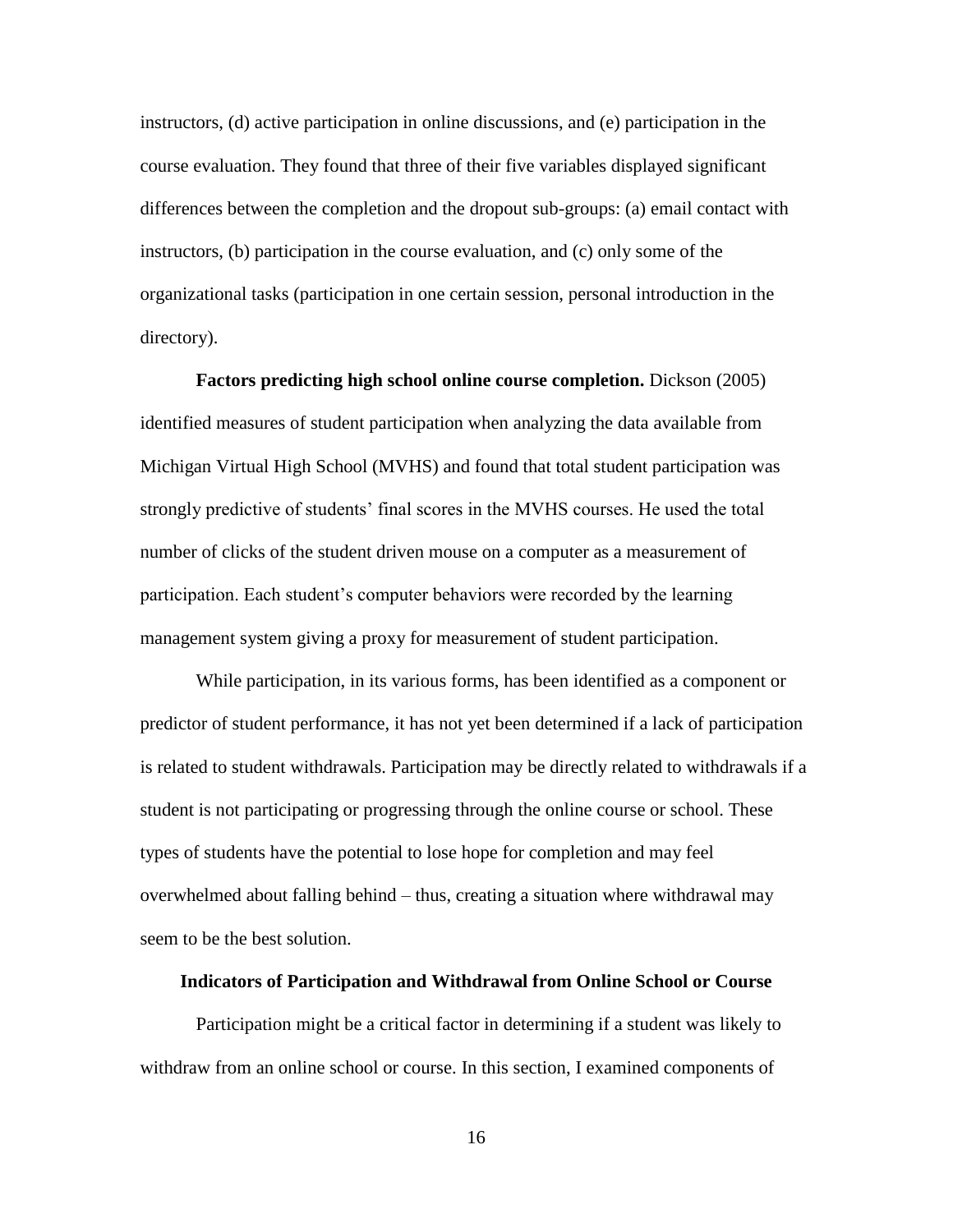instructors, (d) active participation in online discussions, and (e) participation in the course evaluation. They found that three of their five variables displayed significant differences between the completion and the dropout sub-groups: (a) email contact with instructors, (b) participation in the course evaluation, and (c) only some of the organizational tasks (participation in one certain session, personal introduction in the directory).

**Factors predicting high school online course completion.** Dickson (2005) identified measures of student participation when analyzing the data available from Michigan Virtual High School (MVHS) and found that total student participation was strongly predictive of students' final scores in the MVHS courses. He used the total number of clicks of the student driven mouse on a computer as a measurement of participation. Each student's computer behaviors were recorded by the learning management system giving a proxy for measurement of student participation.

While participation, in its various forms, has been identified as a component or predictor of student performance, it has not yet been determined if a lack of participation is related to student withdrawals. Participation may be directly related to withdrawals if a student is not participating or progressing through the online course or school. These types of students have the potential to lose hope for completion and may feel overwhelmed about falling behind – thus, creating a situation where withdrawal may seem to be the best solution.

### Indicators of Participation and Withdrawal from Online School or Course

Participation might be a critical factor in determining if a student was likely to withdraw from an online school or course. In this section, I examined components of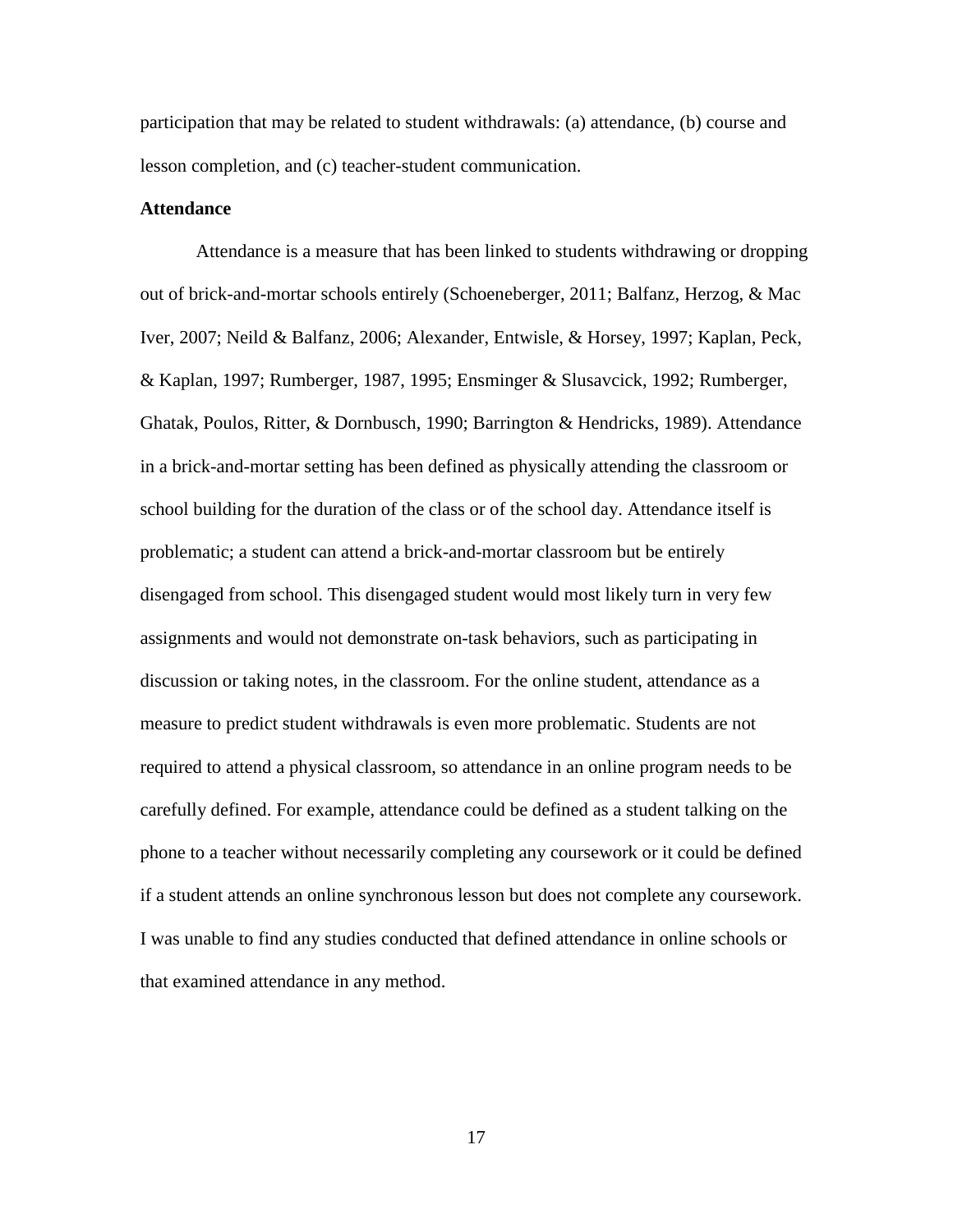participation that may be related to student withdrawals: (a) attendance, (b) course and lesson completion, and (c) teacher-student communication.

**Attendance**

Attendance is a measure that has been linked to students withdrawing or dropping out of brick-and-mortar schools entirely (Schoeneberger, 2011; Balfanz, Herzog, & Mac Iver, 2007; Neild & Balfanz, 2006; Alexander, Entwisle, & Horsey, 1997; Kaplan, Peck, & Kaplan, 1997; Rumberger, 1987, 1995; Ensminger & Slusavcick, 1992; Rumberger, Ghatak, Poulos, Ritter, & Dornbusch, 1990; Barrington & Hendricks, 1989). Attendance in a brick-and-mortar setting has been defined as physically attending the classroom or school building for the duration of the class or of the school day. Attendance itself is problematic; a student can attend a brick-and-mortar classroom but be entirely disengaged from school. This disengaged student would most likely turn in very few assignments and would not demonstrate on-task behaviors, such as participating in discussion or taking notes, in the classroom. For the online student, attendance as a measure to predict student withdrawals is even more problematic. Students are not required to attend a physical classroom, so attendance in an online program needs to be carefully defined. For example, attendance could be defined as a student talking on the phone to a teacher without necessarily completing any coursework or it could be defined if a student attends an online synchronous lesson but does not complete any coursework. I was unable to find any studies conducted that defined attendance in online schools or that examined attendance in any method.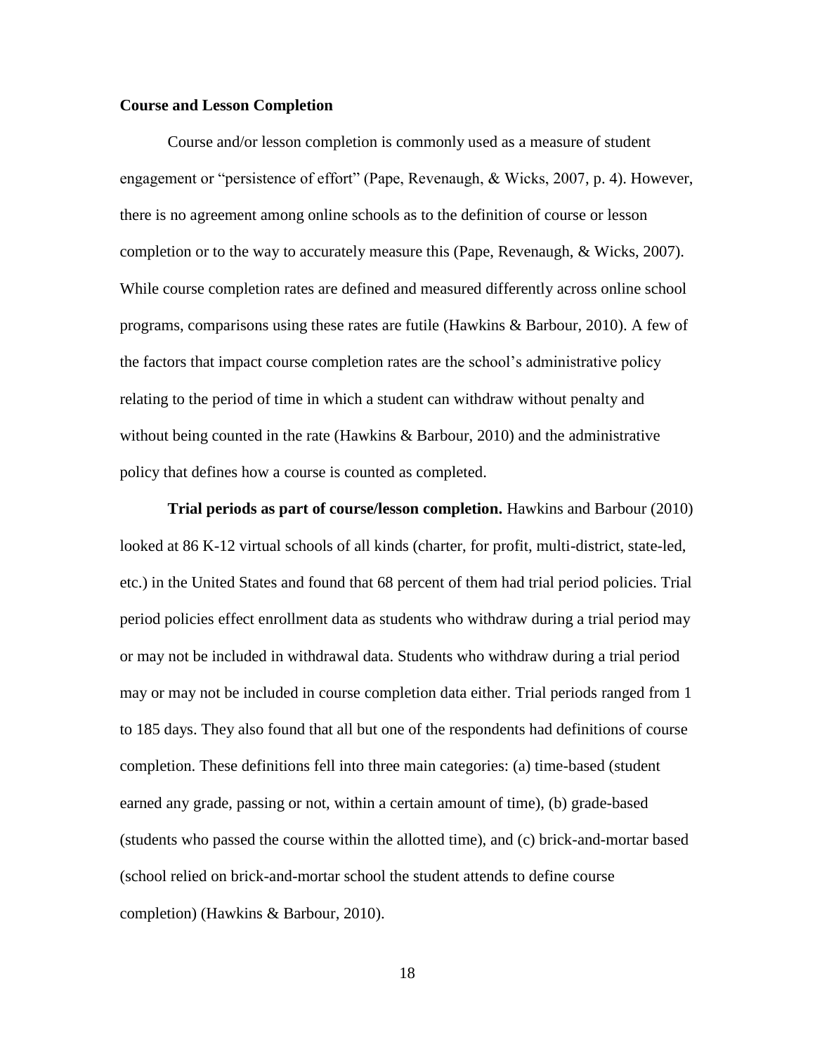### Course and Lesson Completion

Course and/or lesson completion is commonly used as a measure of student engagement or "persistence of effort" (Pape, Revenaugh, & Wicks, 2007, p. 4). However, there is no agreement among online schools as to the definition of course or lesson completion or to the way to accurately measure this (Pape, Revenaugh, & Wicks, 2007). While course completion rates are defined and measured differently across online school programs, comparisons using these rates are futile (Hawkins & Barbour, 2010). A few of the factors that impact course completion rates are the school's administrative policy relating to the period of time in which a student can withdraw without penalty and without being counted in the rate (Hawkins & Barbour, 2010) and the administrative policy that defines how a course is counted as completed.

**Trial periods as part of course/lesson completion.** Hawkins and Barbour (2010) looked at 86 K-12 virtual schools of all kinds (charter, for profit, multi-district, state-led, etc.) in the United States and found that 68 percent of them had trial period policies. Trial period policies effect enrollment data as students who withdraw during a trial period may or may not be included in withdrawal data. Students who withdraw during a trial period may or may not be included in course completion data either. Trial periods ranged from 1 to 185 days. They also found that all but one of the respondents had definitions of course completion. These definitions fell into three main categories: (a) time-based (student earned any grade, passing or not, within a certain amount of time), (b) grade-based (students who passed the course within the allotted time), and (c) brick-and-mortar based (school relied on brick-and-mortar school the student attends to define course completion) (Hawkins & Barbour, 2010).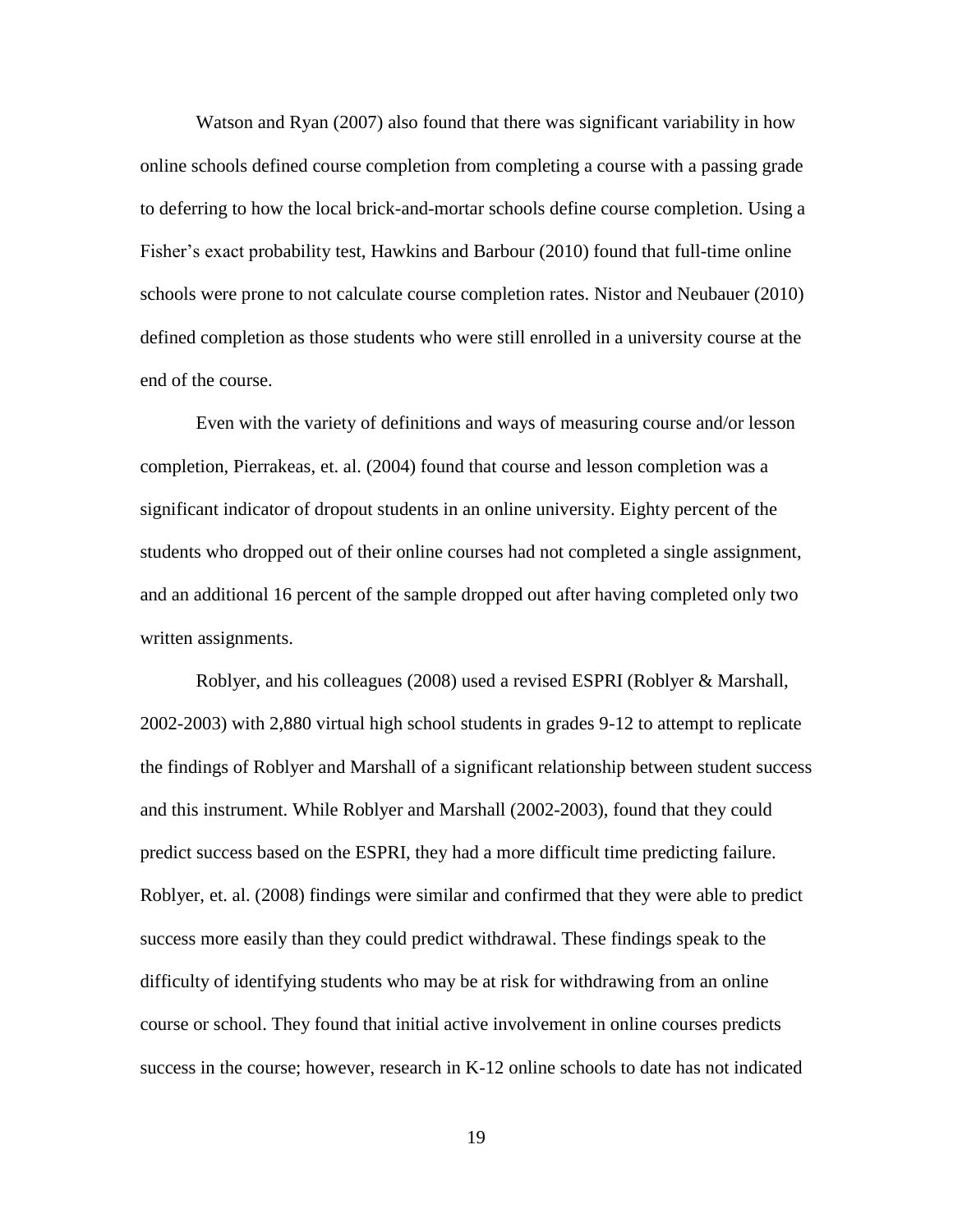Watson and Ryan (2007) also found that there was significant variability in how online schools defined course completion from completing a course with a passing grade to deferring to how the local brick-and-mortar schools define course completion. Using a Fisher's exact probability test, Hawkins and Barbour (2010) found that full-time online schools were prone to not calculate course completion rates. Nistor and Neubauer (2010) defined completion as those students who were still enrolled in a university course at the end of the course.

Even with the variety of definitions and ways of measuring course and/or lesson completion, Pierrakeas, et. al. (2004) found that course and lesson completion was a significant indicator of dropout students in an online university. Eighty percent of the students who dropped out of their online courses had not completed a single assignment, and an additional 16 percent of the sample dropped out after having completed only two written assignments.

Roblyer, and his colleagues (2008) used a revised ESPRI (Roblyer & Marshall, 2002-2003) with 2,880 virtual high school students in grades 9-12 to attempt to replicate the findings of Roblyer and Marshall of a significant relationship between student success and this instrument. While Roblyer and Marshall (2002-2003), found that they could predict success based on the ESPRI, they had a more difficult time predicting failure. Roblyer, et. al. (2008) findings were similar and confirmed that they were able to predict success more easily than they could predict withdrawal. These findings speak to the difficulty of identifying students who may be at risk for withdrawing from an online course or school. They found that initial active involvement in online courses predicts success in the course; however, research in K-12 online schools to date has not indicated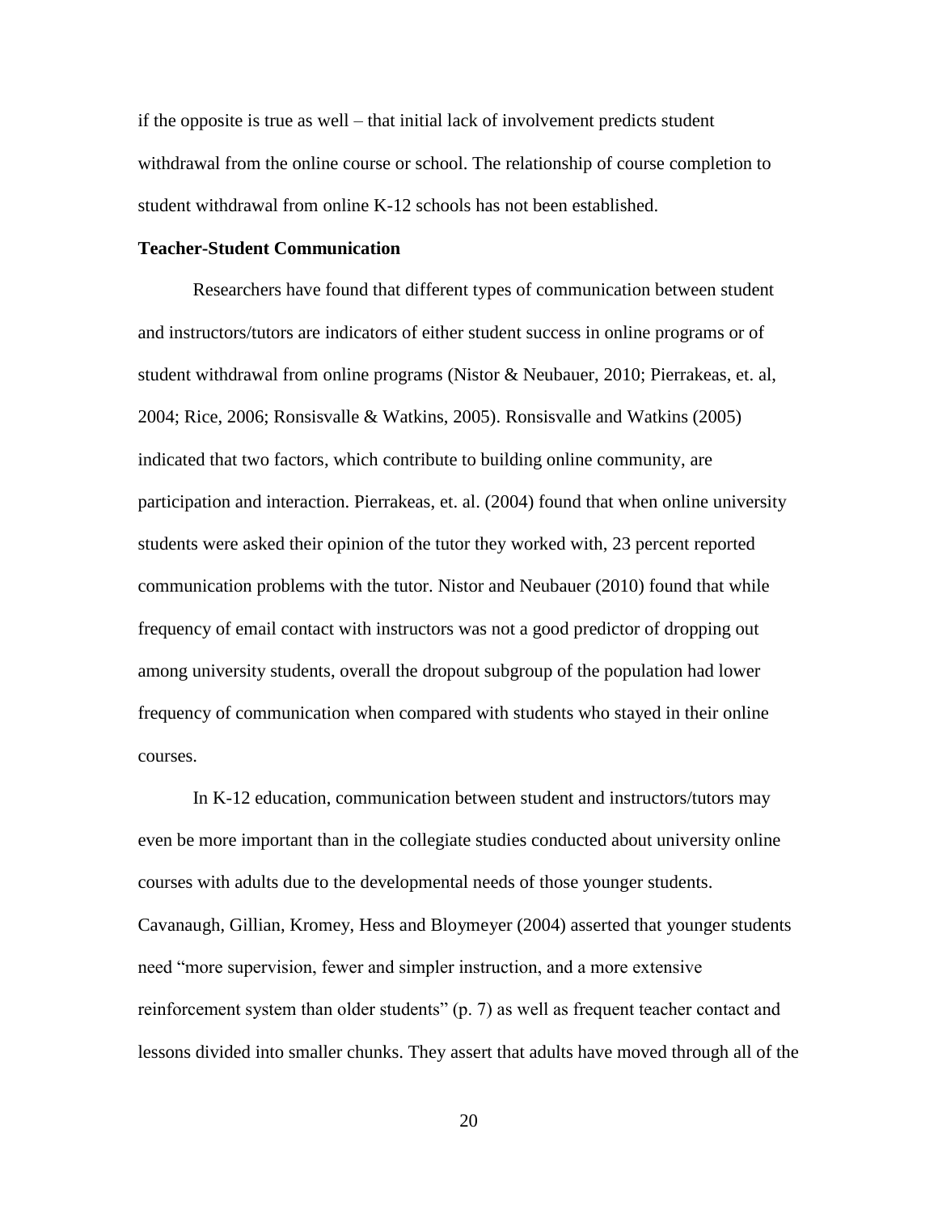if the opposite is true as well – that initial lack of involvement predicts student withdrawal from the online course or school. The relationship of course completion to student withdrawal from online K-12 schools has not been established.

**Teacher-Student Communication**

Researchers have found that different types of communication between student and instructors/tutors are indicators of either student success in online programs or of student withdrawal from online programs (Nistor & Neubauer, 2010; Pierrakeas, et. al, 2004; Rice, 2006; Ronsisvalle & Watkins, 2005). Ronsisvalle and Watkins (2005) indicated that two factors, which contribute to building online community, are participation and interaction. Pierrakeas, et. al. (2004) found that when online university students were asked their opinion of the tutor they worked with, 23 percent reported communication problems with the tutor. Nistor and Neubauer (2010) found that while frequency of email contact with instructors was not a good predictor of dropping out among university students, overall the dropout subgroup of the population had lower frequency of communication when compared with students who stayed in their online courses.

In K-12 education, communication between student and instructors/tutors may even be more important than in the collegiate studies conducted about university online courses with adults due to the developmental needs of those younger students. Cavanaugh, Gillian, Kromey, Hess and Bloymeyer (2004) asserted that younger students need "more supervision, fewer and simpler instruction, and a more extensive reinforcement system than older students" (p. 7) as well as frequent teacher contact and lessons divided into smaller chunks. They assert that adults have moved through all of the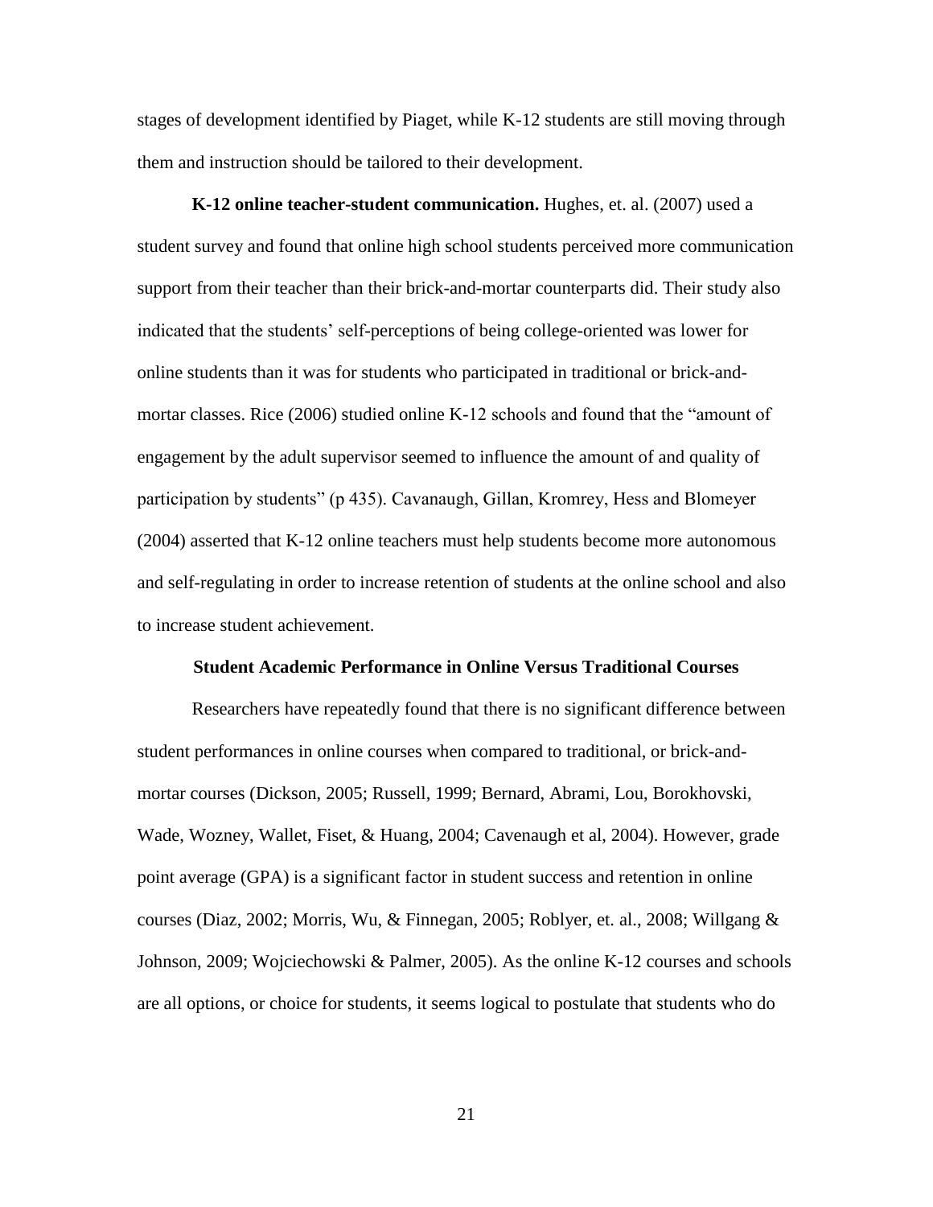stages of development identified by Piaget, while K-12 students are still moving through them and instruction should be tailored to their development.

**K-12 online teacher-student communication.** Hughes, et. al. (2007) used a student survey and found that online high school students perceived more communication support from their teacher than their brick-and-mortar counterparts did. Their study also indicated that the students' self-perceptions of being college-oriented was lower for online students than it was for students who participated in traditional or brick-and-mortar classes. Rice (2006) studied online K-12 schools and found that the "amount of engagement by the adult supervisor seemed to influence the amount of and quality of participation by students" (p 435). Cavanaugh, Gillan, Kromrey, Hess and Blomeyer (2004) asserted that K-12 online teachers must help students become more autonomous and self-regulating in order to increase retention of students at the online school and also to increase student achievement.

### Student Academic Performance in Online Versus Traditional Courses

Researchers have repeatedly found that there is no significant difference between student performances in online courses when compared to traditional, or brick-and-mortar courses (Dickson, 2005; Russell, 1999; Bernard, Abrami, Lou, Borokhovski, Wade, Wozney, Wallet, Fiset, & Huang, 2004; Cavenaugh et al, 2004). However, grade point average (GPA) is a significant factor in student success and retention in online courses (Diaz, 2002; Morris, Wu, & Finnegan, 2005; Roblyer, et. al., 2008; Willgang & Johnson, 2009; Wojciechowski & Palmer, 2005). As the online K-12 courses and schools are all options, or choice for students, it seems logical to postulate that students who do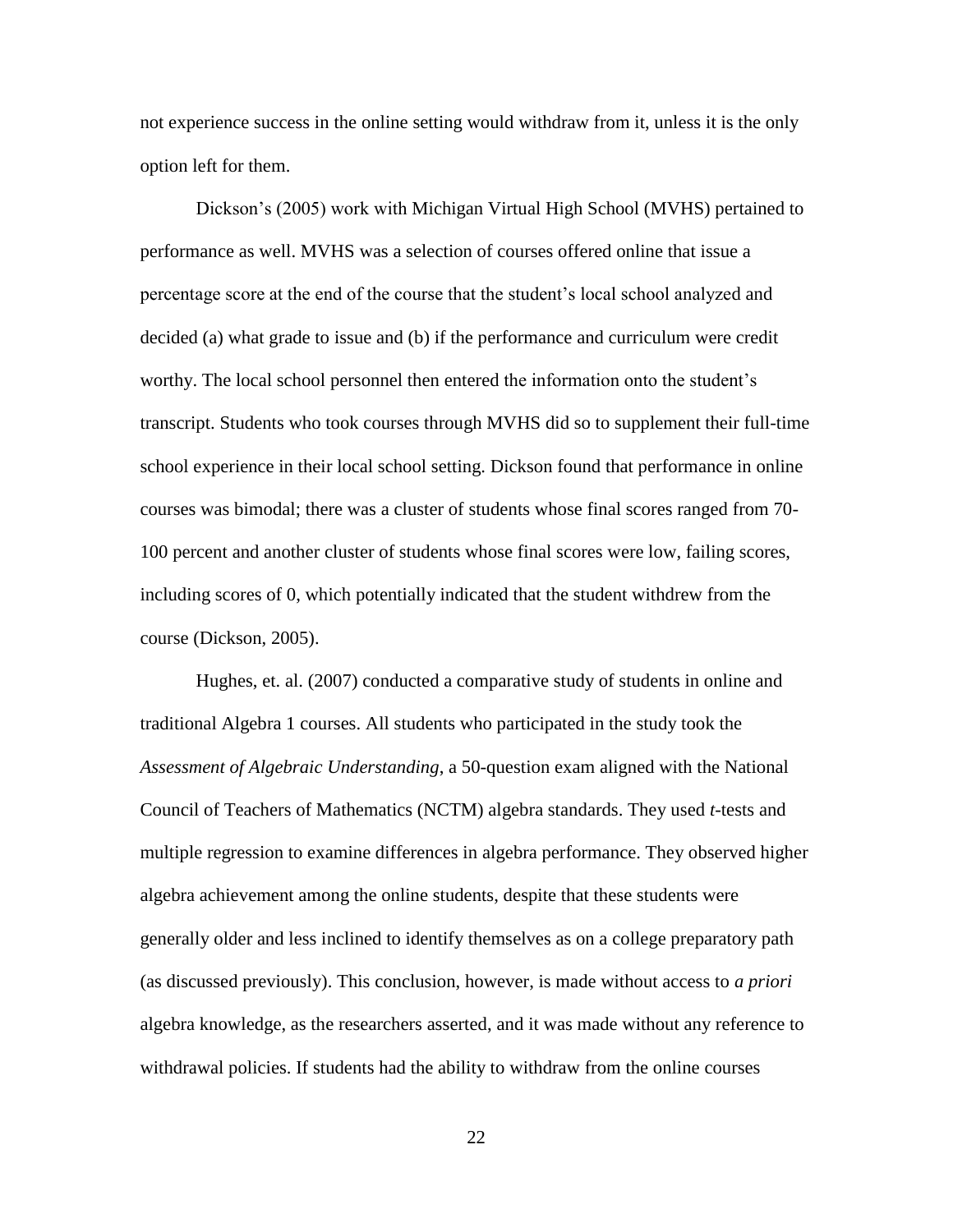not experience success in the online setting would withdraw from it, unless it is the only option left for them.

Dickson's (2005) work with Michigan Virtual High School (MVHS) pertained to performance as well. MVHS was a selection of courses offered online that issue a percentage score at the end of the course that the student's local school analyzed and decided (a) what grade to issue and (b) if the performance and curriculum were credit worthy. The local school personnel then entered the information onto the student's transcript. Students who took courses through MVHS did so to supplement their full-time school experience in their local school setting. Dickson found that performance in online courses was bimodal; there was a cluster of students whose final scores ranged from 70-100 percent and another cluster of students whose final scores were low, failing scores, including scores of 0, which potentially indicated that the student withdrew from the course (Dickson, 2005).

Hughes, et. al. (2007) conducted a comparative study of students in online and traditional Algebra 1 courses. All students who participated in the study took the *Assessment of Algebraic Understanding*, a 50-question exam aligned with the National Council of Teachers of Mathematics (NCTM) algebra standards. They used *t*-tests and multiple regression to examine differences in algebra performance. They observed higher algebra achievement among the online students, despite that these students were generally older and less inclined to identify themselves as on a college preparatory path (as discussed previously). This conclusion, however, is made without access to *a priori* algebra knowledge, as the researchers asserted, and it was made without any reference to withdrawal policies. If students had the ability to withdraw from the online courses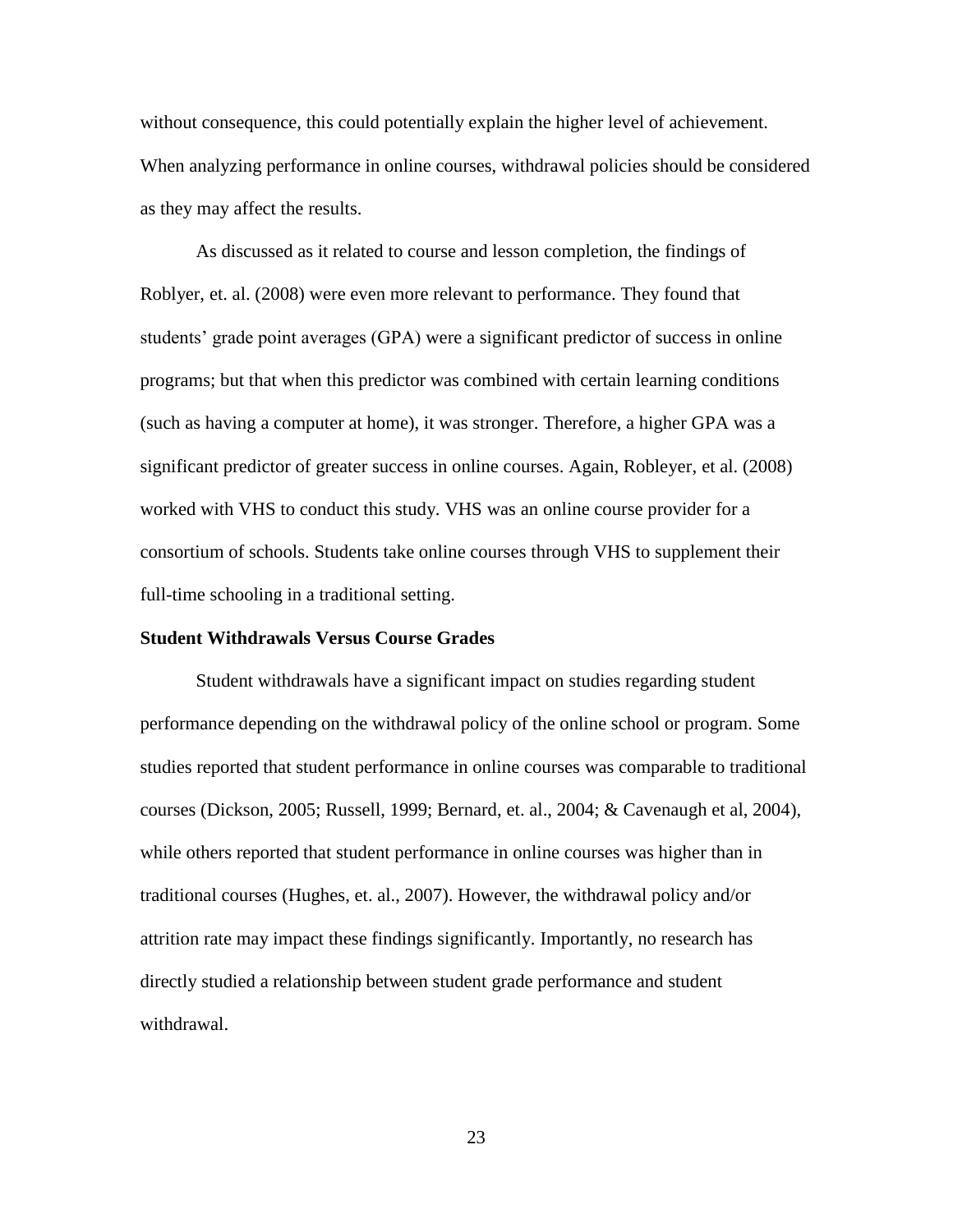without consequence, this could potentially explain the higher level of achievement. When analyzing performance in online courses, withdrawal policies should be considered as they may affect the results.

As discussed as it related to course and lesson completion, the findings of Roblyer, et. al. (2008) were even more relevant to performance. They found that students' grade point averages (GPA) were a significant predictor of success in online programs; but that when this predictor was combined with certain learning conditions (such as having a computer at home), it was stronger. Therefore, a higher GPA was a significant predictor of greater success in online courses. Again, Robleyer, et al. (2008) worked with VHS to conduct this study. VHS was an online course provider for a consortium of schools. Students take online courses through VHS to supplement their full-time schooling in a traditional setting.

**Student Withdrawals Versus Course Grades**

Student withdrawals have a significant impact on studies regarding student performance depending on the withdrawal policy of the online school or program. Some studies reported that student performance in online courses was comparable to traditional courses (Dickson, 2005; Russell, 1999; Bernard, et. al., 2004; & Cavenaugh et al, 2004), while others reported that student performance in online courses was higher than in traditional courses (Hughes, et. al., 2007). However, the withdrawal policy and/or attrition rate may impact these findings significantly. Importantly, no research has directly studied a relationship between student grade performance and student withdrawal.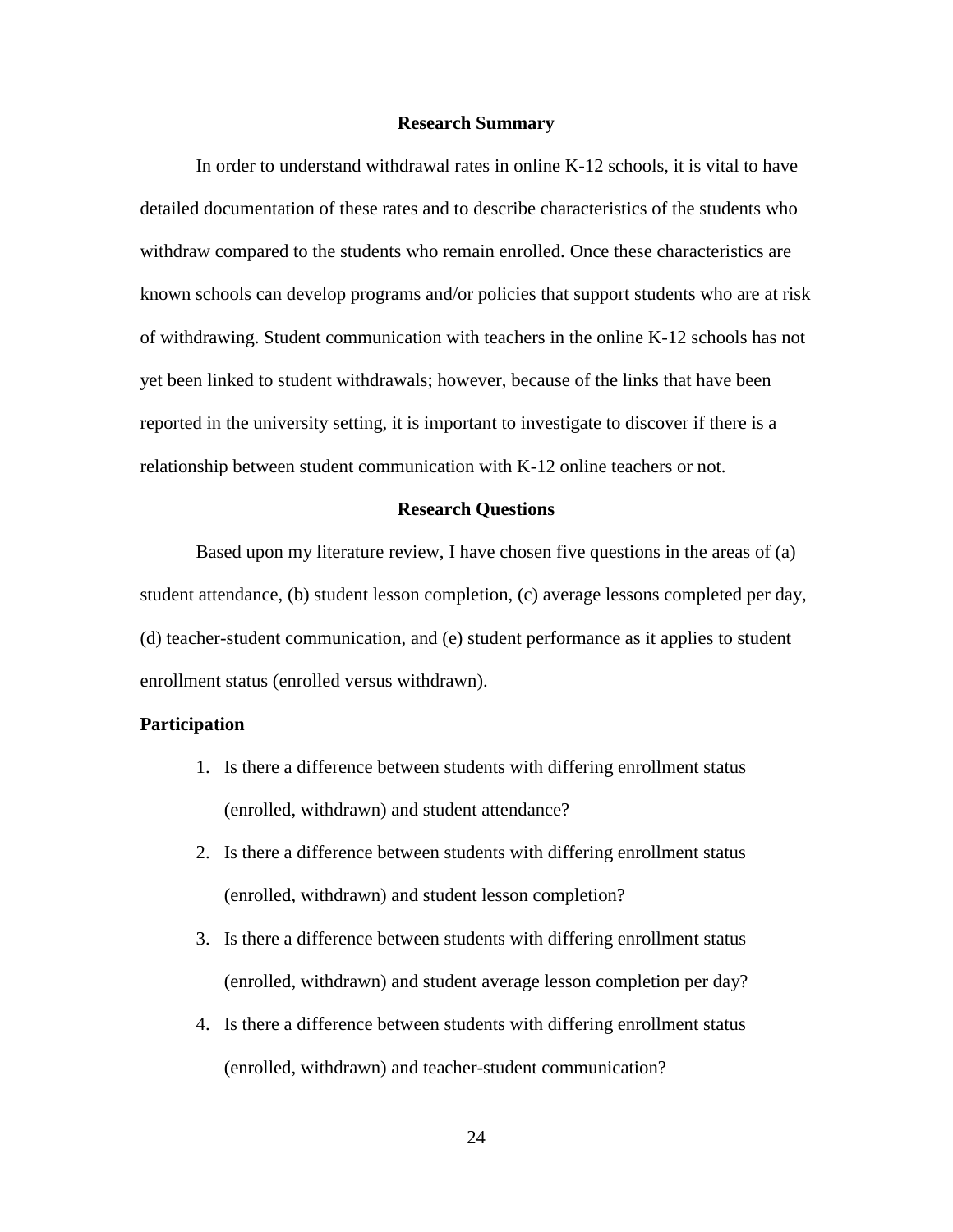## Research Summary

In order to understand withdrawal rates in online K-12 schools, it is vital to have detailed documentation of these rates and to describe characteristics of the students who withdraw compared to the students who remain enrolled. Once these characteristics are known schools can develop programs and/or policies that support students who are at risk of withdrawing. Student communication with teachers in the online K-12 schools has not yet been linked to student withdrawals; however, because of the links that have been reported in the university setting, it is important to investigate to discover if there is a relationship between student communication with K-12 online teachers or not.

## Research Questions

Based upon my literature review, I have chosen five questions in the areas of (a) student attendance, (b) student lesson completion, (c) average lessons completed per day, (d) teacher-student communication, and (e) student performance as it applies to student enrollment status (enrolled versus withdrawn).

### Participation

1. Is there a difference between students with differing enrollment status (enrolled, withdrawn) and student attendance?
2. Is there a difference between students with differing enrollment status (enrolled, withdrawn) and student lesson completion?
3. Is there a difference between students with differing enrollment status (enrolled, withdrawn) and student average lesson completion per day?
4. Is there a difference between students with differing enrollment status (enrolled, withdrawn) and teacher-student communication?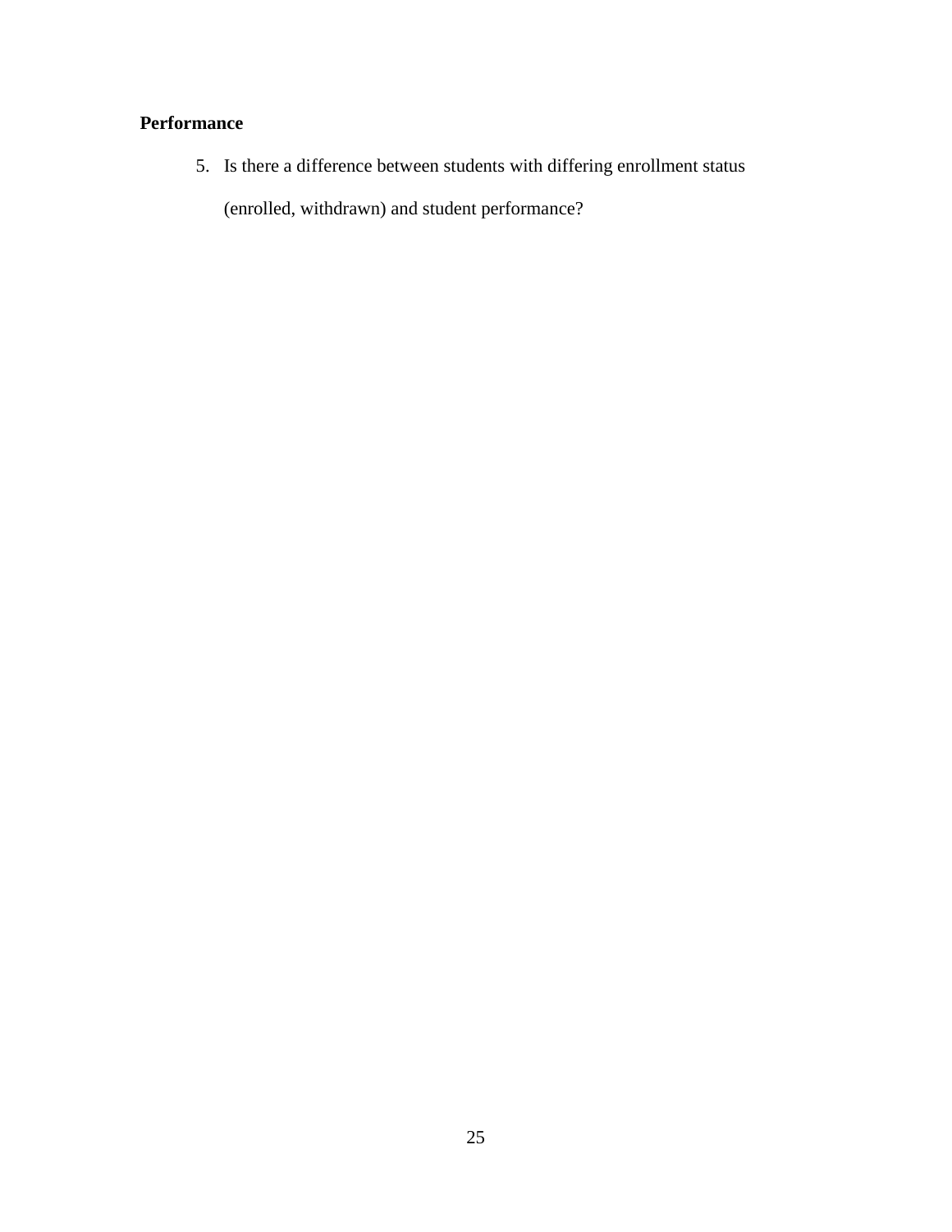**Performance**

5. Is there a difference between students with differing enrollment status (enrolled, withdrawn) and student performance?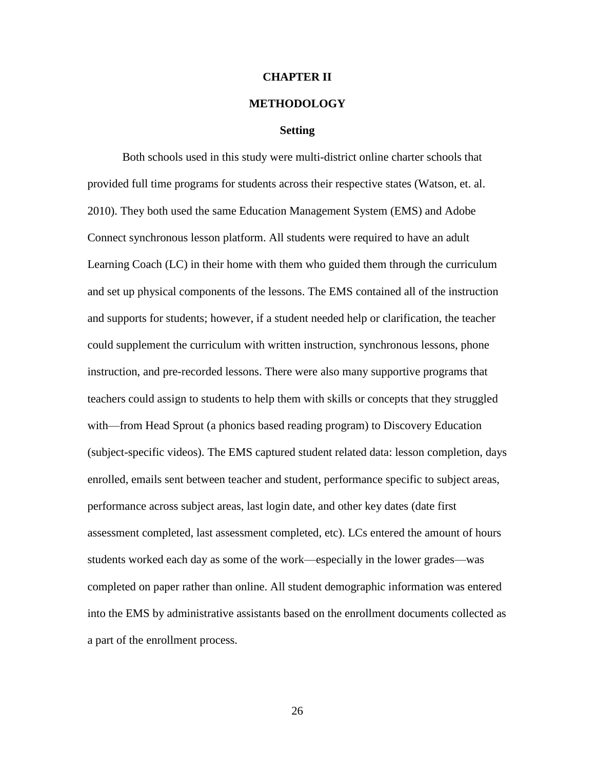# CHAPTER II

# METHODOLOGY

## Setting

Both schools used in this study were multi-district online charter schools that provided full time programs for students across their respective states (Watson, et. al. 2010). They both used the same Education Management System (EMS) and Adobe Connect synchronous lesson platform. All students were required to have an adult Learning Coach (LC) in their home with them who guided them through the curriculum and set up physical components of the lessons. The EMS contained all of the instruction and supports for students; however, if a student needed help or clarification, the teacher could supplement the curriculum with written instruction, synchronous lessons, phone instruction, and pre-recorded lessons. There were also many supportive programs that teachers could assign to students to help them with skills or concepts that they struggled with—from Head Sprout (a phonics based reading program) to Discovery Education (subject-specific videos). The EMS captured student related data: lesson completion, days enrolled, emails sent between teacher and student, performance specific to subject areas, performance across subject areas, last login date, and other key dates (date first assessment completed, last assessment completed, etc). LCs entered the amount of hours students worked each day as some of the work—especially in the lower grades—was completed on paper rather than online. All student demographic information was entered into the EMS by administrative assistants based on the enrollment documents collected as a part of the enrollment process.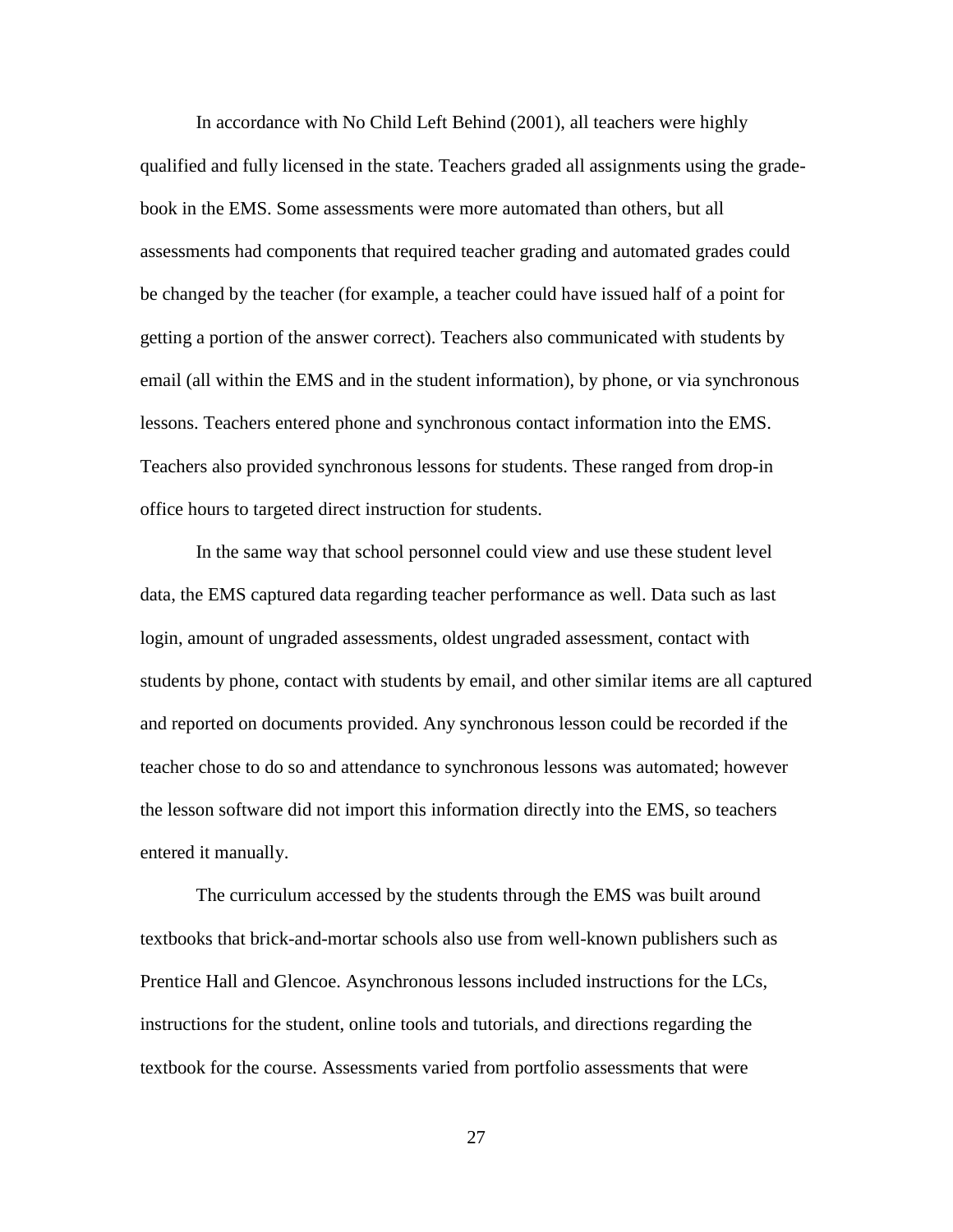In accordance with No Child Left Behind (2001), all teachers were highly qualified and fully licensed in the state. Teachers graded all assignments using the grade-book in the EMS. Some assessments were more automated than others, but all assessments had components that required teacher grading and automated grades could be changed by the teacher (for example, a teacher could have issued half of a point for getting a portion of the answer correct). Teachers also communicated with students by email (all within the EMS and in the student information), by phone, or via synchronous lessons. Teachers entered phone and synchronous contact information into the EMS. Teachers also provided synchronous lessons for students. These ranged from drop-in office hours to targeted direct instruction for students.

In the same way that school personnel could view and use these student level data, the EMS captured data regarding teacher performance as well. Data such as last login, amount of ungraded assessments, oldest ungraded assessment, contact with students by phone, contact with students by email, and other similar items are all captured and reported on documents provided. Any synchronous lesson could be recorded if the teacher chose to do so and attendance to synchronous lessons was automated; however the lesson software did not import this information directly into the EMS, so teachers entered it manually.

The curriculum accessed by the students through the EMS was built around textbooks that brick-and-mortar schools also use from well-known publishers such as Prentice Hall and Glencoe. Asynchronous lessons included instructions for the LCs, instructions for the student, online tools and tutorials, and directions regarding the textbook for the course. Assessments varied from portfolio assessments that were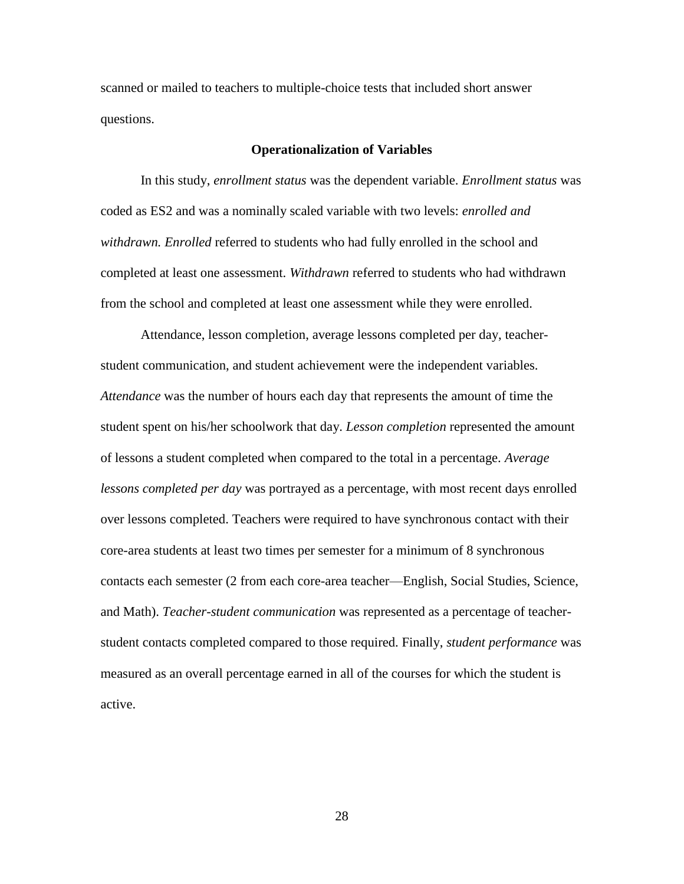scanned or mailed to teachers to multiple-choice tests that included short answer questions.

## Operationalization of Variables

In this study, *enrollment status* was the dependent variable. *Enrollment status* was coded as ES2 and was a nominally scaled variable with two levels: *enrolled and withdrawn. Enrolled* referred to students who had fully enrolled in the school and completed at least one assessment. *Withdrawn* referred to students who had withdrawn from the school and completed at least one assessment while they were enrolled.

Attendance, lesson completion, average lessons completed per day, teacher-student communication, and student achievement were the independent variables. *Attendance* was the number of hours each day that represents the amount of time the student spent on his/her schoolwork that day. *Lesson completion* represented the amount of lessons a student completed when compared to the total in a percentage. *Average lessons completed per day* was portrayed as a percentage, with most recent days enrolled over lessons completed. Teachers were required to have synchronous contact with their core-area students at least two times per semester for a minimum of 8 synchronous contacts each semester (2 from each core-area teacher—English, Social Studies, Science, and Math). *Teacher-student communication* was represented as a percentage of teacher-student contacts completed compared to those required. Finally, *student performance* was measured as an overall percentage earned in all of the courses for which the student is active.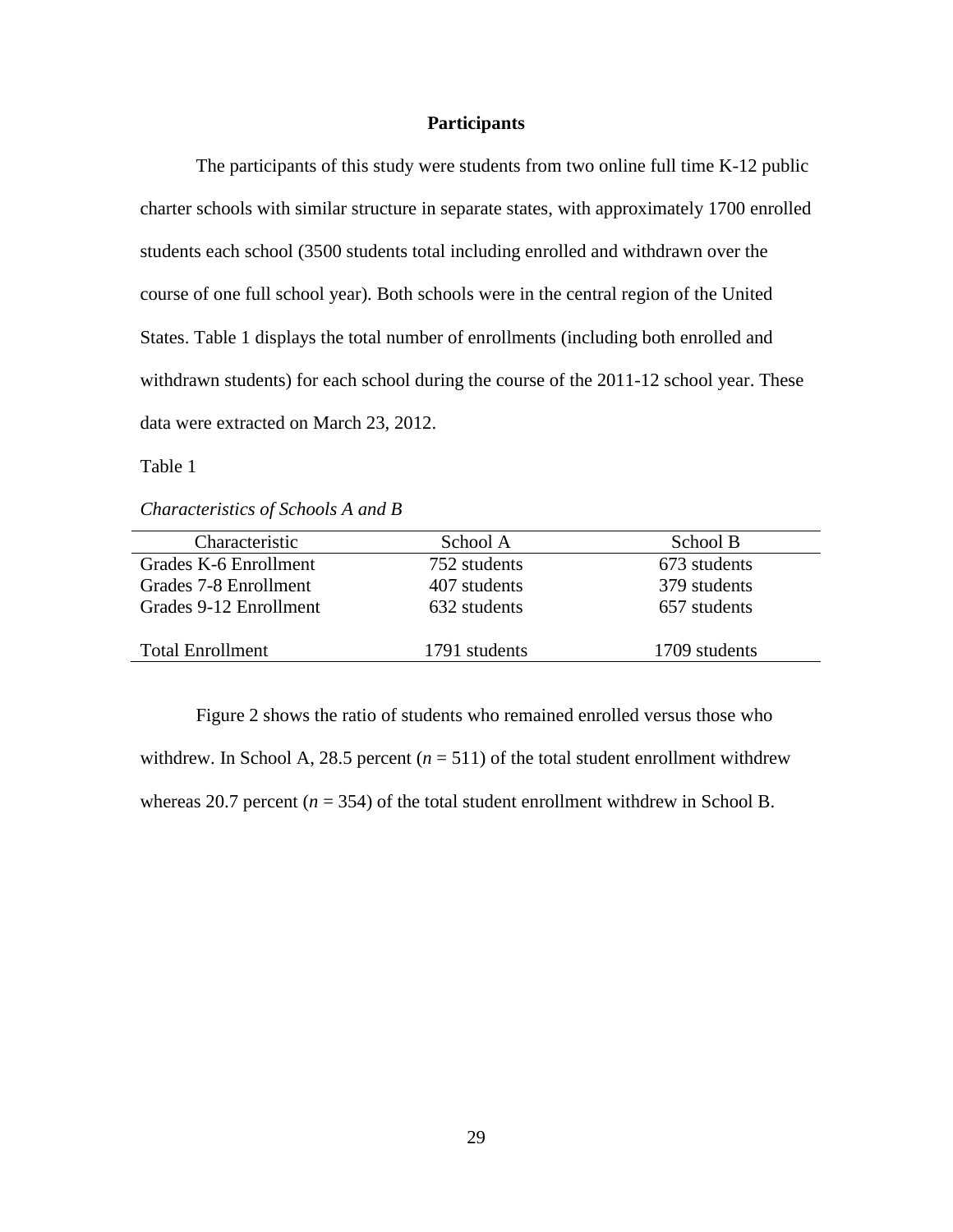## Participants

The participants of this study were students from two online full time K-12 public charter schools with similar structure in separate states, with approximately 1700 enrolled students each school (3500 students total including enrolled and withdrawn over the course of one full school year). Both schools were in the central region of the United States. Table 1 displays the total number of enrollments (including both enrolled and withdrawn students) for each school during the course of the 2011-12 school year. These data were extracted on March 23, 2012.

Table 1

*Characteristics of Schools A and B*

| Characteristic | School A | School B |
|---|---|---|
| Grades K-6 Enrollment | 752 students | 673 students |
| Grades 7-8 Enrollment | 407 students | 379 students |
| Grades 9-12 Enrollment | 632 students | 657 students |
| Total Enrollment | 1791 students | 1709 students |

Figure 2 shows the ratio of students who remained enrolled versus those who withdrew. In School A, 28.5 percent ($n$ = 511) of the total student enrollment withdrew whereas 20.7 percent ($n$ = 354) of the total student enrollment withdrew in School B.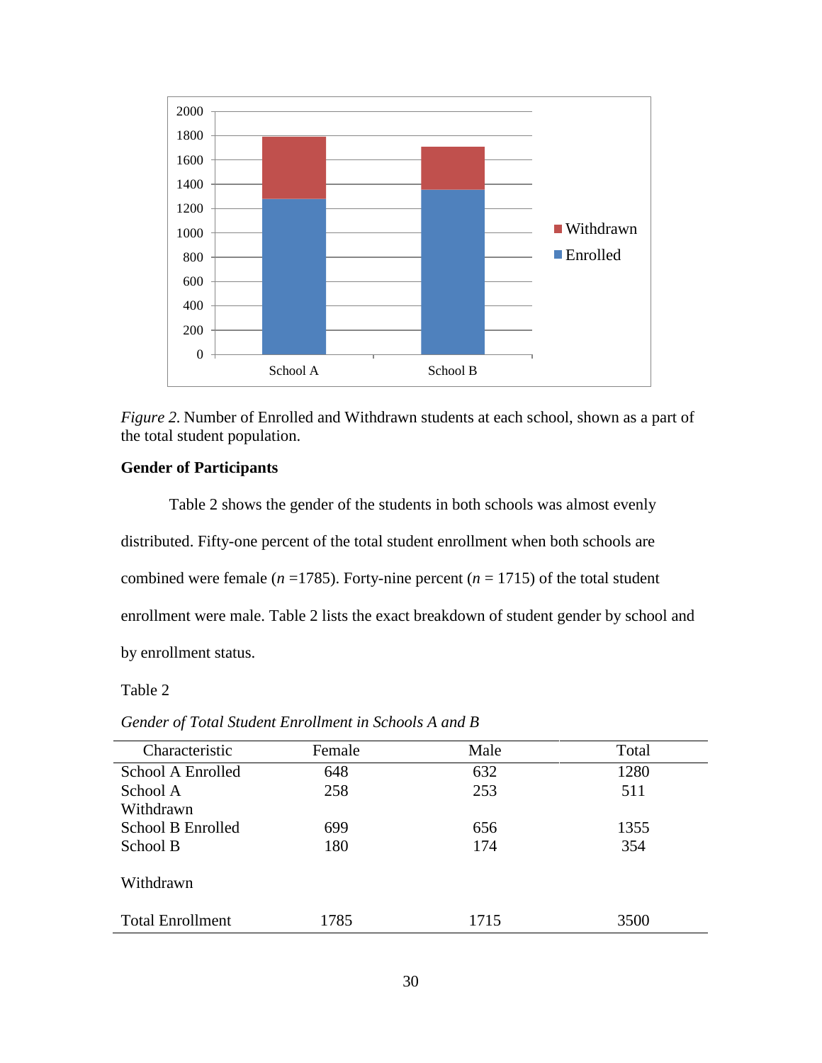*Figure 2.* Number of Enrolled and Withdrawn students at each school, shown as a part of the total student population.

**Gender of Participants**

Table 2 shows the gender of the students in both schools was almost evenly distributed. Fifty-one percent of the total student enrollment when both schools are combined were female (*n* =1785). Forty-nine percent (*n* = 1715) of the total student enrollment were male. Table 2 lists the exact breakdown of student gender by school and by enrollment status.

Table 2

*Gender of Total Student Enrollment in Schools A and B*

| Characteristic | Female | Male | Total |
|---|---|---|---|
| School A Enrolled | 648 | 632 | 1280 |
| School A Withdrawn | 258 | 253 | 511 |
| School B Enrolled | 699 | 656 | 1355 |
| School B Withdrawn | 180 | 174 | 354 |
| Total Enrollment | 1785 | 1715 | 3500 |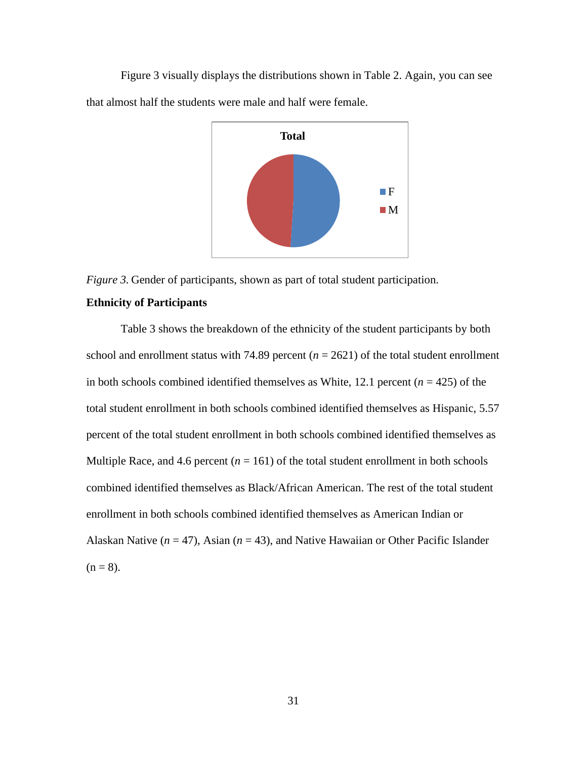Figure 3 visually displays the distributions shown in Table 2. Again, you can see that almost half the students were male and half were female.

*Figure 3*. Gender of participants, shown as part of total student participation.

**Ethnicity of Participants**

Table 3 shows the breakdown of the ethnicity of the student participants by both school and enrollment status with 74.89 percent ($n$ = 2621) of the total student enrollment in both schools combined identified themselves as White, 12.1 percent ($n$ = 425) of the total student enrollment in both schools combined identified themselves as Hispanic, 5.57 percent of the total student enrollment in both schools combined identified themselves as Multiple Race, and 4.6 percent ($n$ = 161) of the total student enrollment in both schools combined identified themselves as Black/African American. The rest of the total student enrollment in both schools combined identified themselves as American Indian or Alaskan Native ($n$ = 47), Asian ($n$ = 43), and Native Hawaiian or Other Pacific Islander (n = 8).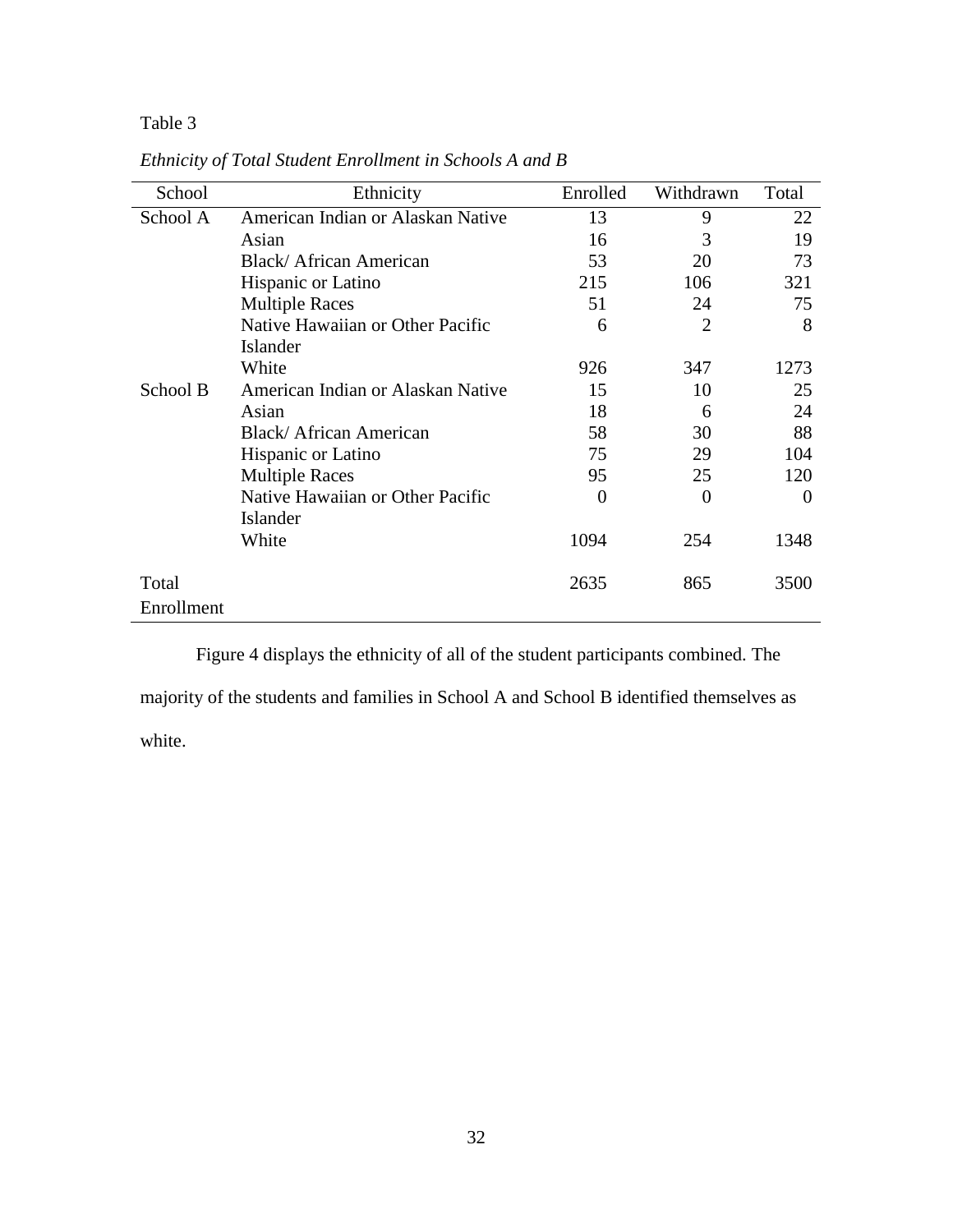Table 3

*Ethnicity of Total Student Enrollment in Schools A and B*

| School | Ethnicity | Enrolled | Withdrawn | Total |
|---|---|---|---|---|
| School A | American Indian or Alaskan Native | 13 | 9 | 22 |
| | Asian | 16 | 3 | 19 |
| | Black/ African American | 53 | 20 | 73 |
| | Hispanic or Latino | 215 | 106 | 321 |
| | Multiple Races | 51 | 24 | 75 |
| | Native Hawaiian or Other Pacific Islander | 6 | 2 | 8 |
| | White | 926 | 347 | 1273 |
| School B | American Indian or Alaskan Native | 15 | 10 | 25 |
| | Asian | 18 | 6 | 24 |
| | Black/ African American | 58 | 30 | 88 |
| | Hispanic or Latino | 75 | 29 | 104 |
| | Multiple Races | 95 | 25 | 120 |
| | Native Hawaiian or Other Pacific Islander | 0 | 0 | 0 |
| | White | 1094 | 254 | 1348 |
| Total Enrollment | | 2635 | 865 | 3500 |

Figure 4 displays the ethnicity of all of the student participants combined. The majority of the students and families in School A and School B identified themselves as white.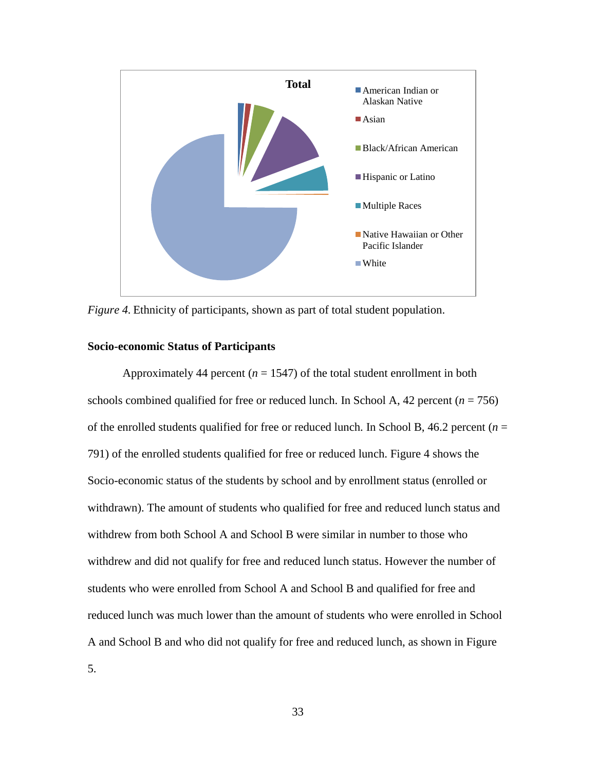*Figure 4.* Ethnicity of participants, shown as part of total student population.

**Socio-economic Status of Participants**

Approximately 44 percent (*n* = 1547) of the total student enrollment in both schools combined qualified for free or reduced lunch. In School A, 42 percent (*n* = 756) of the enrolled students qualified for free or reduced lunch. In School B, 46.2 percent (*n* = 791) of the enrolled students qualified for free or reduced lunch. Figure 4 shows the Socio-economic status of the students by school and by enrollment status (enrolled or withdrawn). The amount of students who qualified for free and reduced lunch status and withdrew from both School A and School B were similar in number to those who withdrew and did not qualify for free and reduced lunch status. However the number of students who were enrolled from School A and School B and qualified for free and reduced lunch was much lower than the amount of students who were enrolled in School A and School B and who did not qualify for free and reduced lunch, as shown in Figure 5.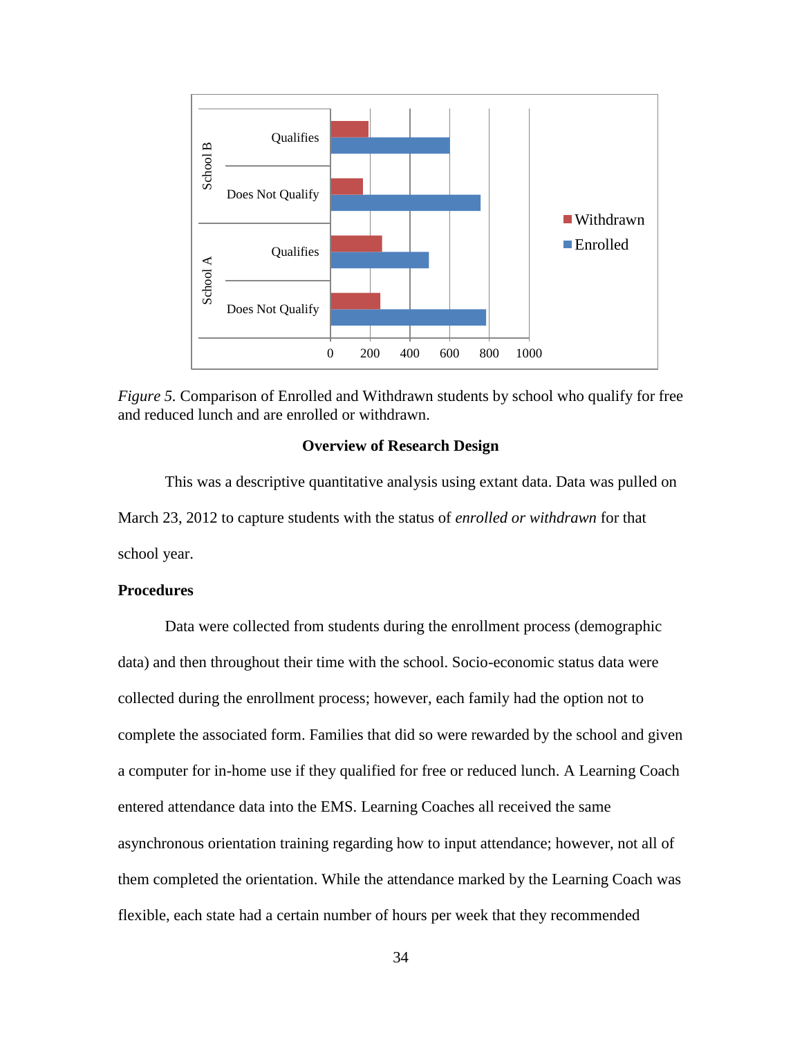*Figure 5.* Comparison of Enrolled and Withdrawn students by school who qualify for free and reduced lunch and are enrolled or withdrawn.

## Overview of Research Design

This was a descriptive quantitative analysis using extant data. Data was pulled on March 23, 2012 to capture students with the status of *enrolled or withdrawn* for that school year.

### Procedures

Data were collected from students during the enrollment process (demographic data) and then throughout their time with the school. Socio-economic status data were collected during the enrollment process; however, each family had the option not to complete the associated form. Families that did so were rewarded by the school and given a computer for in-home use if they qualified for free or reduced lunch. A Learning Coach entered attendance data into the EMS. Learning Coaches all received the same asynchronous orientation training regarding how to input attendance; however, not all of them completed the orientation. While the attendance marked by the Learning Coach was flexible, each state had a certain number of hours per week that they recommended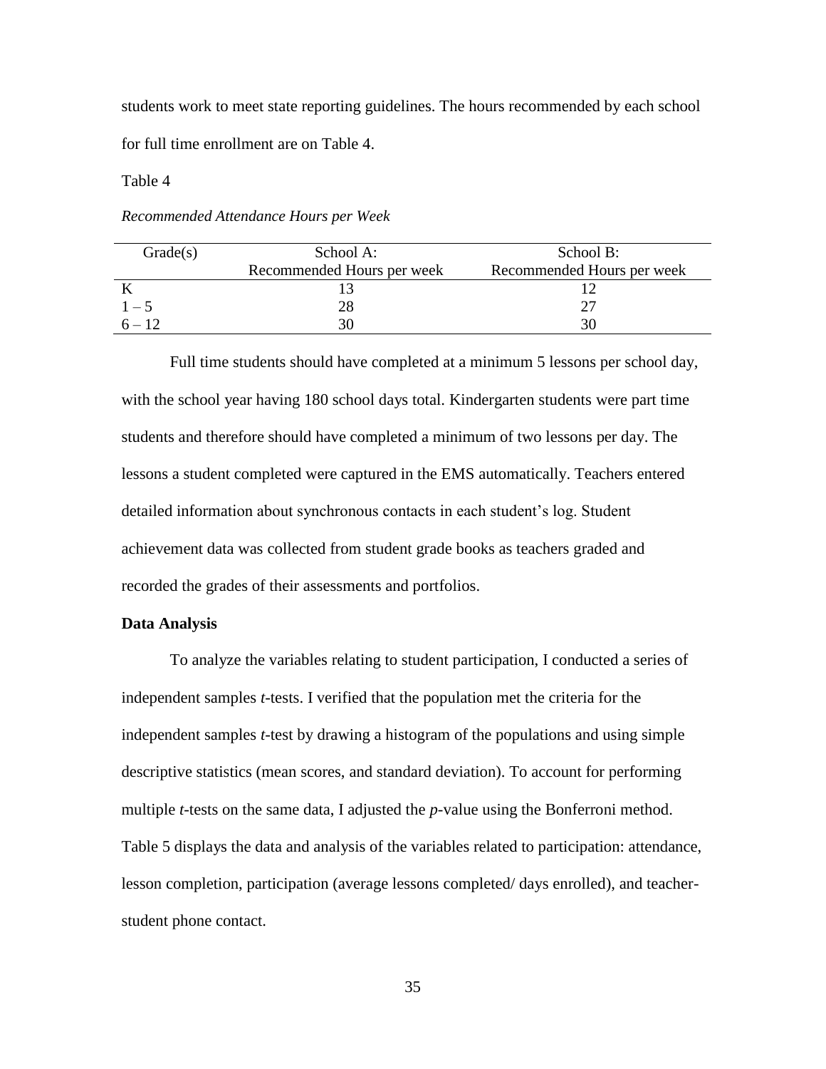students work to meet state reporting guidelines. The hours recommended by each school for full time enrollment are on Table 4.

Table 4

*Recommended Attendance Hours per Week*

| Grade(s) | School A: Recommended Hours per week | School B: Recommended Hours per week |
|---|---|---|
| K | 13 | 12 |
| 1 – 5 | 28 | 27 |
| 6 – 12 | 30 | 30 |

Full time students should have completed at a minimum 5 lessons per school day, with the school year having 180 school days total. Kindergarten students were part time students and therefore should have completed a minimum of two lessons per day. The lessons a student completed were captured in the EMS automatically. Teachers entered detailed information about synchronous contacts in each student's log. Student achievement data was collected from student grade books as teachers graded and recorded the grades of their assessments and portfolios.

**Data Analysis**

To analyze the variables relating to student participation, I conducted a series of independent samples *t*-tests. I verified that the population met the criteria for the independent samples *t*-test by drawing a histogram of the populations and using simple descriptive statistics (mean scores, and standard deviation). To account for performing multiple *t*-tests on the same data, I adjusted the *p*-value using the Bonferroni method. Table 5 displays the data and analysis of the variables related to participation: attendance, lesson completion, participation (average lessons completed/ days enrolled), and teacher-student phone contact.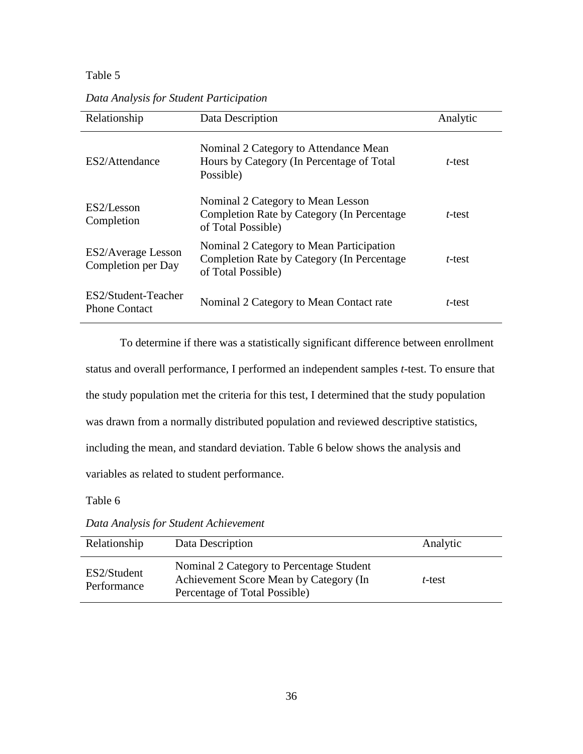Table 5

*Data Analysis for Student Participation*

| Relationship | Data Description | Analytic |
|---|---|---|
| ES2/Attendance | Nominal 2 Category to Attendance Mean Hours by Category (In Percentage of Total Possible) | *t*-test |
| ES2/Lesson Completion | Nominal 2 Category to Mean Lesson Completion Rate by Category (In Percentage of Total Possible) | *t*-test |
| ES2/Average Lesson Completion per Day | Nominal 2 Category to Mean Participation Completion Rate by Category (In Percentage of Total Possible) | *t*-test |
| ES2/Student-Teacher Phone Contact | Nominal 2 Category to Mean Contact rate | *t*-test |

To determine if there was a statistically significant difference between enrollment status and overall performance, I performed an independent samples *t*-test. To ensure that the study population met the criteria for this test, I determined that the study population was drawn from a normally distributed population and reviewed descriptive statistics, including the mean, and standard deviation. Table 6 below shows the analysis and variables as related to student performance.

Table 6

*Data Analysis for Student Achievement*

| Relationship | Data Description | Analytic |
|---|---|---|
| ES2/Student Performance | Nominal 2 Category to Percentage Student Achievement Score Mean by Category (In Percentage of Total Possible) | *t*-test |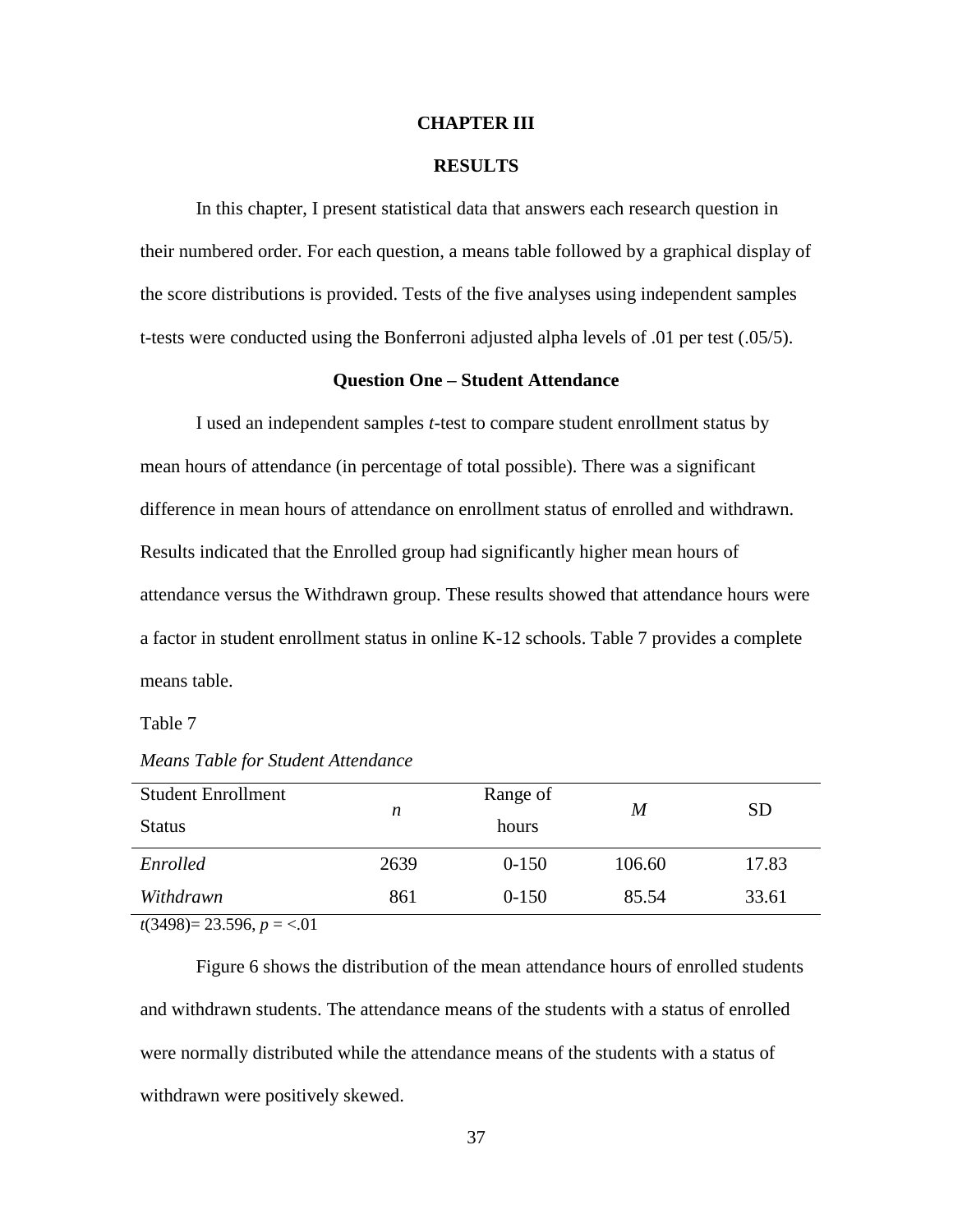# CHAPTER III

# RESULTS

In this chapter, I present statistical data that answers each research question in their numbered order. For each question, a means table followed by a graphical display of the score distributions is provided. Tests of the five analyses using independent samples t-tests were conducted using the Bonferroni adjusted alpha levels of .01 per test (.05/5).

## Question One – Student Attendance

I used an independent samples *t*-test to compare student enrollment status by mean hours of attendance (in percentage of total possible). There was a significant difference in mean hours of attendance on enrollment status of enrolled and withdrawn. Results indicated that the Enrolled group had significantly higher mean hours of attendance versus the Withdrawn group. These results showed that attendance hours were a factor in student enrollment status in online K-12 schools. Table 7 provides a complete means table.

Table 7

*Means Table for Student Attendance*

| Student Enrollment Status | *n* | Range of hours | *M* | SD |
|---|---|---|---|---|
| *Enrolled* | 2639 | 0-150 | 106.60 | 17.83 |
| *Withdrawn* | 861 | 0-150 | 85.54 | 33.61 |

$t(3498) = 23.596$, $p = <.01$

Figure 6 shows the distribution of the mean attendance hours of enrolled students and withdrawn students. The attendance means of the students with a status of enrolled were normally distributed while the attendance means of the students with a status of withdrawn were positively skewed.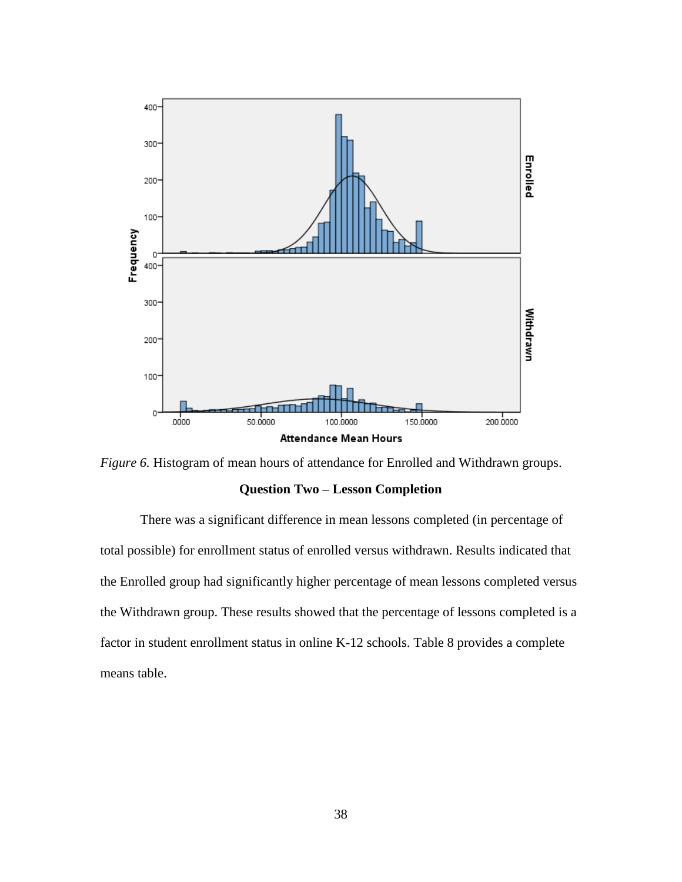*Figure 6.* Histogram of mean hours of attendance for Enrolled and Withdrawn groups.

### Question Two – Lesson Completion

There was a significant difference in mean lessons completed (in percentage of total possible) for enrollment status of enrolled versus withdrawn. Results indicated that the Enrolled group had significantly higher percentage of mean lessons completed versus the Withdrawn group. These results showed that the percentage of lessons completed is a factor in student enrollment status in online K-12 schools. Table 8 provides a complete means table.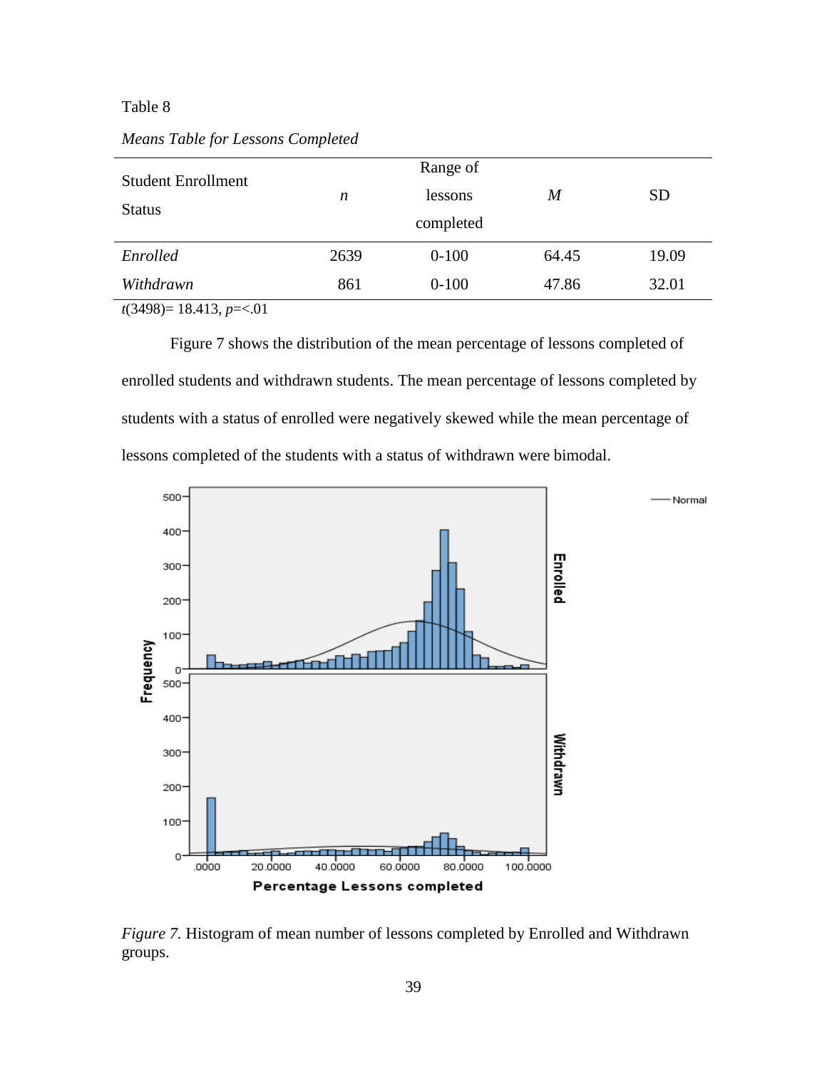Table 8

*Means Table for Lessons Completed*

| Student Enrollment Status | *n* | Range of lessons completed | *M* | SD |
|---|---|---|---|---|
| *Enrolled* | 2639 | 0-100 | 64.45 | 19.09 |
| *Withdrawn* | 861 | 0-100 | 47.86 | 32.01 |

$t(3498) = 18.413$, $p = <.01$

Figure 7 shows the distribution of the mean percentage of lessons completed of enrolled students and withdrawn students. The mean percentage of lessons completed by students with a status of enrolled were negatively skewed while the mean percentage of lessons completed of the students with a status of withdrawn were bimodal.

*Figure 7.* Histogram of mean number of lessons completed by Enrolled and Withdrawn groups.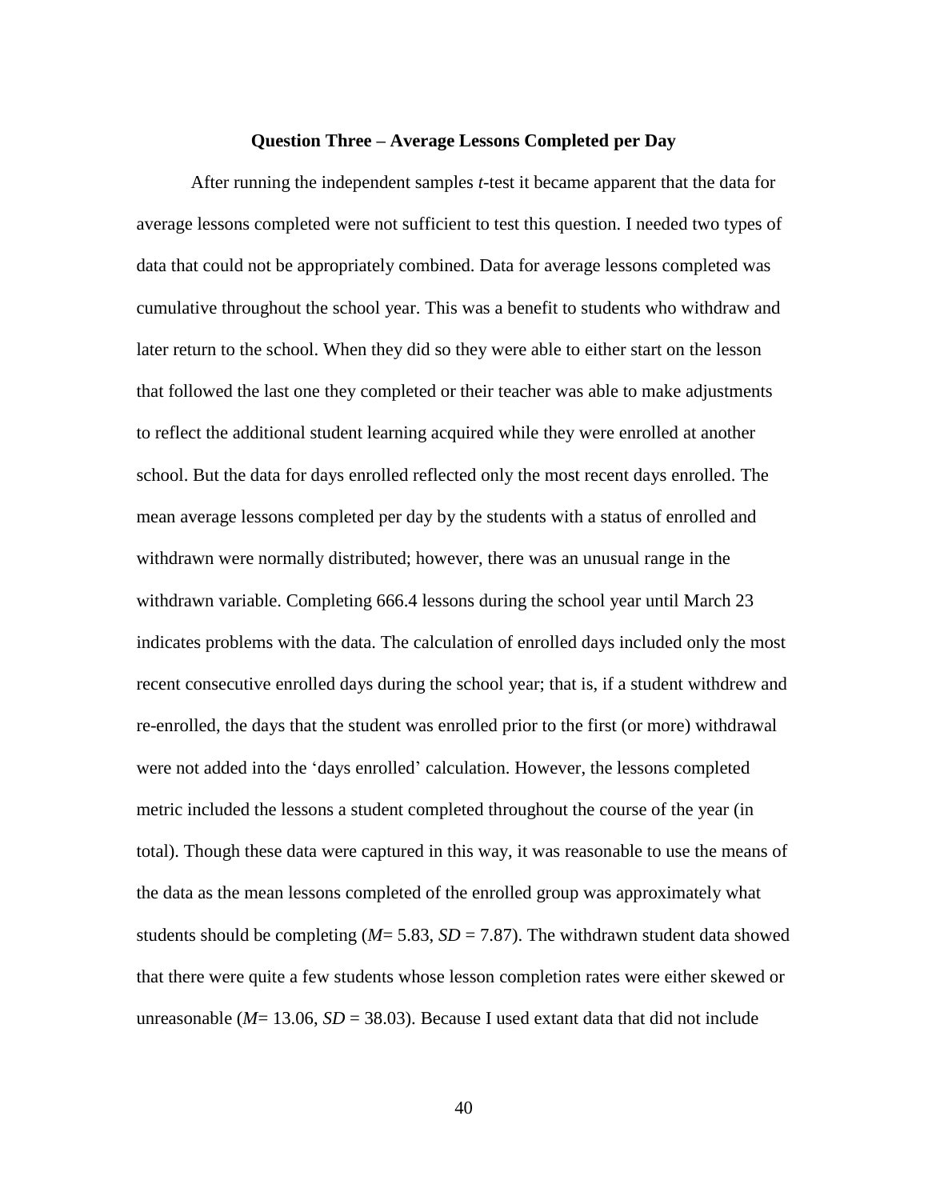### Question Three – Average Lessons Completed per Day

After running the independent samples *t*-test it became apparent that the data for average lessons completed were not sufficient to test this question. I needed two types of data that could not be appropriately combined. Data for average lessons completed was cumulative throughout the school year. This was a benefit to students who withdraw and later return to the school. When they did so they were able to either start on the lesson that followed the last one they completed or their teacher was able to make adjustments to reflect the additional student learning acquired while they were enrolled at another school. But the data for days enrolled reflected only the most recent days enrolled. The mean average lessons completed per day by the students with a status of enrolled and withdrawn were normally distributed; however, there was an unusual range in the withdrawn variable. Completing 666.4 lessons during the school year until March 23 indicates problems with the data. The calculation of enrolled days included only the most recent consecutive enrolled days during the school year; that is, if a student withdrew and re-enrolled, the days that the student was enrolled prior to the first (or more) withdrawal were not added into the 'days enrolled' calculation. However, the lessons completed metric included the lessons a student completed throughout the course of the year (in total). Though these data were captured in this way, it was reasonable to use the means of the data as the mean lessons completed of the enrolled group was approximately what students should be completing ($M$= 5.83, $SD$ = 7.87). The withdrawn student data showed that there were quite a few students whose lesson completion rates were either skewed or unreasonable ($M$= 13.06, $SD$ = 38.03). Because I used extant data that did not include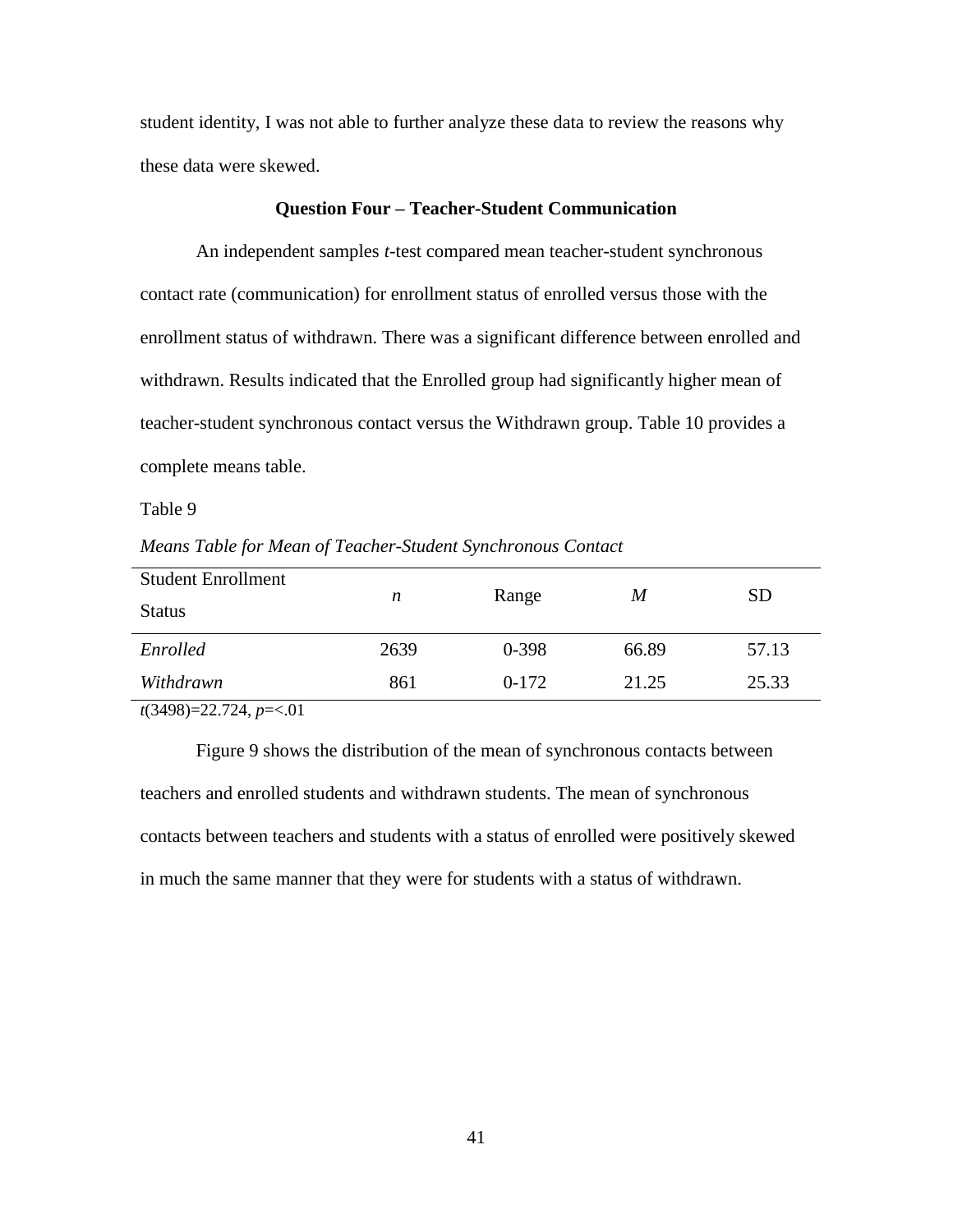student identity, I was not able to further analyze these data to review the reasons why these data were skewed.

### Question Four – Teacher-Student Communication

An independent samples *t*-test compared mean teacher-student synchronous contact rate (communication) for enrollment status of enrolled versus those with the enrollment status of withdrawn. There was a significant difference between enrolled and withdrawn. Results indicated that the Enrolled group had significantly higher mean of teacher-student synchronous contact versus the Withdrawn group. Table 10 provides a complete means table.

Table 9

*Means Table for Mean of Teacher-Student Synchronous Contact*

| Student Enrollment Status | *n* | Range | *M* | SD |
|---|---|---|---|---|
| *Enrolled* | 2639 | 0-398 | 66.89 | 57.13 |
| *Withdrawn* | 861 | 0-172 | 21.25 | 25.33 |

$t(3498)=22.724$, $p=<.01$

Figure 9 shows the distribution of the mean of synchronous contacts between teachers and enrolled students and withdrawn students. The mean of synchronous contacts between teachers and students with a status of enrolled were positively skewed in much the same manner that they were for students with a status of withdrawn.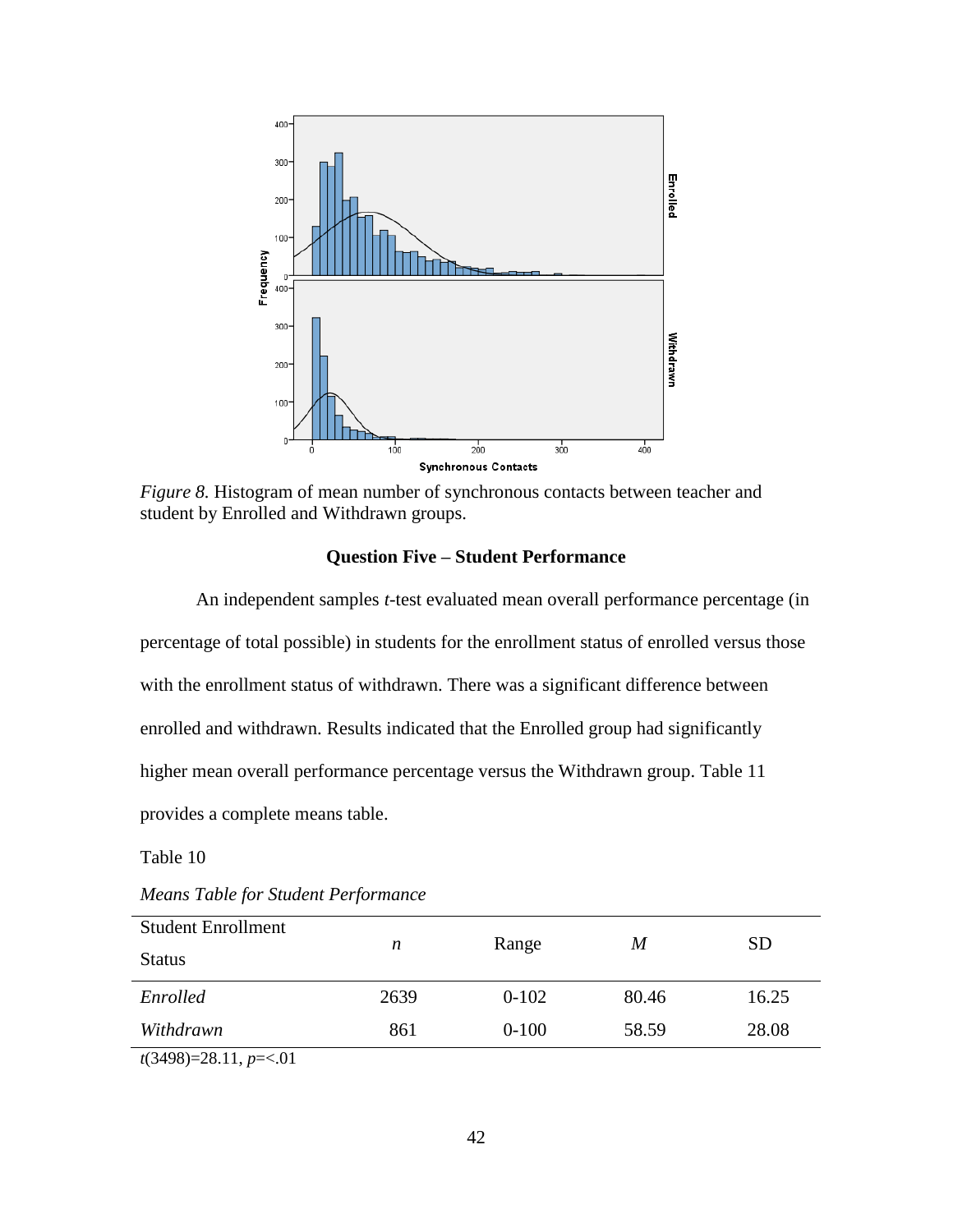*Figure 8.* Histogram of mean number of synchronous contacts between teacher and student by Enrolled and Withdrawn groups.

### Question Five – Student Performance

An independent samples *t*-test evaluated mean overall performance percentage (in percentage of total possible) in students for the enrollment status of enrolled versus those with the enrollment status of withdrawn. There was a significant difference between enrolled and withdrawn. Results indicated that the Enrolled group had significantly higher mean overall performance percentage versus the Withdrawn group. Table 11 provides a complete means table.

Table 10

*Means Table for Student Performance*

| Student Enrollment Status | *n* | Range | *M* | SD |
|---|---|---|---|---|
| *Enrolled* | 2639 | 0-102 | 80.46 | 16.25 |
| *Withdrawn* | 861 | 0-100 | 58.59 | 28.08 |

$t(3498)=28.11$, $p=<.01$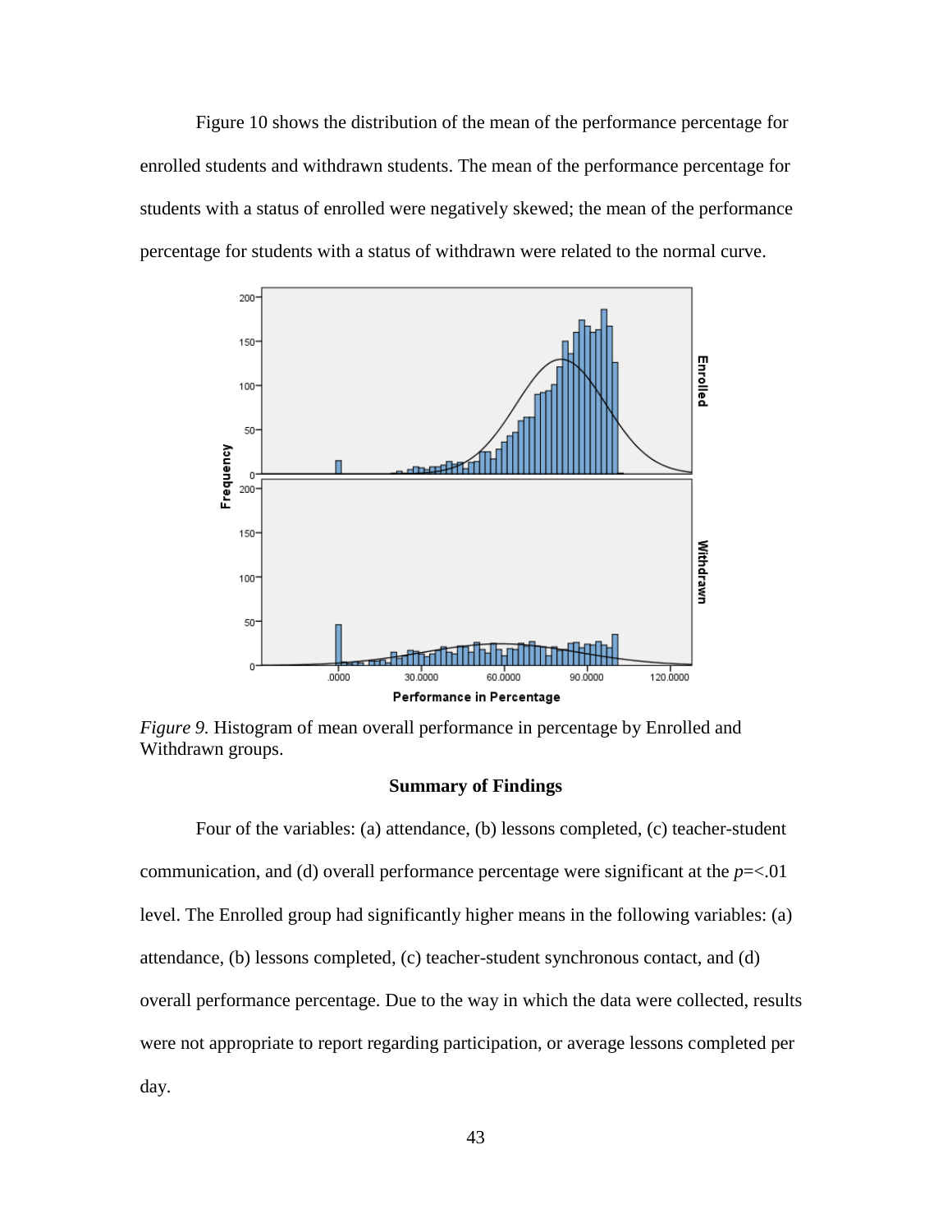Figure 10 shows the distribution of the mean of the performance percentage for enrolled students and withdrawn students. The mean of the performance percentage for students with a status of enrolled were negatively skewed; the mean of the performance percentage for students with a status of withdrawn were related to the normal curve.

*Figure 9.* Histogram of mean overall performance in percentage by Enrolled and Withdrawn groups.

**Summary of Findings**

Four of the variables: (a) attendance, (b) lessons completed, (c) teacher-student communication, and (d) overall performance percentage were significant at the $p$=<.01 level. The Enrolled group had significantly higher means in the following variables: (a) attendance, (b) lessons completed, (c) teacher-student synchronous contact, and (d) overall performance percentage. Due to the way in which the data were collected, results were not appropriate to report regarding participation, or average lessons completed per day.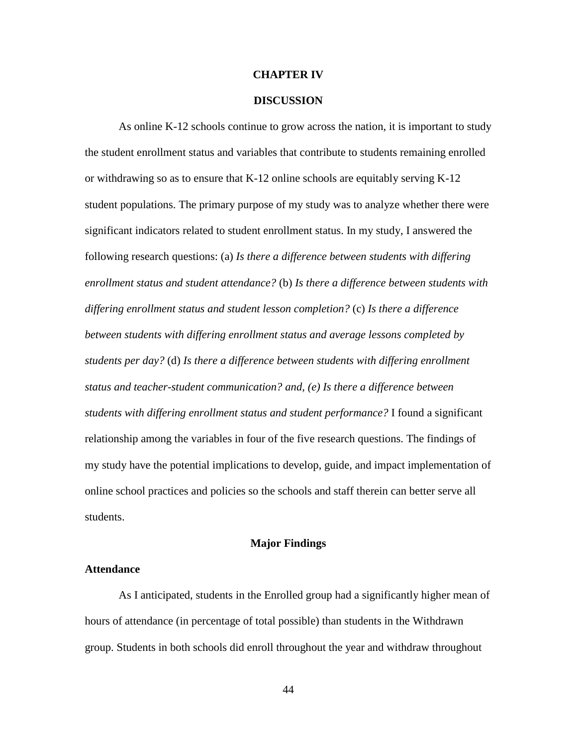# CHAPTER IV

# DISCUSSION

As online K-12 schools continue to grow across the nation, it is important to study the student enrollment status and variables that contribute to students remaining enrolled or withdrawing so as to ensure that K-12 online schools are equitably serving K-12 student populations. The primary purpose of my study was to analyze whether there were significant indicators related to student enrollment status. In my study, I answered the following research questions: (a) *Is there a difference between students with differing enrollment status and student attendance?* (b) *Is there a difference between students with differing enrollment status and student lesson completion?* (c) *Is there a difference between students with differing enrollment status and average lessons completed by students per day?* (d) *Is there a difference between students with differing enrollment status and teacher-student communication? and, (e) Is there a difference between students with differing enrollment status and student performance?* I found a significant relationship among the variables in four of the five research questions. The findings of my study have the potential implications to develop, guide, and impact implementation of online school practices and policies so the schools and staff therein can better serve all students.

## Major Findings

### Attendance

As I anticipated, students in the Enrolled group had a significantly higher mean of hours of attendance (in percentage of total possible) than students in the Withdrawn group. Students in both schools did enroll throughout the year and withdraw throughout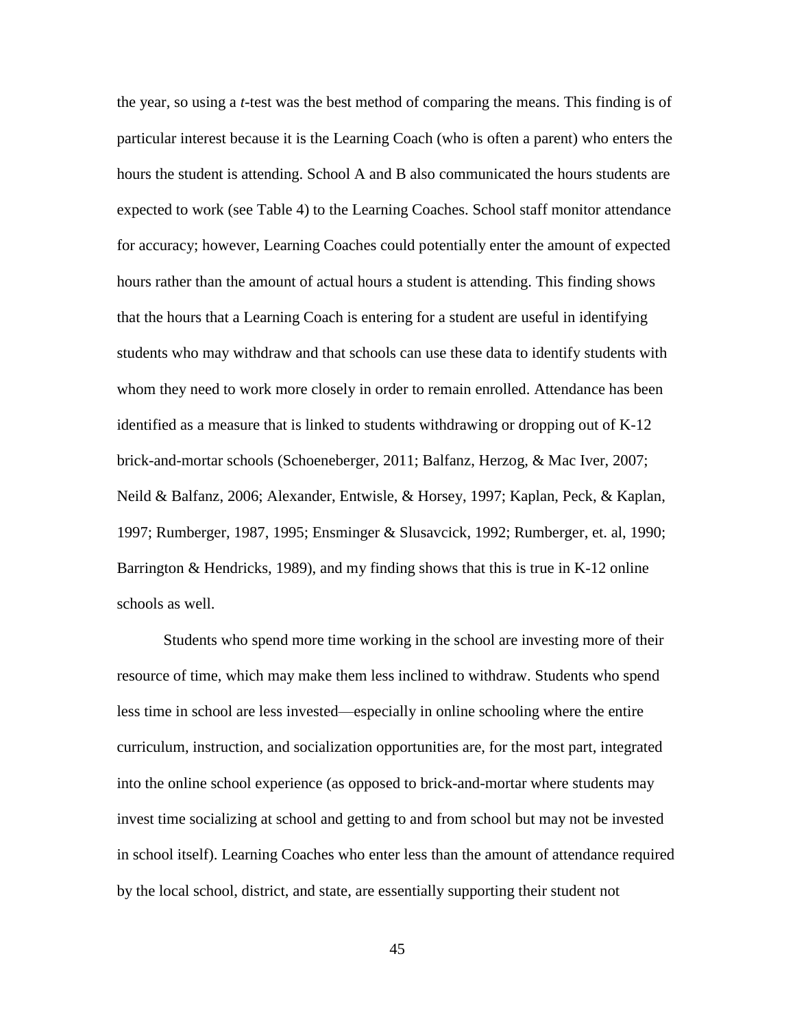the year, so using a *t*-test was the best method of comparing the means. This finding is of particular interest because it is the Learning Coach (who is often a parent) who enters the hours the student is attending. School A and B also communicated the hours students are expected to work (see Table 4) to the Learning Coaches. School staff monitor attendance for accuracy; however, Learning Coaches could potentially enter the amount of expected hours rather than the amount of actual hours a student is attending. This finding shows that the hours that a Learning Coach is entering for a student are useful in identifying students who may withdraw and that schools can use these data to identify students with whom they need to work more closely in order to remain enrolled. Attendance has been identified as a measure that is linked to students withdrawing or dropping out of K-12 brick-and-mortar schools (Schoeneberger, 2011; Balfanz, Herzog, & Mac Iver, 2007; Neild & Balfanz, 2006; Alexander, Entwisle, & Horsey, 1997; Kaplan, Peck, & Kaplan, 1997; Rumberger, 1987, 1995; Ensminger & Slusavcick, 1992; Rumberger, et. al, 1990; Barrington & Hendricks, 1989), and my finding shows that this is true in K-12 online schools as well.

Students who spend more time working in the school are investing more of their resource of time, which may make them less inclined to withdraw. Students who spend less time in school are less invested—especially in online schooling where the entire curriculum, instruction, and socialization opportunities are, for the most part, integrated into the online school experience (as opposed to brick-and-mortar where students may invest time socializing at school and getting to and from school but may not be invested in school itself). Learning Coaches who enter less than the amount of attendance required by the local school, district, and state, are essentially supporting their student not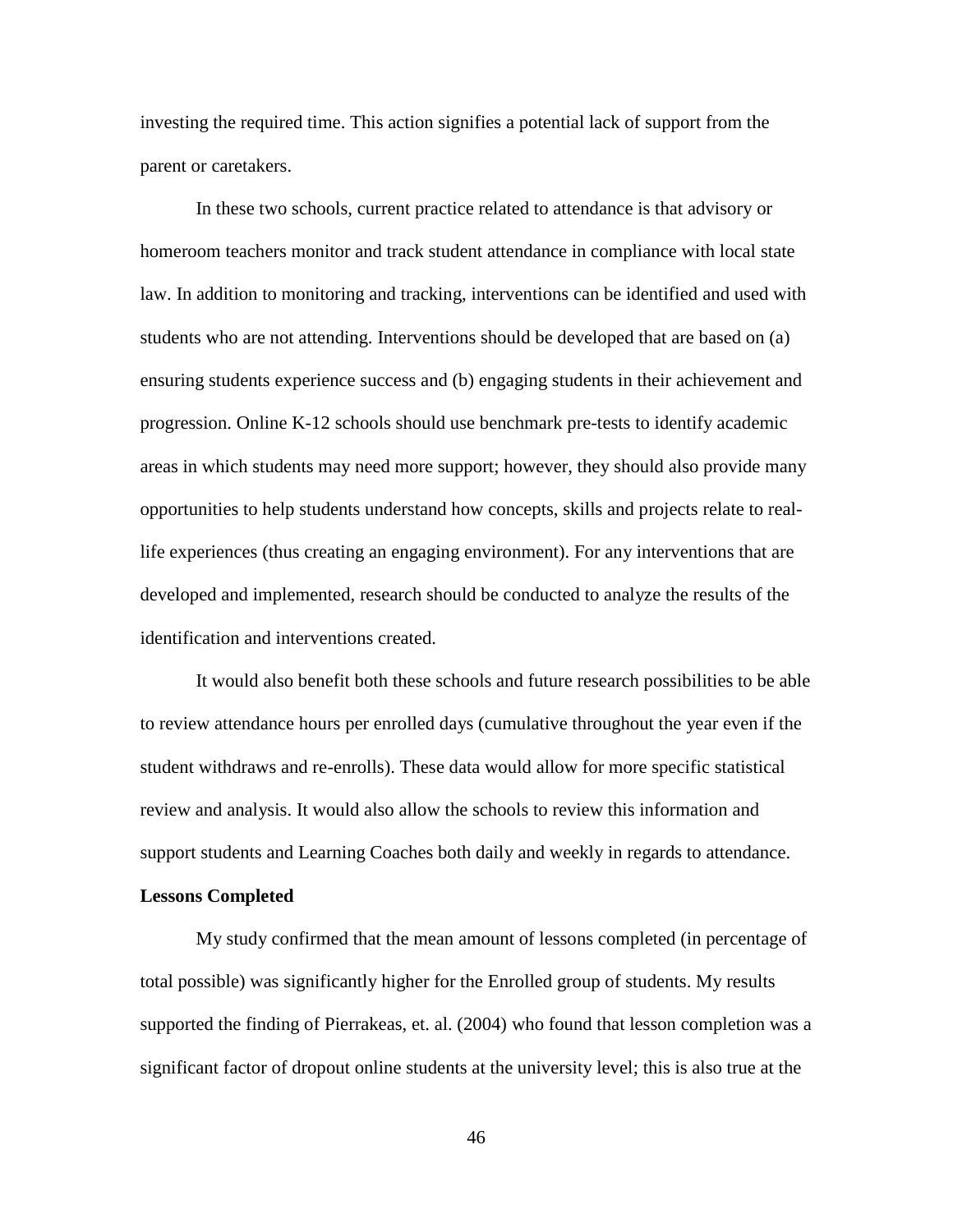investing the required time. This action signifies a potential lack of support from the parent or caretakers.

In these two schools, current practice related to attendance is that advisory or homeroom teachers monitor and track student attendance in compliance with local state law. In addition to monitoring and tracking, interventions can be identified and used with students who are not attending. Interventions should be developed that are based on (a) ensuring students experience success and (b) engaging students in their achievement and progression. Online K-12 schools should use benchmark pre-tests to identify academic areas in which students may need more support; however, they should also provide many opportunities to help students understand how concepts, skills and projects relate to real-life experiences (thus creating an engaging environment). For any interventions that are developed and implemented, research should be conducted to analyze the results of the identification and interventions created.

It would also benefit both these schools and future research possibilities to be able to review attendance hours per enrolled days (cumulative throughout the year even if the student withdraws and re-enrolls). These data would allow for more specific statistical review and analysis. It would also allow the schools to review this information and support students and Learning Coaches both daily and weekly in regards to attendance.

**Lessons Completed**

My study confirmed that the mean amount of lessons completed (in percentage of total possible) was significantly higher for the Enrolled group of students. My results supported the finding of Pierrakeas, et. al. (2004) who found that lesson completion was a significant factor of dropout online students at the university level; this is also true at the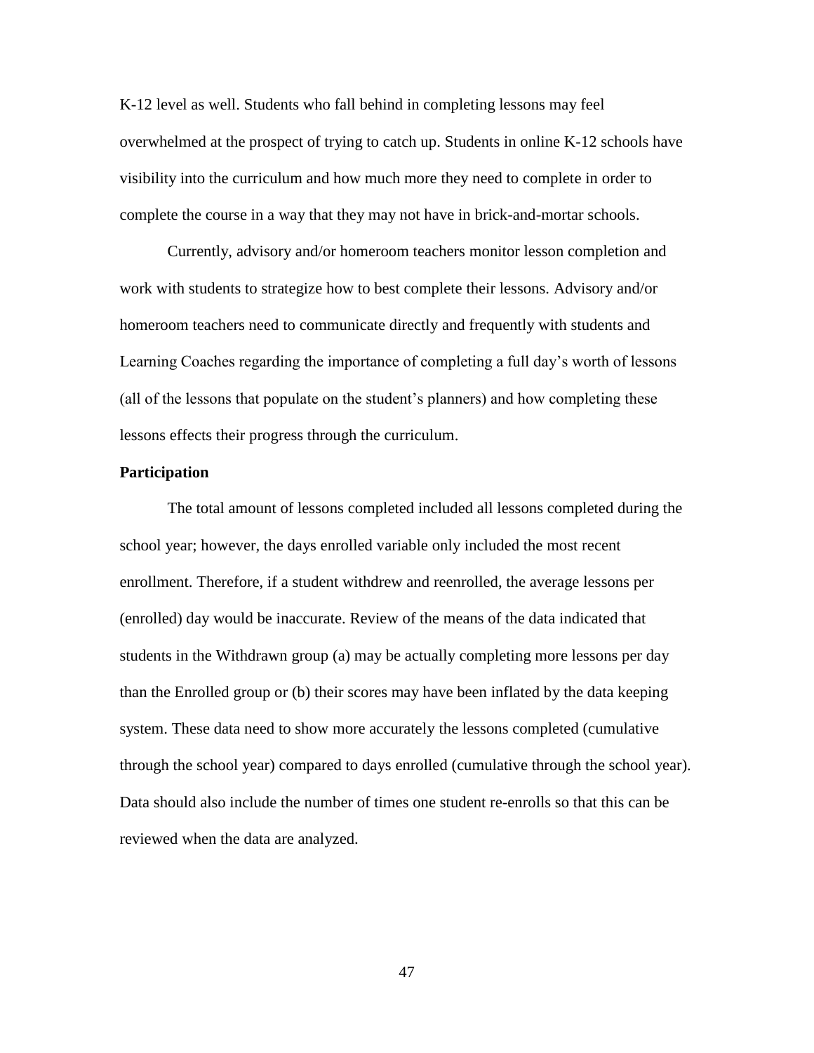K-12 level as well. Students who fall behind in completing lessons may feel overwhelmed at the prospect of trying to catch up. Students in online K-12 schools have visibility into the curriculum and how much more they need to complete in order to complete the course in a way that they may not have in brick-and-mortar schools.

Currently, advisory and/or homeroom teachers monitor lesson completion and work with students to strategize how to best complete their lessons. Advisory and/or homeroom teachers need to communicate directly and frequently with students and Learning Coaches regarding the importance of completing a full day's worth of lessons (all of the lessons that populate on the student's planners) and how completing these lessons effects their progress through the curriculum.

**Participation**

The total amount of lessons completed included all lessons completed during the school year; however, the days enrolled variable only included the most recent enrollment. Therefore, if a student withdrew and reenrolled, the average lessons per (enrolled) day would be inaccurate. Review of the means of the data indicated that students in the Withdrawn group (a) may be actually completing more lessons per day than the Enrolled group or (b) their scores may have been inflated by the data keeping system. These data need to show more accurately the lessons completed (cumulative through the school year) compared to days enrolled (cumulative through the school year). Data should also include the number of times one student re-enrolls so that this can be reviewed when the data are analyzed.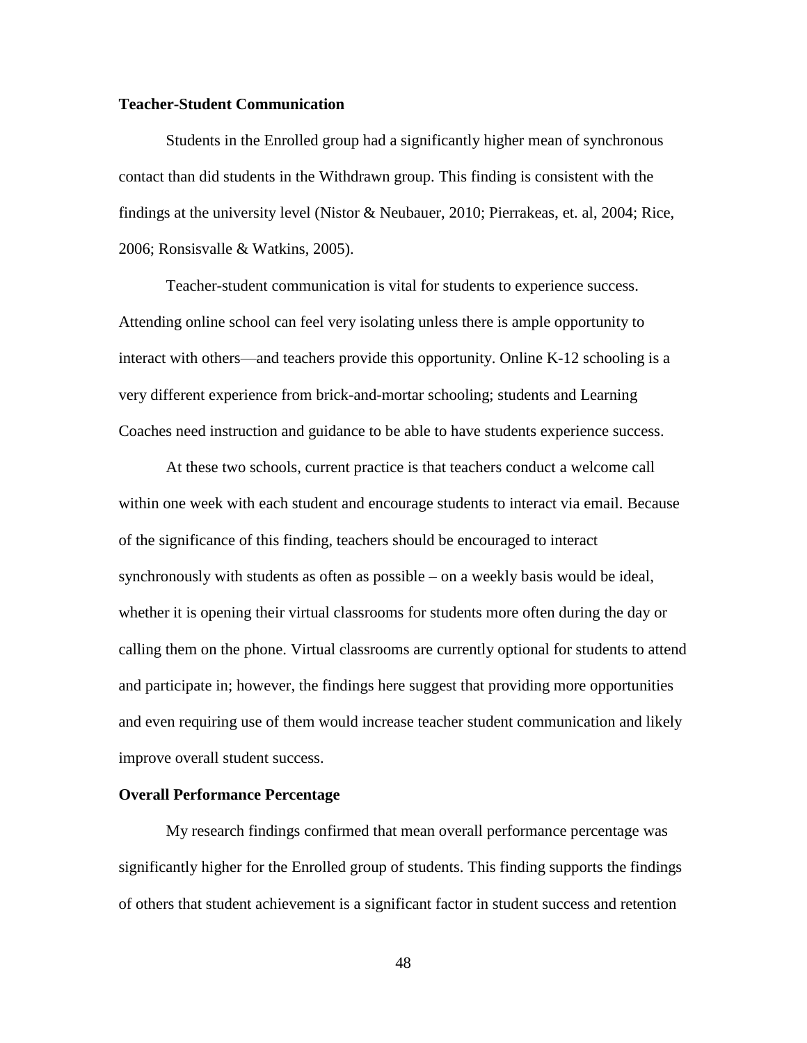### Teacher-Student Communication

Students in the Enrolled group had a significantly higher mean of synchronous contact than did students in the Withdrawn group. This finding is consistent with the findings at the university level (Nistor & Neubauer, 2010; Pierrakeas, et. al, 2004; Rice, 2006; Ronsisvalle & Watkins, 2005).

Teacher-student communication is vital for students to experience success. Attending online school can feel very isolating unless there is ample opportunity to interact with others—and teachers provide this opportunity. Online K-12 schooling is a very different experience from brick-and-mortar schooling; students and Learning Coaches need instruction and guidance to be able to have students experience success.

At these two schools, current practice is that teachers conduct a welcome call within one week with each student and encourage students to interact via email. Because of the significance of this finding, teachers should be encouraged to interact synchronously with students as often as possible – on a weekly basis would be ideal, whether it is opening their virtual classrooms for students more often during the day or calling them on the phone. Virtual classrooms are currently optional for students to attend and participate in; however, the findings here suggest that providing more opportunities and even requiring use of them would increase teacher student communication and likely improve overall student success.

### Overall Performance Percentage

My research findings confirmed that mean overall performance percentage was significantly higher for the Enrolled group of students. This finding supports the findings of others that student achievement is a significant factor in student success and retention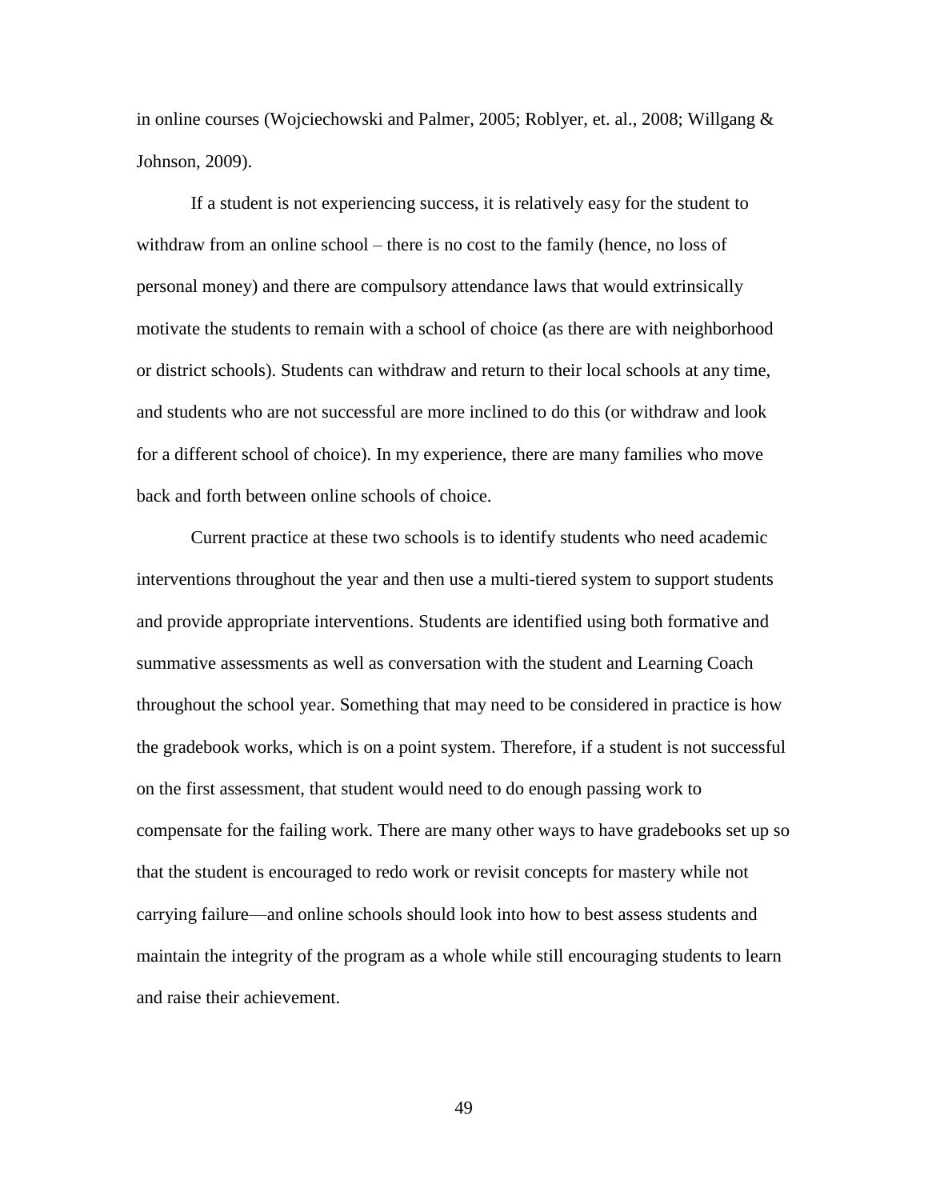in online courses (Wojciechowski and Palmer, 2005; Roblyer, et. al., 2008; Willgang & Johnson, 2009).

If a student is not experiencing success, it is relatively easy for the student to withdraw from an online school – there is no cost to the family (hence, no loss of personal money) and there are compulsory attendance laws that would extrinsically motivate the students to remain with a school of choice (as there are with neighborhood or district schools). Students can withdraw and return to their local schools at any time, and students who are not successful are more inclined to do this (or withdraw and look for a different school of choice). In my experience, there are many families who move back and forth between online schools of choice.

Current practice at these two schools is to identify students who need academic interventions throughout the year and then use a multi-tiered system to support students and provide appropriate interventions. Students are identified using both formative and summative assessments as well as conversation with the student and Learning Coach throughout the school year. Something that may need to be considered in practice is how the gradebook works, which is on a point system. Therefore, if a student is not successful on the first assessment, that student would need to do enough passing work to compensate for the failing work. There are many other ways to have gradebooks set up so that the student is encouraged to redo work or revisit concepts for mastery while not carrying failure—and online schools should look into how to best assess students and maintain the integrity of the program as a whole while still encouraging students to learn and raise their achievement.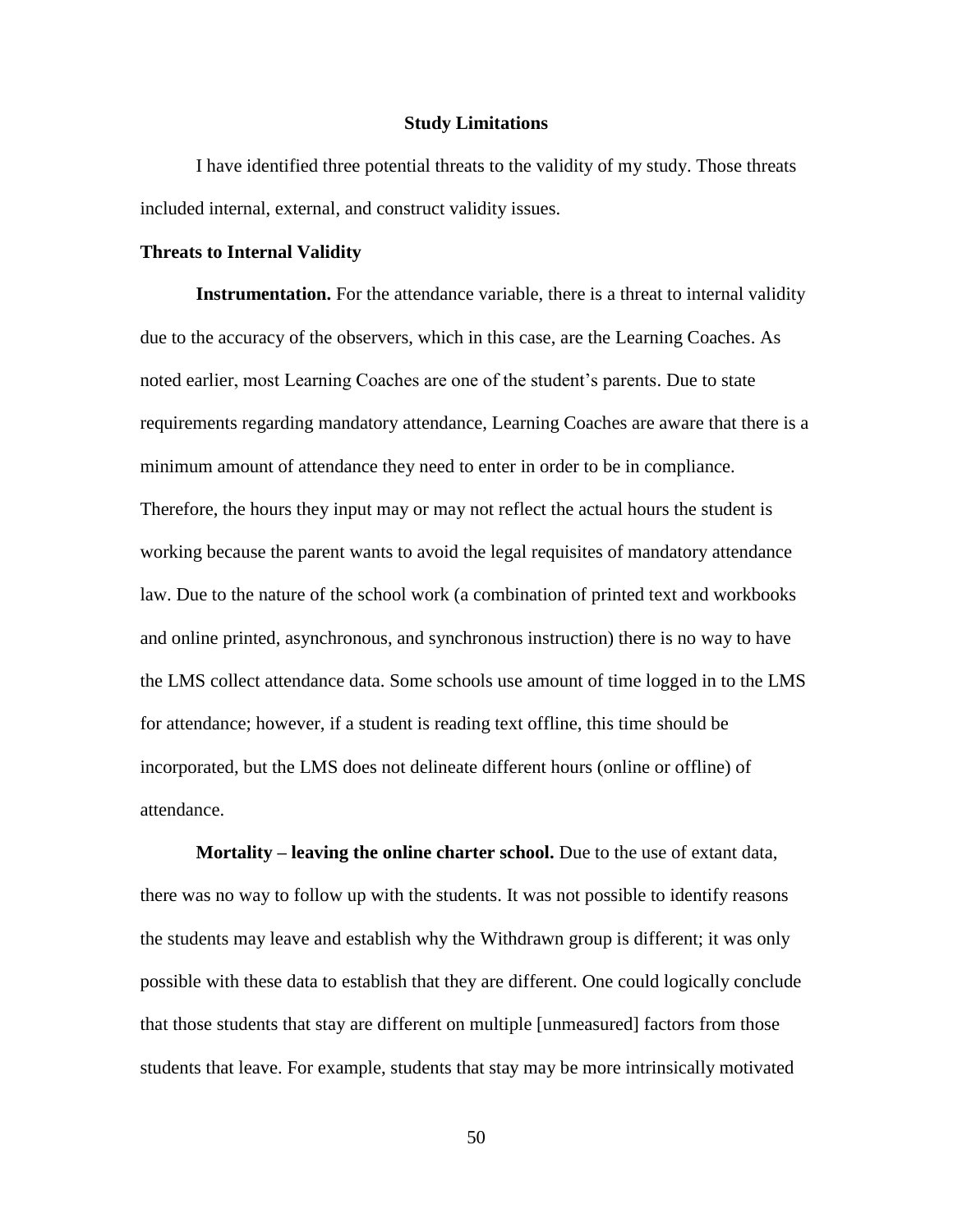## Study Limitations

I have identified three potential threats to the validity of my study. Those threats included internal, external, and construct validity issues.

### Threats to Internal Validity

**Instrumentation.** For the attendance variable, there is a threat to internal validity due to the accuracy of the observers, which in this case, are the Learning Coaches. As noted earlier, most Learning Coaches are one of the student's parents. Due to state requirements regarding mandatory attendance, Learning Coaches are aware that there is a minimum amount of attendance they need to enter in order to be in compliance. Therefore, the hours they input may or may not reflect the actual hours the student is working because the parent wants to avoid the legal requisites of mandatory attendance law. Due to the nature of the school work (a combination of printed text and workbooks and online printed, asynchronous, and synchronous instruction) there is no way to have the LMS collect attendance data. Some schools use amount of time logged in to the LMS for attendance; however, if a student is reading text offline, this time should be incorporated, but the LMS does not delineate different hours (online or offline) of attendance.

**Mortality – leaving the online charter school.** Due to the use of extant data, there was no way to follow up with the students. It was not possible to identify reasons the students may leave and establish why the Withdrawn group is different; it was only possible with these data to establish that they are different. One could logically conclude that those students that stay are different on multiple [unmeasured] factors from those students that leave. For example, students that stay may be more intrinsically motivated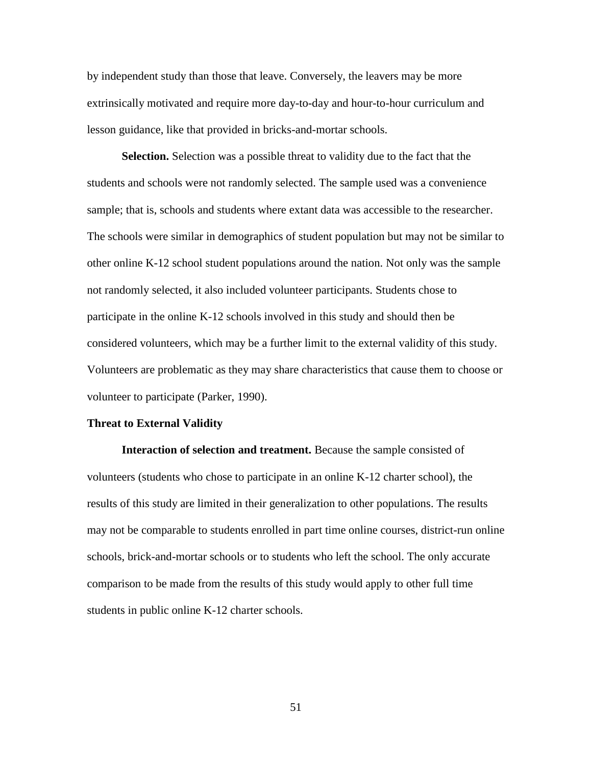by independent study than those that leave. Conversely, the leavers may be more extrinsically motivated and require more day-to-day and hour-to-hour curriculum and lesson guidance, like that provided in bricks-and-mortar schools.

**Selection.** Selection was a possible threat to validity due to the fact that the students and schools were not randomly selected. The sample used was a convenience sample; that is, schools and students where extant data was accessible to the researcher. The schools were similar in demographics of student population but may not be similar to other online K-12 school student populations around the nation. Not only was the sample not randomly selected, it also included volunteer participants. Students chose to participate in the online K-12 schools involved in this study and should then be considered volunteers, which may be a further limit to the external validity of this study. Volunteers are problematic as they may share characteristics that cause them to choose or volunteer to participate (Parker, 1990).

## Threat to External Validity

**Interaction of selection and treatment.** Because the sample consisted of volunteers (students who chose to participate in an online K-12 charter school), the results of this study are limited in their generalization to other populations. The results may not be comparable to students enrolled in part time online courses, district-run online schools, brick-and-mortar schools or to students who left the school. The only accurate comparison to be made from the results of this study would apply to other full time students in public online K-12 charter schools.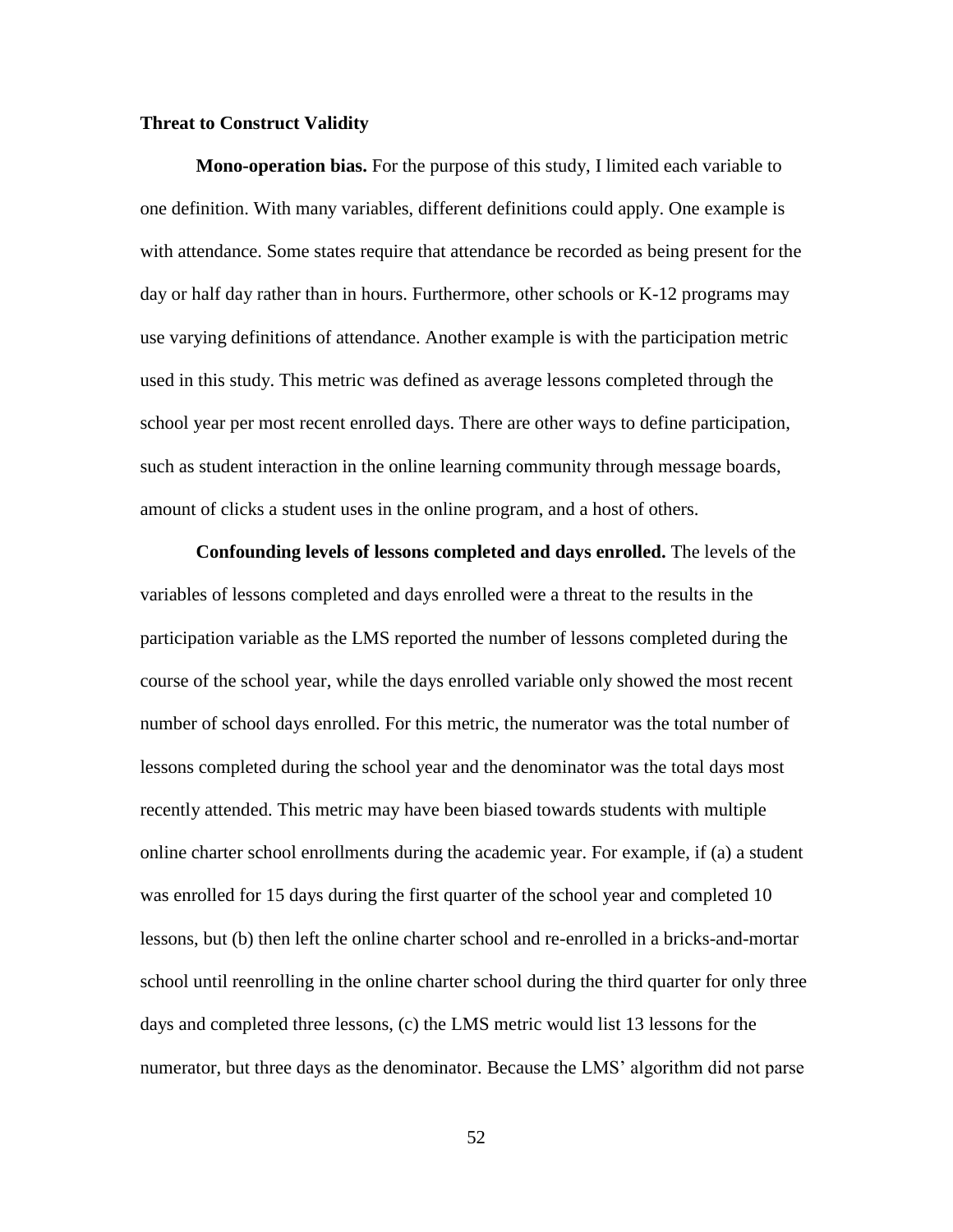### Threat to Construct Validity

**Mono-operation bias.** For the purpose of this study, I limited each variable to one definition. With many variables, different definitions could apply. One example is with attendance. Some states require that attendance be recorded as being present for the day or half day rather than in hours. Furthermore, other schools or K-12 programs may use varying definitions of attendance. Another example is with the participation metric used in this study. This metric was defined as average lessons completed through the school year per most recent enrolled days. There are other ways to define participation, such as student interaction in the online learning community through message boards, amount of clicks a student uses in the online program, and a host of others.

**Confounding levels of lessons completed and days enrolled.** The levels of the variables of lessons completed and days enrolled were a threat to the results in the participation variable as the LMS reported the number of lessons completed during the course of the school year, while the days enrolled variable only showed the most recent number of school days enrolled. For this metric, the numerator was the total number of lessons completed during the school year and the denominator was the total days most recently attended. This metric may have been biased towards students with multiple online charter school enrollments during the academic year. For example, if (a) a student was enrolled for 15 days during the first quarter of the school year and completed 10 lessons, but (b) then left the online charter school and re-enrolled in a bricks-and-mortar school until reenrolling in the online charter school during the third quarter for only three days and completed three lessons, (c) the LMS metric would list 13 lessons for the numerator, but three days as the denominator. Because the LMS' algorithm did not parse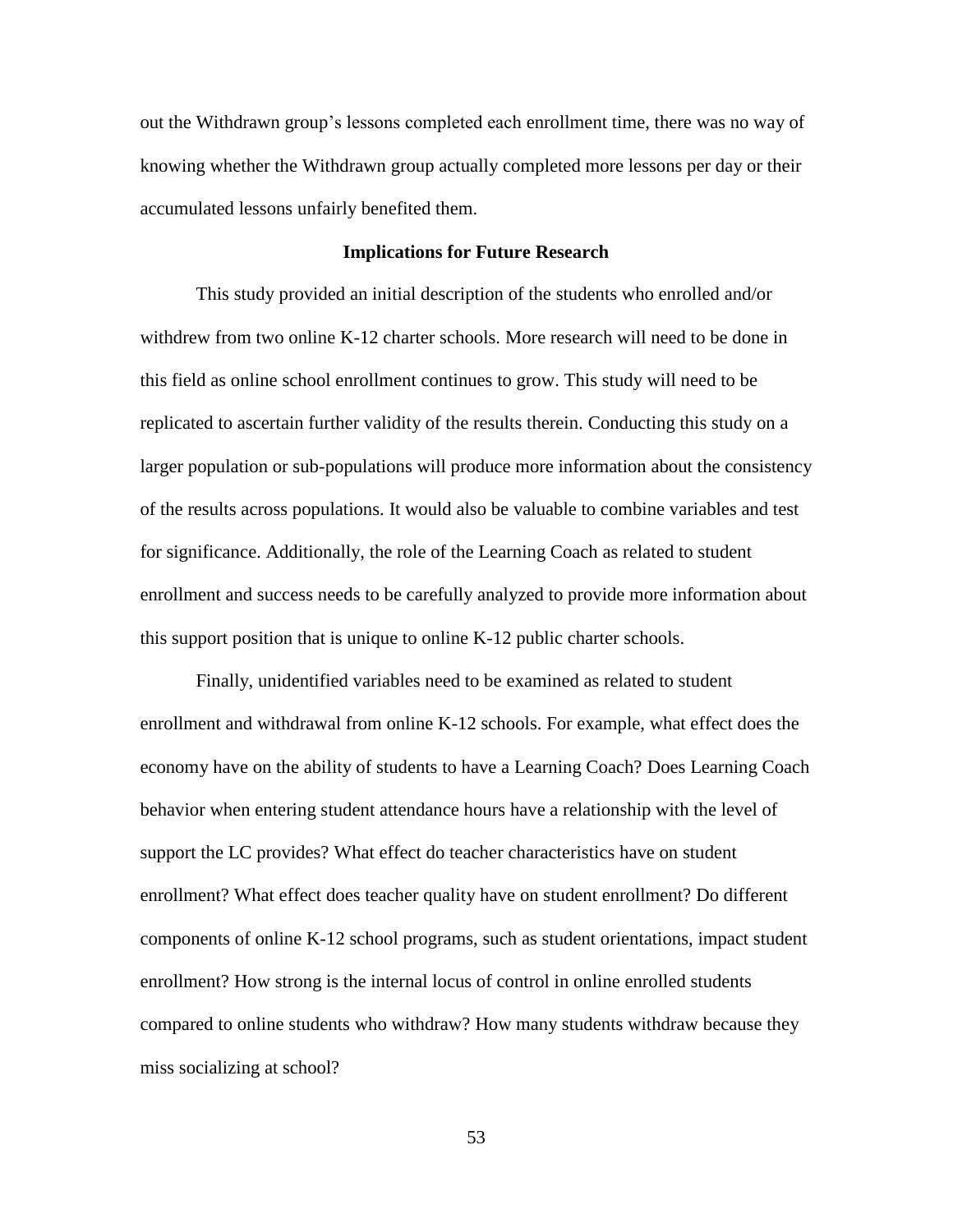out the Withdrawn group's lessons completed each enrollment time, there was no way of knowing whether the Withdrawn group actually completed more lessons per day or their accumulated lessons unfairly benefited them.

## Implications for Future Research

This study provided an initial description of the students who enrolled and/or withdrew from two online K-12 charter schools. More research will need to be done in this field as online school enrollment continues to grow. This study will need to be replicated to ascertain further validity of the results therein. Conducting this study on a larger population or sub-populations will produce more information about the consistency of the results across populations. It would also be valuable to combine variables and test for significance. Additionally, the role of the Learning Coach as related to student enrollment and success needs to be carefully analyzed to provide more information about this support position that is unique to online K-12 public charter schools.

Finally, unidentified variables need to be examined as related to student enrollment and withdrawal from online K-12 schools. For example, what effect does the economy have on the ability of students to have a Learning Coach? Does Learning Coach behavior when entering student attendance hours have a relationship with the level of support the LC provides? What effect do teacher characteristics have on student enrollment? What effect does teacher quality have on student enrollment? Do different components of online K-12 school programs, such as student orientations, impact student enrollment? How strong is the internal locus of control in online enrolled students compared to online students who withdraw? How many students withdraw because they miss socializing at school?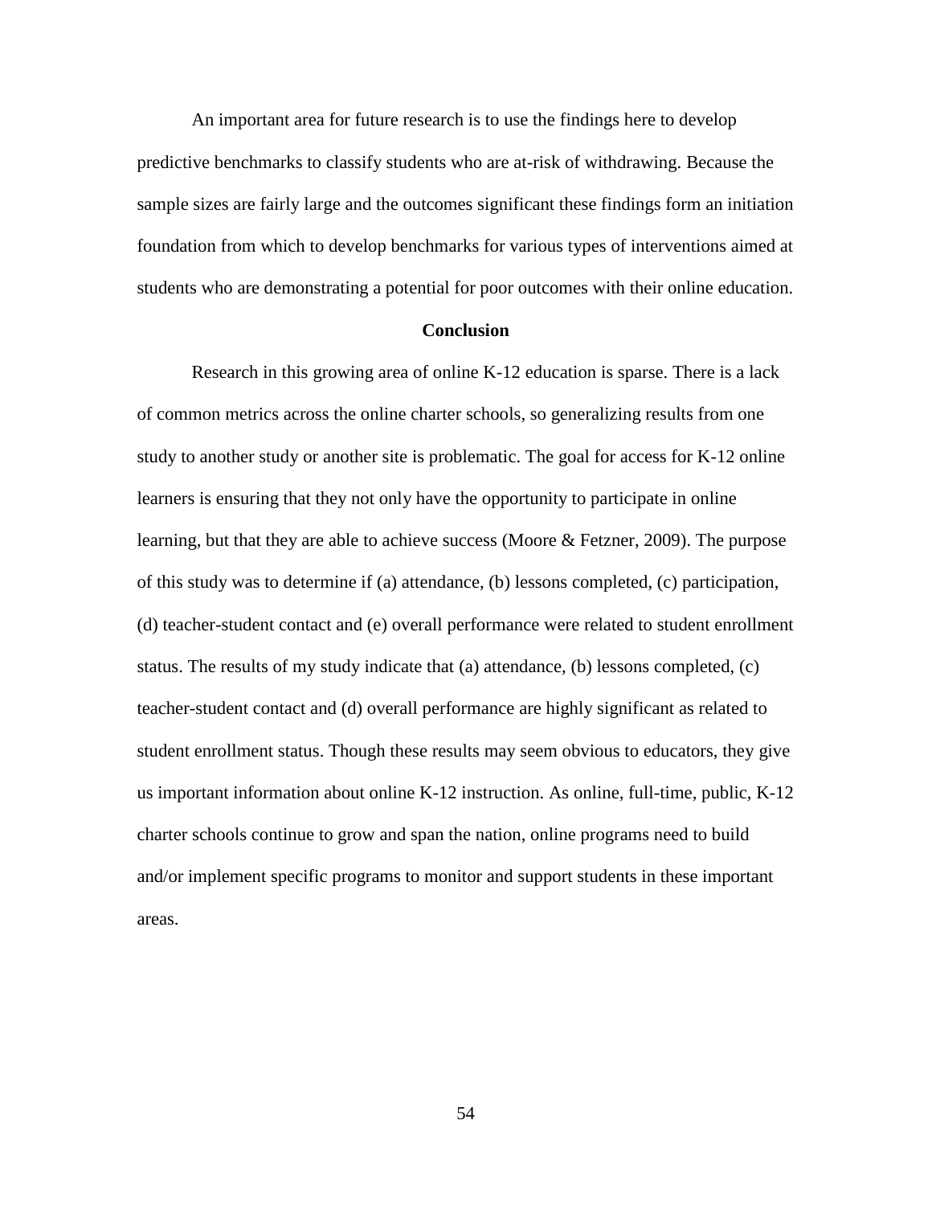An important area for future research is to use the findings here to develop predictive benchmarks to classify students who are at-risk of withdrawing. Because the sample sizes are fairly large and the outcomes significant these findings form an initiation foundation from which to develop benchmarks for various types of interventions aimed at students who are demonstrating a potential for poor outcomes with their online education.

## Conclusion

Research in this growing area of online K-12 education is sparse. There is a lack of common metrics across the online charter schools, so generalizing results from one study to another study or another site is problematic. The goal for access for K-12 online learners is ensuring that they not only have the opportunity to participate in online learning, but that they are able to achieve success (Moore & Fetzner, 2009). The purpose of this study was to determine if (a) attendance, (b) lessons completed, (c) participation, (d) teacher-student contact and (e) overall performance were related to student enrollment status. The results of my study indicate that (a) attendance, (b) lessons completed, (c) teacher-student contact and (d) overall performance are highly significant as related to student enrollment status. Though these results may seem obvious to educators, they give us important information about online K-12 instruction. As online, full-time, public, K-12 charter schools continue to grow and span the nation, online programs need to build and/or implement specific programs to monitor and support students in these important areas.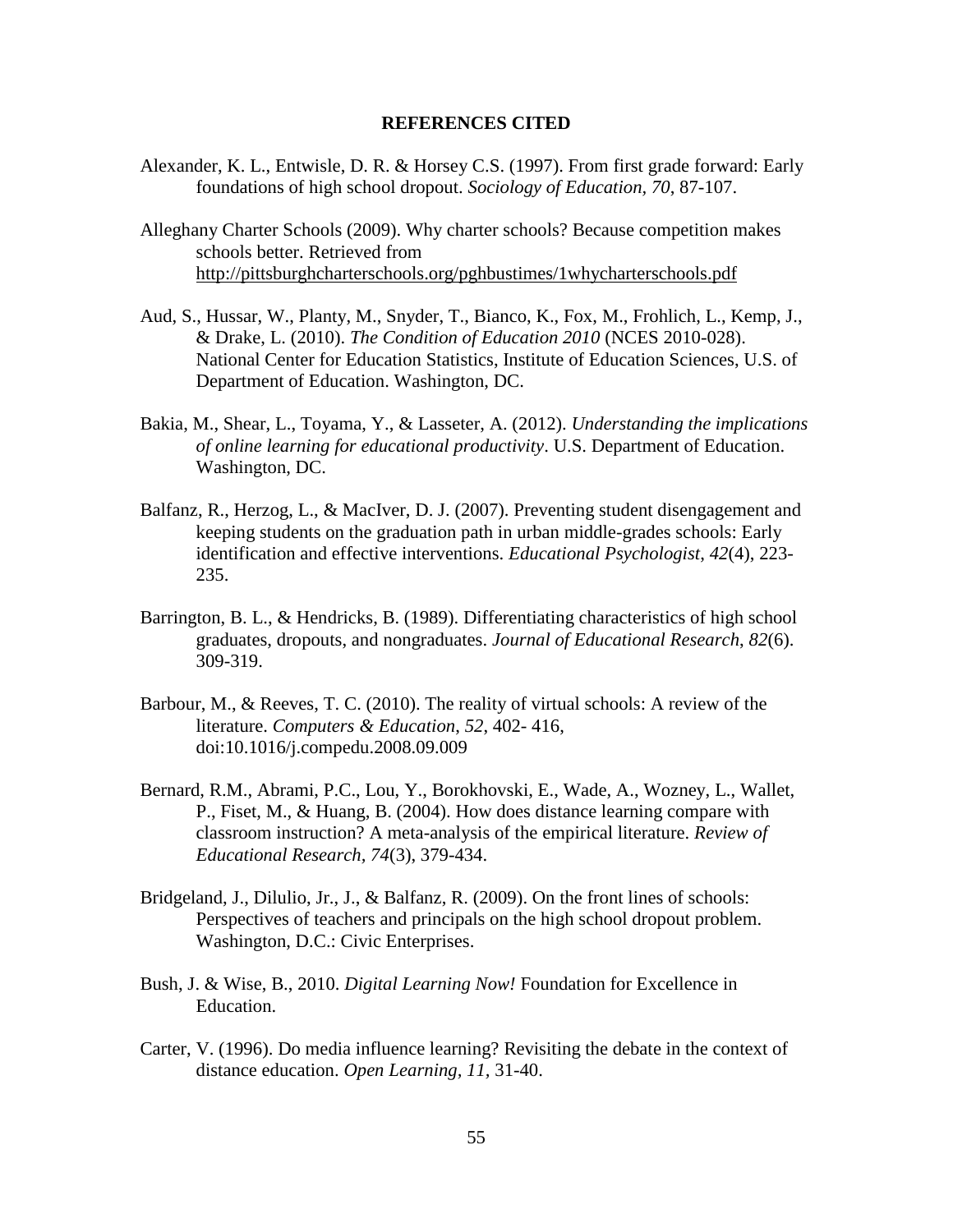# REFERENCES CITED

Alexander, K. L., Entwisle, D. R. & Horsey C.S. (1997). From first grade forward: Early foundations of high school dropout. *Sociology of Education, 70*, 87-107.

Alleghany Charter Schools (2009). Why charter schools? Because competition makes schools better. Retrieved from http://pittsburghcharterschools.org/pghbustimes/1whycharterschools.pdf

Aud, S., Hussar, W., Planty, M., Snyder, T., Bianco, K., Fox, M., Frohlich, L., Kemp, J., & Drake, L. (2010). *The Condition of Education 2010* (NCES 2010-028). National Center for Education Statistics, Institute of Education Sciences, U.S. of Department of Education. Washington, DC.

Bakia, M., Shear, L., Toyama, Y., & Lasseter, A. (2012). *Understanding the implications of online learning for educational productivity*. U.S. Department of Education. Washington, DC.

Balfanz, R., Herzog, L., & MacIver, D. J. (2007). Preventing student disengagement and keeping students on the graduation path in urban middle-grades schools: Early identification and effective interventions. *Educational Psychologist*, *42*(4), 223-235.

Barrington, B. L., & Hendricks, B. (1989). Differentiating characteristics of high school graduates, dropouts, and nongraduates. *Journal of Educational Research*, *82*(6). 309-319.

Barbour, M., & Reeves, T. C. (2010). The reality of virtual schools: A review of the literature. *Computers & Education*, *52*, 402- 416, doi:10.1016/j.compedu.2008.09.009

Bernard, R.M., Abrami, P.C., Lou, Y., Borokhovski, E., Wade, A., Wozney, L., Wallet, P., Fiset, M., & Huang, B. (2004). How does distance learning compare with classroom instruction? A meta-analysis of the empirical literature. *Review of Educational Research*, *74*(3), 379-434.

Bridgeland, J., Dilulio, Jr., J., & Balfanz, R. (2009). On the front lines of schools: Perspectives of teachers and principals on the high school dropout problem. Washington, D.C.: Civic Enterprises.

Bush, J. & Wise, B., 2010. *Digital Learning Now!* Foundation for Excellence in Education.

Carter, V. (1996). Do media influence learning? Revisiting the debate in the context of distance education. *Open Learning*, *11*, 31-40.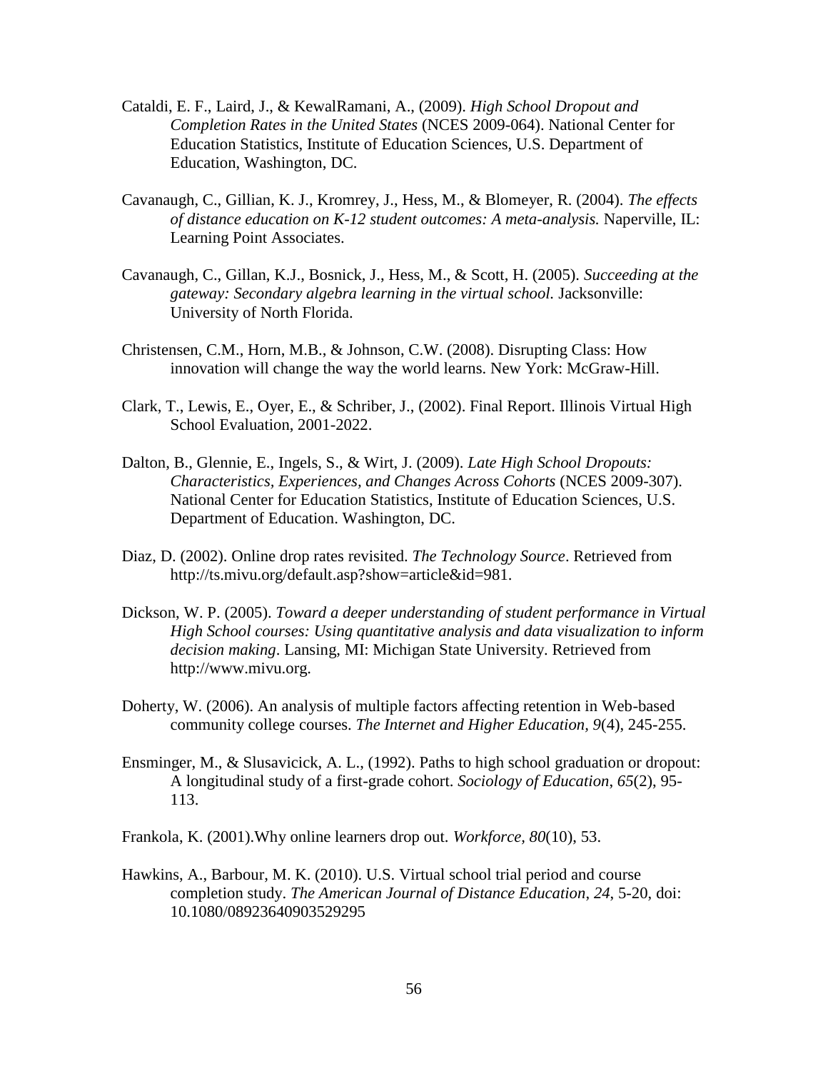Cataldi, E. F., Laird, J., & KewalRamani, A., (2009). *High School Dropout and Completion Rates in the United States* (NCES 2009-064). National Center for Education Statistics, Institute of Education Sciences, U.S. Department of Education, Washington, DC.

Cavanaugh, C., Gillian, K. J., Kromrey, J., Hess, M., & Blomeyer, R. (2004). *The effects of distance education on K-12 student outcomes: A meta-analysis.* Naperville, IL: Learning Point Associates.

Cavanaugh, C., Gillan, K.J., Bosnick, J., Hess, M., & Scott, H. (2005). *Succeeding at the gateway: Secondary algebra learning in the virtual school.* Jacksonville: University of North Florida.

Christensen, C.M., Horn, M.B., & Johnson, C.W. (2008). Disrupting Class: How innovation will change the way the world learns. New York: McGraw-Hill.

Clark, T., Lewis, E., Oyer, E., & Schriber, J., (2002). Final Report. Illinois Virtual High School Evaluation, 2001-2022.

Dalton, B., Glennie, E., Ingels, S., & Wirt, J. (2009). *Late High School Dropouts: Characteristics, Experiences, and Changes Across Cohorts* (NCES 2009-307). National Center for Education Statistics, Institute of Education Sciences, U.S. Department of Education. Washington, DC.

Diaz, D. (2002). Online drop rates revisited. *The Technology Source*. Retrieved from http://ts.mivu.org/default.asp?show=article&id=981.

Dickson, W. P. (2005). *Toward a deeper understanding of student performance in Virtual High School courses: Using quantitative analysis and data visualization to inform decision making*. Lansing, MI: Michigan State University. Retrieved from http://www.mivu.org.

Doherty, W. (2006). An analysis of multiple factors affecting retention in Web-based community college courses. *The Internet and Higher Education, 9*(4), 245-255.

Ensminger, M., & Slusavicick, A. L., (1992). Paths to high school graduation or dropout: A longitudinal study of a first-grade cohort. *Sociology of Education*, *65*(2), 95-113.

Frankola, K. (2001).Why online learners drop out. *Workforce, 80*(10), 53.

Hawkins, A., Barbour, M. K. (2010). U.S. Virtual school trial period and course completion study. *The American Journal of Distance Education*, *24*, 5-20, doi: 10.1080/08923640903529295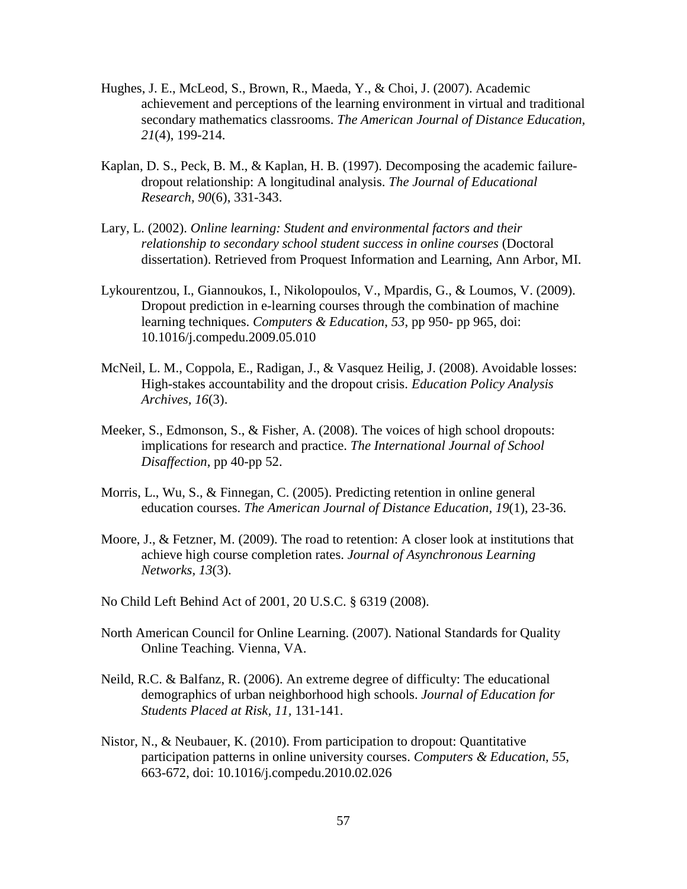Hughes, J. E., McLeod, S., Brown, R., Maeda, Y., & Choi, J. (2007). Academic achievement and perceptions of the learning environment in virtual and traditional secondary mathematics classrooms. *The American Journal of Distance Education, 21*(4), 199-214.

Kaplan, D. S., Peck, B. M., & Kaplan, H. B. (1997). Decomposing the academic failure-dropout relationship: A longitudinal analysis. *The Journal of Educational Research, 90*(6), 331-343.

Lary, L. (2002). *Online learning: Student and environmental factors and their relationship to secondary school student success in online courses* (Doctoral dissertation). Retrieved from Proquest Information and Learning, Ann Arbor, MI.

Lykourentzou, I., Giannoukos, I., Nikolopoulos, V., Mpardis, G., & Loumos, V. (2009). Dropout prediction in e-learning courses through the combination of machine learning techniques. *Computers & Education*, *53*, pp 950- pp 965, doi: 10.1016/j.compedu.2009.05.010

McNeil, L. M., Coppola, E., Radigan, J., & Vasquez Heilig, J. (2008). Avoidable losses: High-stakes accountability and the dropout crisis. *Education Policy Analysis Archives, 16*(3).

Meeker, S., Edmonson, S., & Fisher, A. (2008). The voices of high school dropouts: implications for research and practice. *The International Journal of School Disaffection*, pp 40-pp 52.

Morris, L., Wu, S., & Finnegan, C. (2005). Predicting retention in online general education courses. *The American Journal of Distance Education, 19*(1), 23-36.

Moore, J., & Fetzner, M. (2009). The road to retention: A closer look at institutions that achieve high course completion rates. *Journal of Asynchronous Learning Networks, 13*(3).

No Child Left Behind Act of 2001, 20 U.S.C. § 6319 (2008).

North American Council for Online Learning. (2007). National Standards for Quality Online Teaching. Vienna, VA.

Neild, R.C. & Balfanz, R. (2006). An extreme degree of difficulty: The educational demographics of urban neighborhood high schools. *Journal of Education for Students Placed at Risk, 11*, 131-141.

Nistor, N., & Neubauer, K. (2010). From participation to dropout: Quantitative participation patterns in online university courses. *Computers & Education, 55*, 663-672, doi: 10.1016/j.compedu.2010.02.026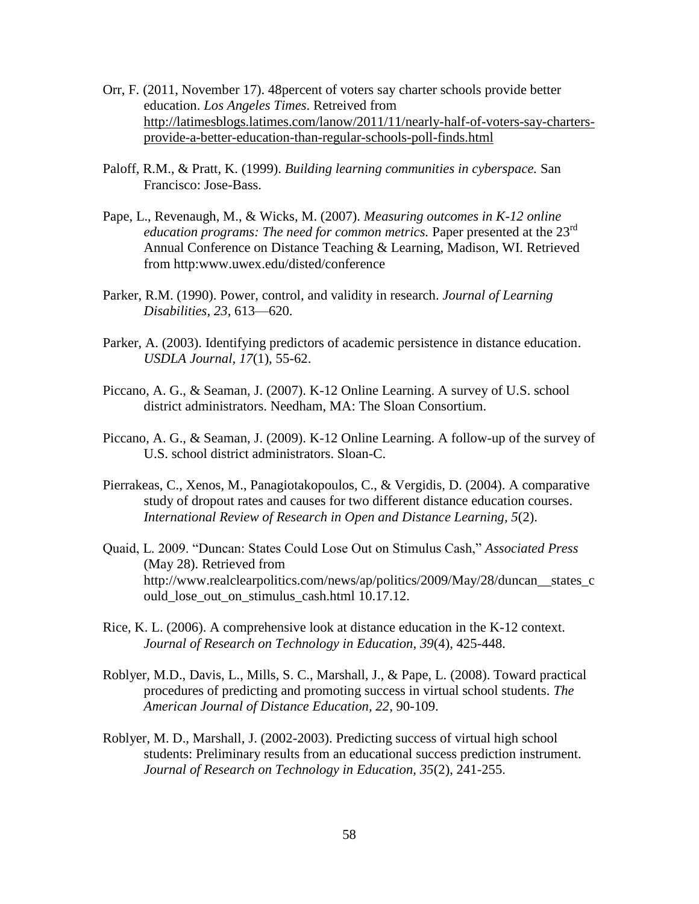Orr, F. (2011, November 17). 48percent of voters say charter schools provide better education. *Los Angeles Times*. Retreived from http://latimesblogs.latimes.com/lanow/2011/11/nearly-half-of-voters-say-charters-provide-a-better-education-than-regular-schools-poll-finds.html

Paloff, R.M., & Pratt, K. (1999). *Building learning communities in cyberspace.* San Francisco: Jose-Bass.

Pape, L., Revenaugh, M., & Wicks, M. (2007). *Measuring outcomes in K-12 online education programs: The need for common metrics.* Paper presented at the 23rd Annual Conference on Distance Teaching & Learning, Madison, WI. Retrieved from http:www.uwex.edu/disted/conference

Parker, R.M. (1990). Power, control, and validity in research. *Journal of Learning Disabilities, 23*, 613—620.

Parker, A. (2003). Identifying predictors of academic persistence in distance education. *USDLA Journal, 17*(1), 55-62.

Piccano, A. G., & Seaman, J. (2007). K-12 Online Learning. A survey of U.S. school district administrators. Needham, MA: The Sloan Consortium.

Piccano, A. G., & Seaman, J. (2009). K-12 Online Learning. A follow-up of the survey of U.S. school district administrators. Sloan-C.

Pierrakeas, C., Xenos, M., Panagiotakopoulos, C., & Vergidis, D. (2004). A comparative study of dropout rates and causes for two different distance education courses. *International Review of Research in Open and Distance Learning, 5*(2).

Quaid, L. 2009. "Duncan: States Could Lose Out on Stimulus Cash," *Associated Press* (May 28). Retrieved from http://www.realclearpolitics.com/news/ap/politics/2009/May/28/duncan__states_could_lose_out_on_stimulus_cash.html 10.17.12.

Rice, K. L. (2006). A comprehensive look at distance education in the K-12 context. *Journal of Research on Technology in Education, 39*(4), 425-448.

Roblyer, M.D., Davis, L., Mills, S. C., Marshall, J., & Pape, L. (2008). Toward practical procedures of predicting and promoting success in virtual school students. *The American Journal of Distance Education, 22*, 90-109.

Roblyer, M. D., Marshall, J. (2002-2003). Predicting success of virtual high school students: Preliminary results from an educational success prediction instrument. *Journal of Research on Technology in Education, 35*(2), 241-255.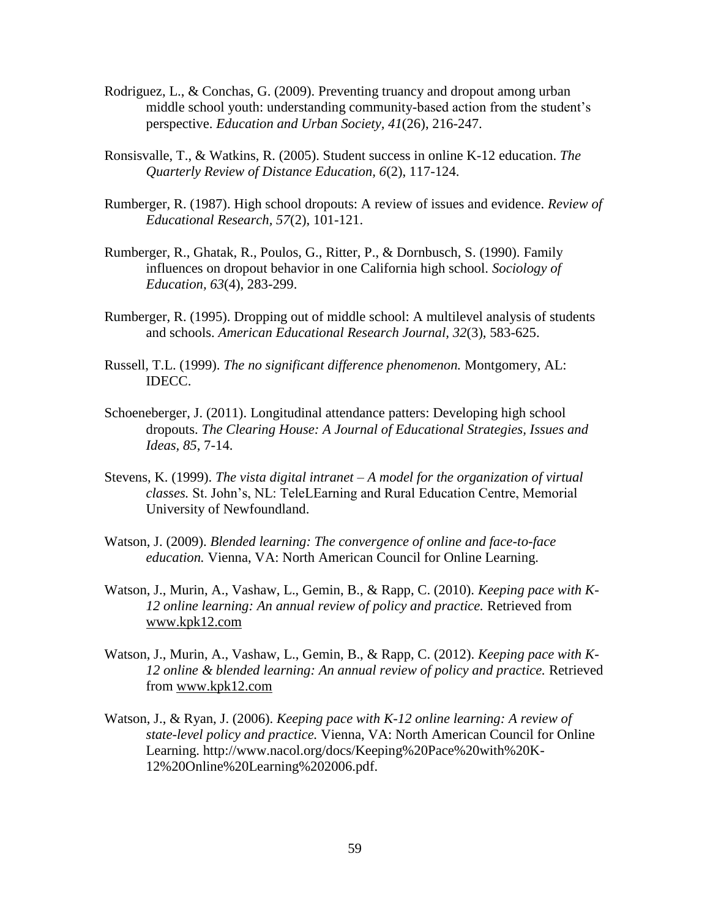Rodriguez, L., & Conchas, G. (2009). Preventing truancy and dropout among urban middle school youth: understanding community-based action from the student's perspective. *Education and Urban Society, 41*(26), 216-247.

Ronsisvalle, T., & Watkins, R. (2005). Student success in online K-12 education. *The Quarterly Review of Distance Education, 6*(2), 117-124.

Rumberger, R. (1987). High school dropouts: A review of issues and evidence. *Review of Educational Research, 57*(2), 101-121.

Rumberger, R., Ghatak, R., Poulos, G., Ritter, P., & Dornbusch, S. (1990). Family influences on dropout behavior in one California high school. *Sociology of Education, 63*(4), 283-299.

Rumberger, R. (1995). Dropping out of middle school: A multilevel analysis of students and schools. *American Educational Research Journal, 32*(3), 583-625.

Russell, T.L. (1999). *The no significant difference phenomenon.* Montgomery, AL: IDECC.

Schoeneberger, J. (2011). Longitudinal attendance patters: Developing high school dropouts. *The Clearing House: A Journal of Educational Strategies, Issues and Ideas, 85*, 7-14.

Stevens, K. (1999). *The vista digital intranet – A model for the organization of virtual classes.* St. John's, NL: TeleLEarning and Rural Education Centre, Memorial University of Newfoundland.

Watson, J. (2009). *Blended learning: The convergence of online and face-to-face education.* Vienna, VA: North American Council for Online Learning.

Watson, J., Murin, A., Vashaw, L., Gemin, B., & Rapp, C. (2010). *Keeping pace with K-12 online learning: An annual review of policy and practice.* Retrieved from www.kpk12.com

Watson, J., Murin, A., Vashaw, L., Gemin, B., & Rapp, C. (2012). *Keeping pace with K-12 online & blended learning: An annual review of policy and practice.* Retrieved from www.kpk12.com

Watson, J., & Ryan, J. (2006). *Keeping pace with K-12 online learning: A review of state-level policy and practice.* Vienna, VA: North American Council for Online Learning. http://www.nacol.org/docs/Keeping%20Pace%20with%20K-12%20Online%20Learning%202006.pdf.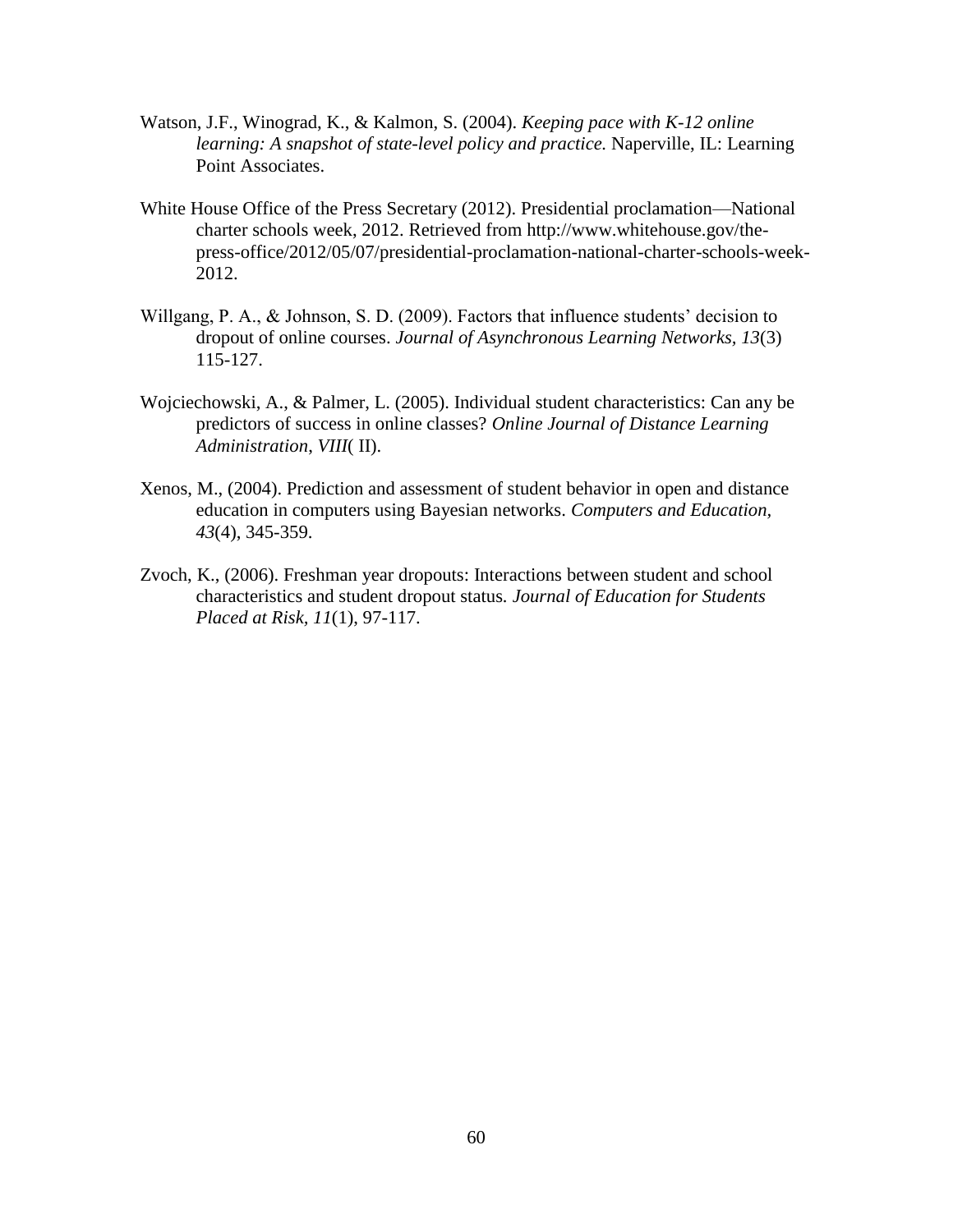Watson, J.F., Winograd, K., & Kalmon, S. (2004). *Keeping pace with K-12 online learning: A snapshot of state-level policy and practice.* Naperville, IL: Learning Point Associates.

White House Office of the Press Secretary (2012). Presidential proclamation—National charter schools week, 2012. Retrieved from http://www.whitehouse.gov/the-press-office/2012/05/07/presidential-proclamation-national-charter-schools-week-2012.

Willgang, P. A., & Johnson, S. D. (2009). Factors that influence students' decision to dropout of online courses. *Journal of Asynchronous Learning Networks, 13*(3) 115-127.

Wojciechowski, A., & Palmer, L. (2005). Individual student characteristics: Can any be predictors of success in online classes? *Online Journal of Distance Learning Administration, VIII*( II).

Xenos, M., (2004). Prediction and assessment of student behavior in open and distance education in computers using Bayesian networks. *Computers and Education, 43*(4), 345-359.

Zvoch, K., (2006). Freshman year dropouts: Interactions between student and school characteristics and student dropout status. *Journal of Education for Students Placed at Risk, 11*(1), 97-117.